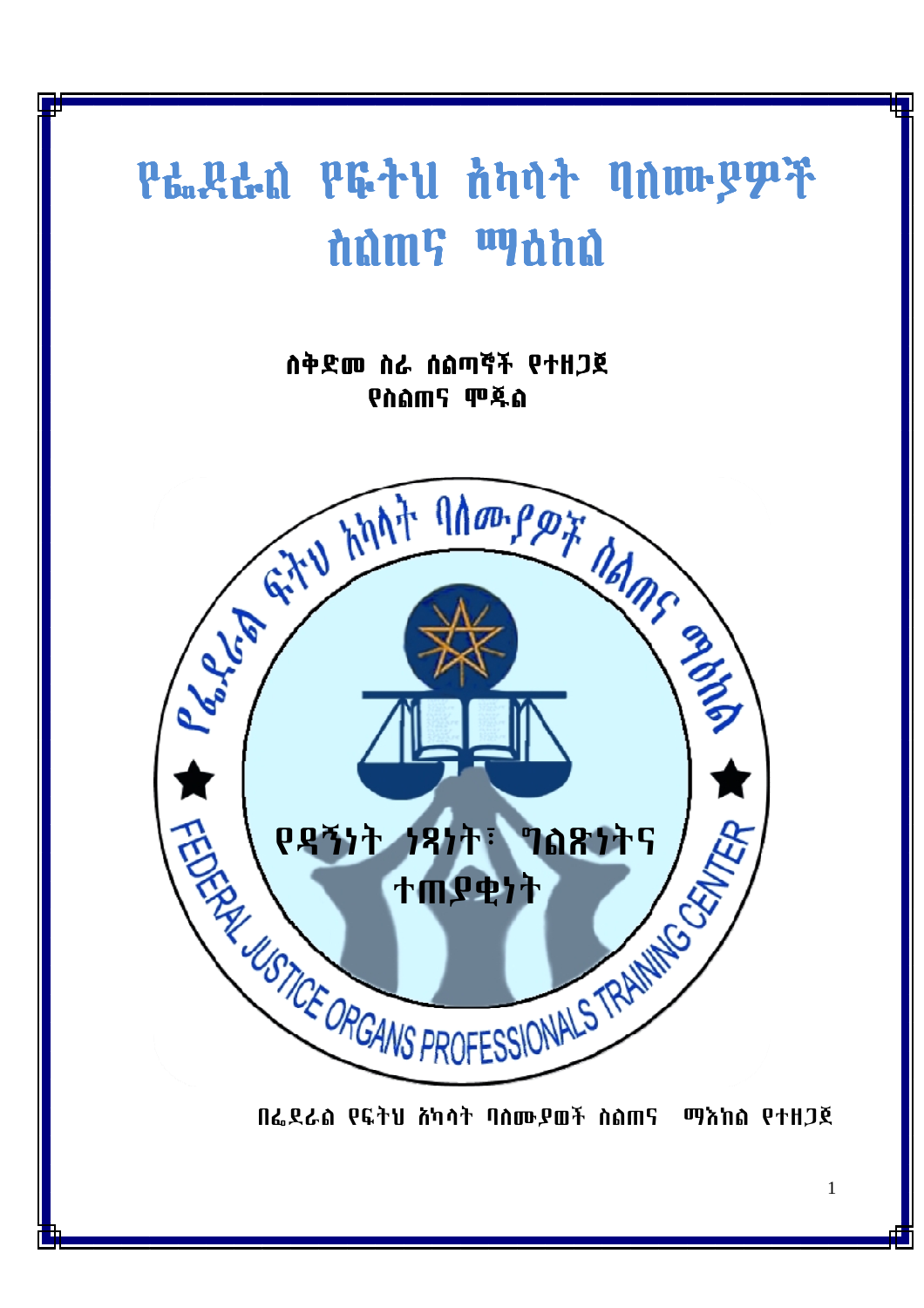# የፌደራል የፍትህ አካላት ባለሙያዎች ስልጠና ማዕከል

**ለቅድመ ስራ ሰልጣኞች የተዘጋጀ**
**የስልጠና ሞጁል**

የፌደራል ፍትህ አካላት ባለሙያዎች ስልጠና ማዕከል

የዳኝነት ነጻነት፣ ግልጽነትና ተጠያቂነት

FEDERAL JUSTICE ORGANS PROFESSIONALS TRAINING CENTER

በፌደራል የፍትህ አካላት ባለሙያወች ስልጠና ማእከል የተዘጋጀ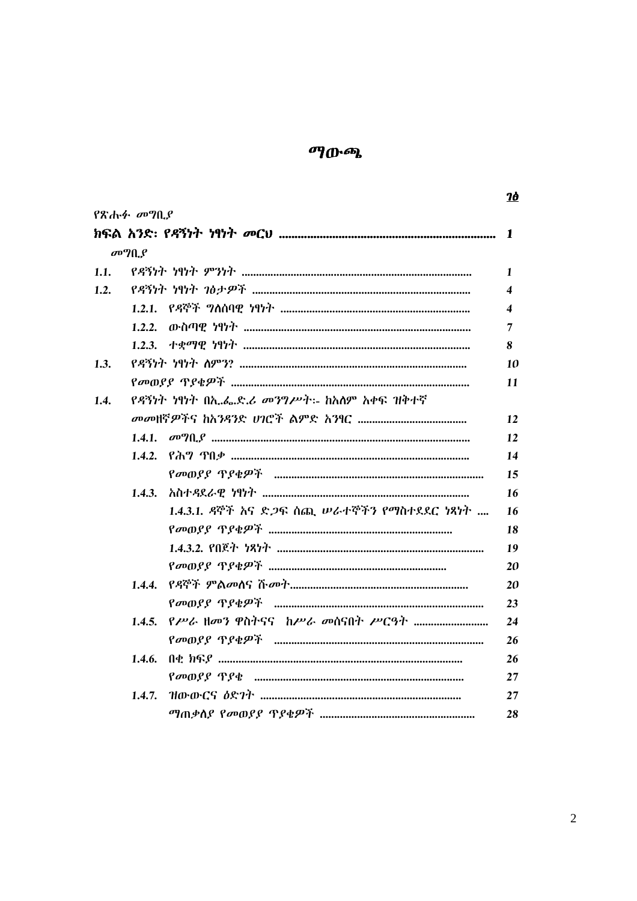# ማውጫ

| | | ገፅ |
|---|---|---|
| የጽሑፉ መግቢያ | | |
| **ክፍል አንድ፡ የዳኝነት ነፃነት መርህ** | | **1** |
| | መግቢያ | |
| 1.1. | የዳኝነት ነፃነት ምንነት | 1 |
| 1.2. | የዳኝነት ነፃነት ገፅታዎች | 4 |
| | 1.2.1. የዳኞች ግለሰባዊ ነፃነት | 4 |
| | 1.2.2. ውስጣዊ ነፃነት | 7 |
| | 1.2.3. ተቋማዊ ነፃነት | 8 |
| 1.3. | የዳኝነት ነፃነት ለምን? | 10 |
| | የመወያያ ጥያቄዎች | 11 |
| 1.4. | የዳኝነት ነፃነት በኢ.ፌ.ድ.ሪ መንግሥት፡- ከአለም አቀፍ ዝቅተኛ መመዘኛዎችና ከአንዳንድ ሀገሮች ልምድ አንፃር | 12 |
| | 1.4.1. መግቢያ | 12 |
| | 1.4.2. የሕግ ጥበቃ | 14 |
| | የመወያያ ጥያቄዎች | 15 |
| | 1.4.3. አስተዳደራዊ ነፃነት | 16 |
| | 1.4.3.1. ዳኞች እና ድጋፍ ሰጪ ሠራተኞችን የማስተደደር ነጻነት | 16 |
| | የመወያያ ጥያቄዎች | 18 |
| | 1.4.3.2. የበጀት ነጻነት | 19 |
| | የመወያያ ጥያቄዎች | 20 |
| | 1.4.4. የዳኞች ምልመላና ሹመት | 20 |
| | የመወያያ ጥያቄዎች | 23 |
| | 1.4.5. የሥራ ዘመን ዋስትናና ከሥራ መሰናበት ሥርዓት | 24 |
| | የመወያያ ጥያቄዎች | 26 |
| | 1.4.6. በቂ ክፍያ | 26 |
| | የመወያያ ጥያቄ | 27 |
| | 1.4.7. ዝውውርና ዕድገት | 27 |
| | ማጠቃለያ የመወያያ ጥያቄዎች | 28 |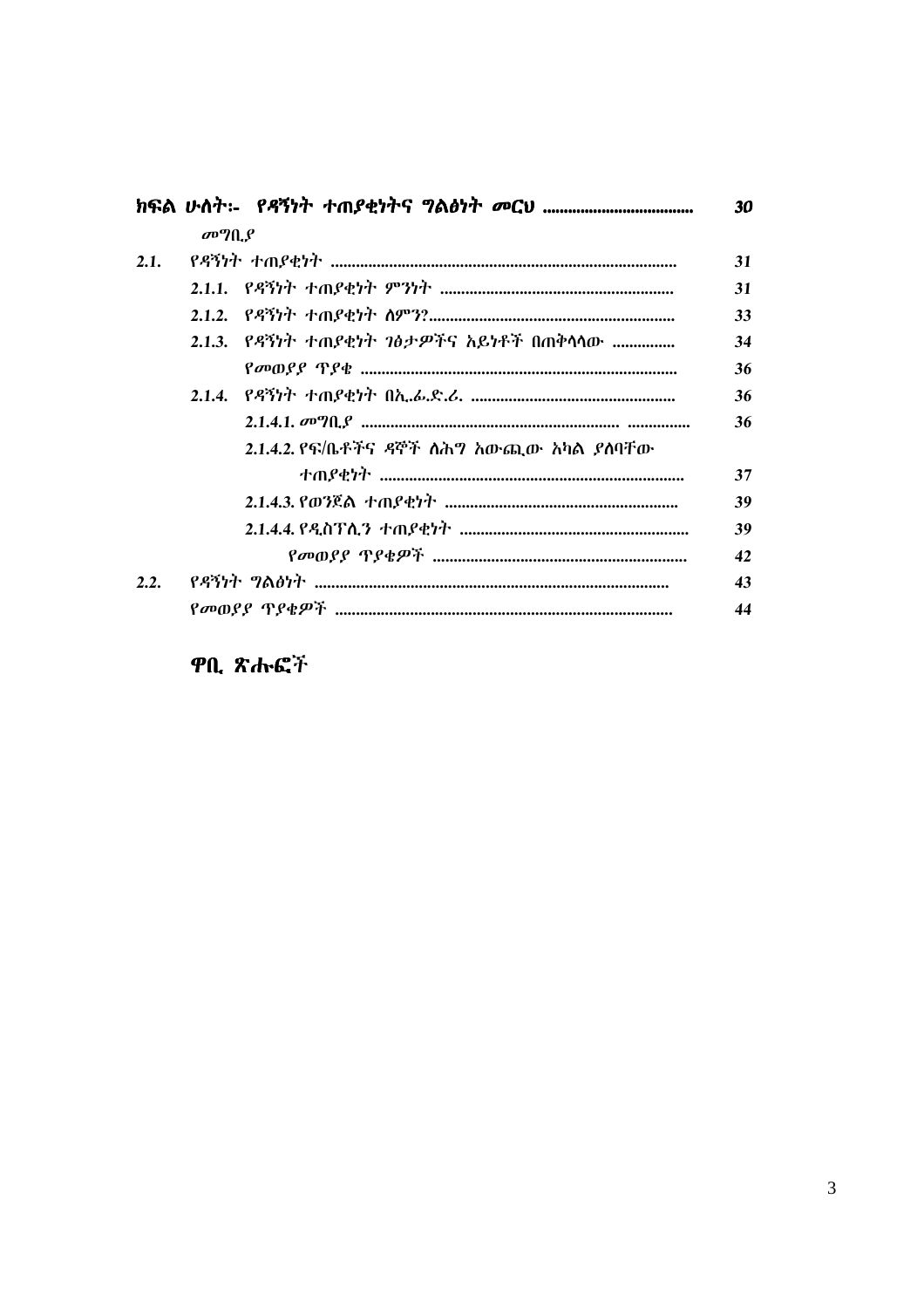**ክፍል ሁለት፡- የዳኝነት ተጠያቂነትና ግልፅነት መርህ .................................. 30**

*መግቢያ*

*2.1. የዳኝነት ተጠያቂነት .................................................................................. 31*

*2.1.1. የዳኝነት ተጠያቂነት ምንነት ....................................................... 31*

*2.1.2. የዳኝነት ተጠያቂነት ለምን?........................................................... 33*

*2.1.3. የዳኝነት ተጠያቂነት ገፅታዎችና አይነቶች በጠቅላላው ............... 34*

*የመወያያ ጥያቄ .......................................................................... 36*

*2.1.4. የዳኝነት ተጠያቂነት በኢ.ፌ.ድ.ሪ. ................................................ 36*

*2.1.4.1. መግቢያ ............................................................ ............... 36*

*2.1.4.2. የፍ/ቤቶችና ዳኞች ለሕግ አውጪው አካል ያለባቸው ተጠያቂነት ....................................................................... 37*

*2.1.4.3. የወንጀል ተጠያቂነት ....................................................... 39*

*2.1.4.4. የዲስፕሊን ተጠያቂነት ...................................................... 39*

*የመወያያ ጥያቄዎች ............................................................ 42*

*2.2. የዳኝነት ግልፅነት ................................................................................... 43*

*የመወያያ ጥያቄዎች ............................................................................... 44*

## ዋቢ ጽሑፎች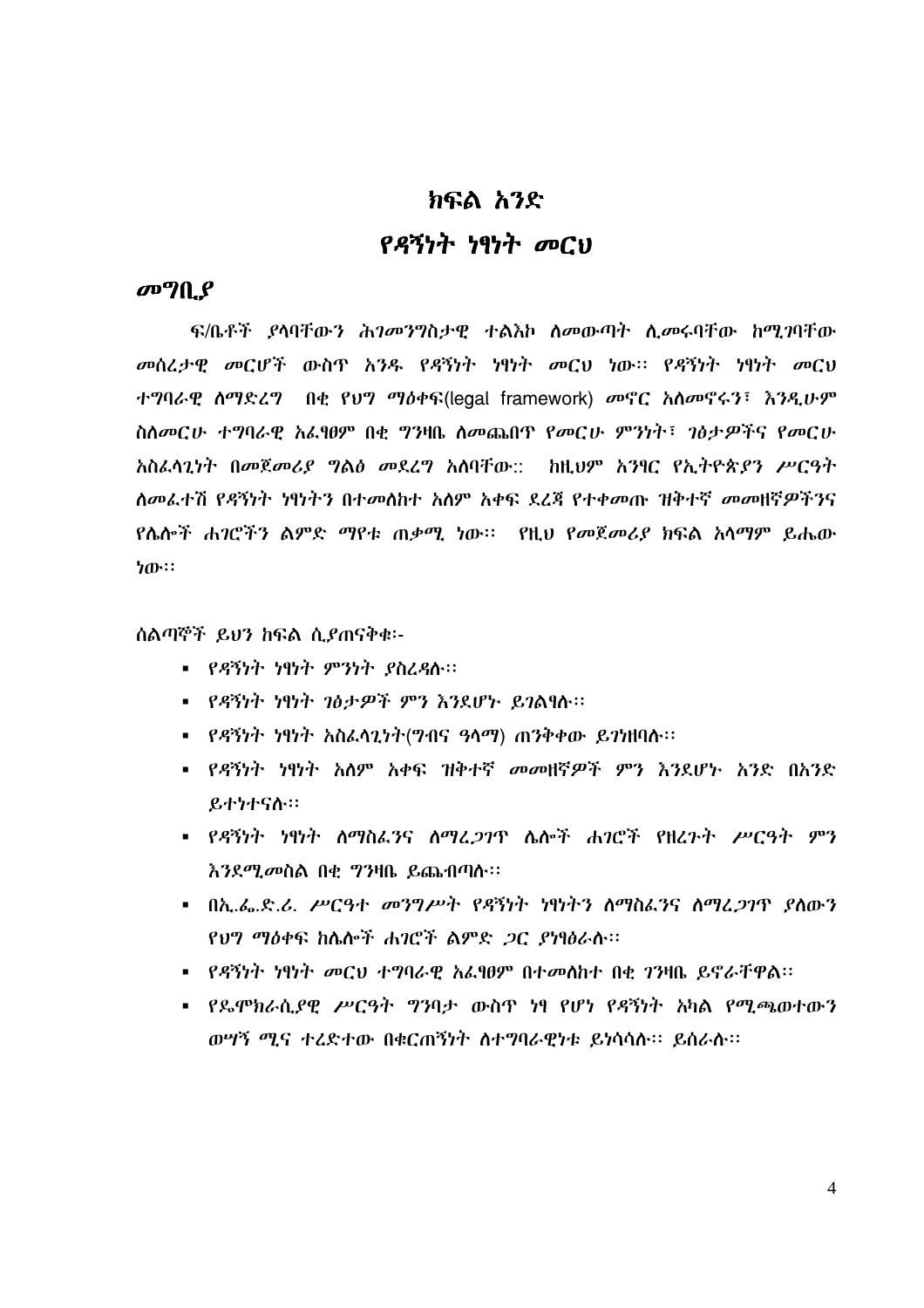# ክፍል አንድ

# የዳኝነት ነፃነት መርህ

## መግቢያ

ፍ/ቤቶች ያላባቸውን ሕገመንግስታዊ ተልእኮ ለመውጣት ሊመሩባቸው ከሚገባቸው መሰረታዊ መርሆች ውስጥ አንዱ የዳኝነት ነፃነት መርህ ነው፡፡ የዳኝነት ነፃነት መርህ ተግባራዊ ለማድረግ በቂ የህግ ማዕቀፍ(legal framework) መኖር አለመኖሩን፣ እንዲሁም ስለመርሁ ተግባራዊ አፈፃፀም በቂ ግንዛቤ ለመጨበጥ የመርሁ ምንነት፣ ገፅታዎችና የመርሁ አስፈላጊነት በመጀመሪያ ግልፅ መደረግ አለባቸው:: ከዚህም አንፃር የኢትዮጵያን ሥርዓት ለመፈተሽ የዳኝነት ነፃነትን በተመለከተ አለም አቀፍ ደረጃ የተቀመጡ ዝቅተኛ መመዘኛዎችንና የሌሎች ሐገሮችን ልምድ ማየቱ ጠቃሚ ነው፡፡ የዚህ የመጀመሪያ ክፍል አላማም ይሔው ነው፡፡

ሰልጣኞች ይህን ክፍል ሲያጠናቅቁ፡-

- የዳኝነት ነፃነት ምንነት ያስረዳሉ፡፡
- የዳኝነት ነፃነት ገፅታዎች ምን እንደሆኑ ይገልፃሉ፡፡
- የዳኝነት ነፃነት አስፈላጊነት(ግብና ዓላማ) ጠንቅቀው ይገነዘባሉ፡፡
- የዳኝነት ነፃነት አለም አቀፍ ዝቅተኛ መመዘኛዎች ምን እንደሆኑ አንድ በአንድ ይተነተናሉ፡፡
- የዳኝነት ነፃነት ለማስፈንና ለማረጋገጥ ሌሎች ሐገሮች የዘረጉት ሥርዓት ምን እንደሚመስል በቂ ግንዛቤ ይጨብጣሉ፡፡
- በኢ.ፌ.ድ.ሪ. ሥርዓተ መንግሥት የዳኝነት ነፃነትን ለማስፈንና ለማረጋገጥ ያለውን የህግ ማዕቀፍ ከሌሎች ሐገሮች ልምድ ጋር ያነፃፅራሉ፡፡
- የዳኝነት ነፃነት መርህ ተግባራዊ አፈፃፀም በተመለከተ በቂ ገንዛቤ ይኖራቸዋል፡፡
- የዴሞክራሲያዊ ሥርዓት ግንባታ ውስጥ ነፃ የሆነ የዳኝነት አካል የሚጫወተውን ወሣኝ ሚና ተረድተው በቁርጠኝነት ለተግባራዊነቱ ይነሳሳሉ፡፡ ይሰራሉ፡፡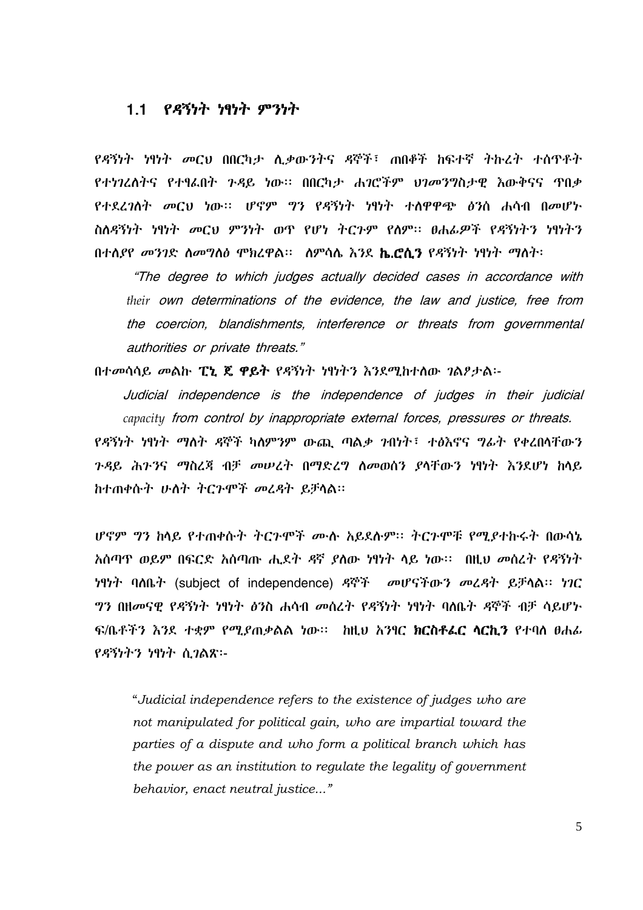## 1.1 የዳኝነት ነፃነት ምንነት

የዳኝነት ነፃነት መርህ በበርካታ ሊቃውንትና ዳኞች፣ ጠበቆች ከፍተኛ ትኩረት ተሰጥቶት የተነገረለትና የተፃፈበት ጉዳይ ነው፡፡ በበርካታ ሐገሮችም ህገመንግስታዊ እውቅናና ጥበቃ የተደረገለት መርህ ነው፡፡ ሆኖም ግን የዳኝነት ነፃነት ተለዋዋጭ ፅንሰ ሐሳብ በመሆኑ ስለዳኝነት ነፃነት መርህ ምንነት ወጥ የሆነ ትርጉም የለም፡፡ ፀሐፊዎች የዳኝነትን ነፃነትን በተለያየ መንገድ ለማገለፅ ሞክረዋል፡፡ ለምሳሌ እንደ **ኬ.ሮሲን** የዳኝነት ነፃነት ማለት፡

> *"The degree to which judges actually decided cases in accordance with their own determinations of the evidence, the law and justice, free from the coercion, blandishments, interference or threats from governmental authorities or private threats."*

በተመሳሳይ መልኩ **ፒኒ ጂ ዋይት** የዳኝነት ነፃነትን እንደሚከተለው ገልፆታል፡-

> *Judicial independence is the independence of judges in their judicial capacity from control by inappropriate external forces, pressures or threats.*

የዳኝነት ነፃነት ማለት ዳኞች ካለምንም ውጪ ጣልቃ ገብነት፣ ተፅእኖና ግፊት የቀረበላቸውን ጉዳይ ሕጉንና ማስረጃ ብቻ መሠረት በማድረግ ለመወሰን ያላቸውን ነፃነት እንደሆነ ከላይ ከተጠቀሱት ሁለት ትርጉሞች መረዳት ይቻላል፡፡

ሆኖም ግን ከላይ የተጠቀሱት ትርጉሞች ሙሉ አይደሉም፡፡ ትርጉሞቹ የሚያተኩሩት በውሳኔ አሰጣጥ ወይም በፍርድ አሰጣጡ ሒደት ዳኛ ያለው ነፃነት ላይ ነው፡፡ በዚህ መሰረት የዳኝነት ነፃነት ባለቤት (subject of independence) ዳኞች መሆናቸውን መረዳት ይቻላል፡፡ ነገር ግን በዘመናዊ የዳኝነት ነፃነት ፅንሰ ሐሳብ መሰረት የዳኝነት ነፃነት ባለቤት ዳኞች ብቻ ሳይሆኑ ፍ/ቤቶችን እንደ ተቋም የሚያጠቃልል ነው፡፡ ከዚህ አንፃር **ክርስቶፈር ላርኪን** የተባለ ፀሐፊ የዳኝነትን ነፃነት ሲገልጽ፡-

> *"Judicial independence refers to the existence of judges who are not manipulated for political gain, who are impartial toward the parties of a dispute and who form a political branch which has the power as an institution to regulate the legality of government behavior, enact neutral justice..."*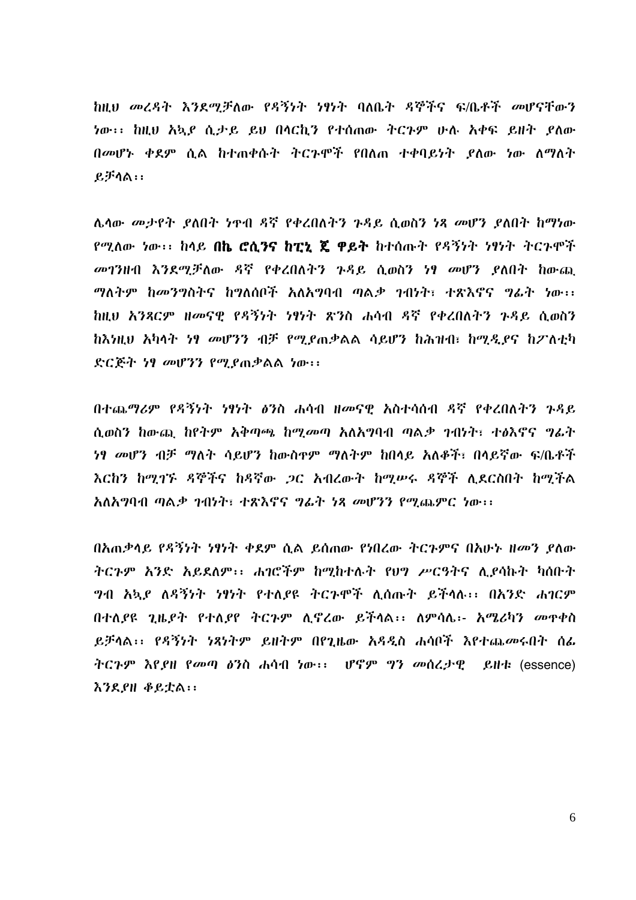ከዚህ መረዳት እንደሚቻለው የዳኝነት ነፃነት ባለቤት ዳኞችና ፍ/ቤቶች መሆናቸውን ነው፡፡ ከዚህ አኳያ ሲታይ ይህ በላርኪን የተሰጠው ትርጉም ሁሉ አቀፍ ይዘት ያለው በመሆኑ ቀደም ሲል ከተጠቀሱት ትርጉሞች የበለጠ ተቀባይነት ያለው ነው ለማለት ይቻላል፡፡

ሌላው መታየት ያለበት ነጥብ ዳኛ የቀረበለትን ጉዳይ ሲወስን ነጻ መሆን ያለበት ከማነው የሚለው ነው፡፡ ከላይ **በኬ ሮሲንና ከፒኒ ጄ ዋይት** ከተሰጡት የዳኝነት ነፃነት ትርጉሞች መገንዘብ እንደሚቻለው ዳኛ የቀረበለትን ጉዳይ ሲወስን ነፃ መሆን ያለበት ከውጪ ማለትም ከመንግስትና ከግለሰቦች አለአግባብ ጣልቃ ገብነት፣ ተጽእኖና ግፊት ነው፡፡ ከዚህ አንጻርም ዘመናዊ የዳኝነት ነፃነት ጽንሰ ሐሳብ ዳኛ የቀረበለትን ጉዳይ ሲወስን ከእነዚህ አካላት ነፃ መሆንን ብቻ የሚያጠቃልል ሳይሆን ከሕዝብ፣ ከሚዲያና ከፖለቲካ ድርጅት ነፃ መሆንን የሚያጠቃልል ነው፡፡

በተጨማሪም የዳኝነት ነፃነት ፅንስ ሐሳብ ዘመናዊ አስተሳሰብ ዳኛ የቀረበለትን ጉዳይ ሲወስን ከውጪ ከየትም አቅጣጫ ከሚመጣ አለአግባብ ጣልቃ ገብነት፣ ተፅእኖና ግፊት ነፃ መሆን ብቻ ማለት ሳይሆን ከውስጥም ማለትም ከበላይ አለቆች፣ በላይኛው ፍ/ቤቶች እርከን ከሚገኙ ዳኞችና ከዳኛው ጋር አብረውት ከሚሠሩ ዳኞች ሊደርስበት ከሚችል አለአግባብ ጣልቃ ገብነት፣ ተጽእኖና ግፊት ነጻ መሆንን የሚጨምር ነው፡፡

በአጠቃላይ የዳኝነት ነፃነት ቀደም ሲል ይሰጠው የነበረው ትርጉምና በአሁኑ ዘመን ያለው ትርጉም አንድ አይደለም፡፡ ሐገሮችም ከሚከተሉት የህግ ሥርዓትና ሊያሳኩት ካሰቡት ግብ አኳያ ለዳኝነት ነፃነት የተለያዩ ትርጉሞች ሊሰጡት ይችላሉ፡፡ በአንድ ሐገርም በተለያዩ ጊዜያት የተለያየ ትርጉም ሊኖረው ይችላል፡፡ ለምሳሌ፡- አሜሪካን መጥቀስ ይቻላል፡፡ የዳኝነት ነጻነትም ይዘትም በየጊዜው አዳዲስ ሐሳቦች እየተጨመሩበት ሰፊ ትርጉም እየያዘ የመጣ ፅንስ ሐሳብ ነው፡፡ ሆኖም ግን መሰረታዊ ይዘቱ (essence) እንደያዘ ቆይቷል፡፡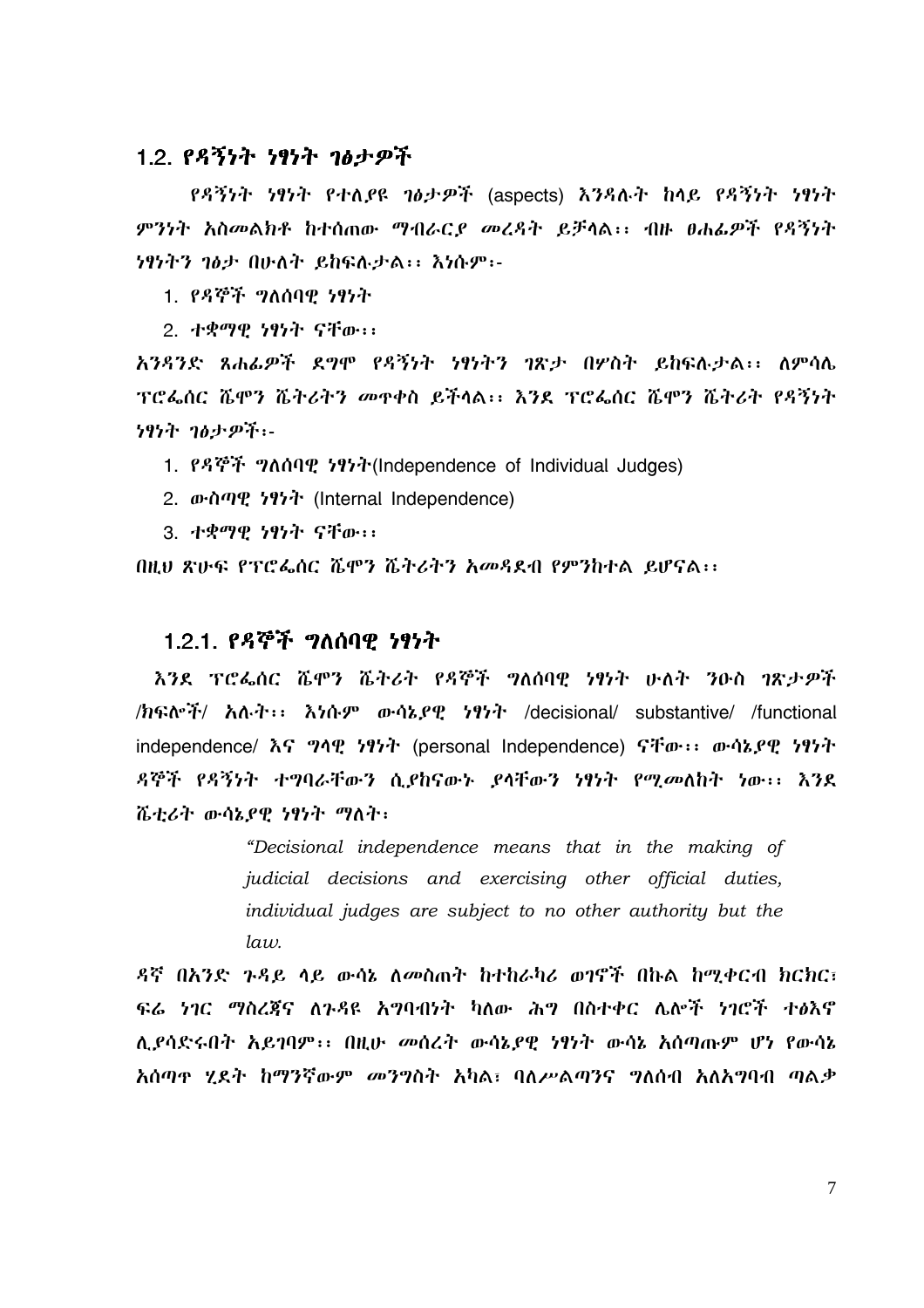## 1.2. የዳኝነት ነፃነት ገፅታዎች

የዳኝነት ነፃነት የተለያዩ ገፅታዎች (aspects) እንዳሉት ከላይ የዳኝነት ነፃነት ምንነት አስመልክቶ ከተሰጠው ማብራርያ መረዳት ይቻላል፡፡ ብዙ ፀሐፊዎች የዳኝነት ነፃነትን ገፅታ በሁለት ይከፍሉታል፡፡ እነሱም፡-

1. የዳኞች ግለሰባዊ ነፃነት
2. ተቋማዊ ነፃነት ናቸው፡፡

አንዳንድ ጸሐፊዎች ደግሞ የዳኝነት ነፃነትን ገጽታ በሦስት ይከፍሉታል፡፡ ለምሳሌ ፕሮፌሰር ሼሞን ሼትሪትን መጥቀስ ይቻላል፡፡ እንደ ፕሮፌሰር ሼሞን ሼትሪት የዳኝነት ነፃነት ገፅታዎች፡-

1. የዳኞች ግለሰባዊ ነፃነት(Independence of Individual Judges)
2. ውስጣዊ ነፃነት (Internal Independence)
3. ተቋማዊ ነፃነት ናቸው፡፡

በዚህ ጽሁፍ የፕሮፌሰር ሼሞን ሼትሪትን አመዳደብ የምንከተል ይሆናል፡፡

### 1.2.1. የዳኞች ግለሰባዊ ነፃነት

እንደ ፕሮፌሰር ሼሞን ሼትሪት የዳኞች ግለሰባዊ ነፃነት ሁለት ንዑስ ገጽታዎች /ክፍሎች/ አሉት፡፡ እነሱም ውሳኔያዊ ነፃነት /decisional/ substantive/ /functional independence/ እና ግላዊ ነፃነት (personal Independence) ናቸው፡፡ ውሳኔያዊ ነፃነት ዳኞች የዳኝነት ተግባራቸውን ሲያከናውኑ ያላቸውን ነፃነት የሚመለከት ነው፡፡ እንደ ሼቲሪት ውሳኔያዊ ነፃነት ማለት፤

> *"Decisional independence means that in the making of judicial decisions and exercising other official duties, individual judges are subject to no other authority but the law.*

ዳኛ በአንድ ጉዳይ ላይ ውሳኔ ለመስጠት ከተከራካሪ ወገኖች በኩል ከሚቀርብ ክርክር፣ ፍሬ ነገር ማስረጃና ለጉዳዩ አግባብነት ካለው ሕግ በስተቀር ሌሎች ነገሮች ተፅእኖ ሊያሳድሩበት አይገባም፡፡ በዚሁ መሰረት ውሳኔያዊ ነፃነት ውሳኔ አሰጣጡም ሆነ የውሳኔ አሰጣጥ ሂደት ከማንኛውም መንግስት አካል፣ ባለሥልጣንና ግለሰብ አለአግባብ ጣልቃ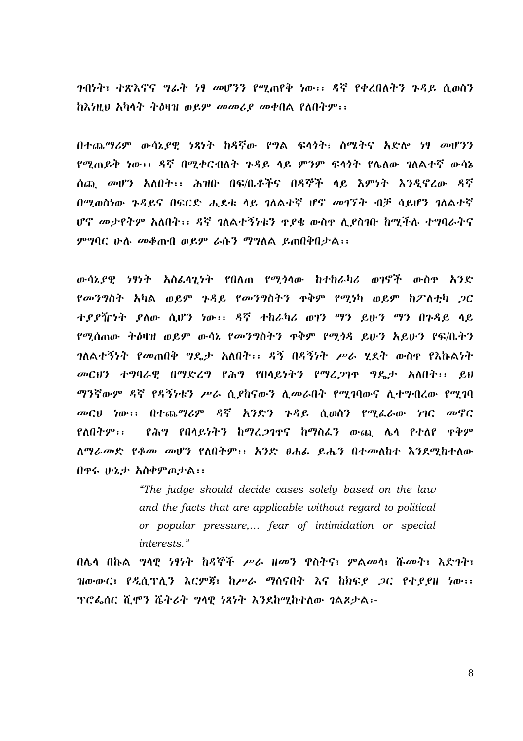ገብነት፣ ተጽእኖና ግፊት ነፃ መሆንን የሚጠየቅ ነው፡፡ ዳኛ የቀረበለትን ጉዳይ ሲወስን ከእነዚህ አካላት ትዕዛዝ ወይም መመሪያ መቀበል የለበትም፡፡

በተጨማሪም ውሳኔያዊ ነጻነት ከዳኛው የግል ፍላጎት፣ ስሜትና አድሎ ነፃ መሆንን የሚጠይቅ ነው፡፡ ዳኛ በሚቀርብለት ጉዳይ ላይ ምንም ፍላጎት የሌለው ገለልተኛ ውሳኔ ሰጪ መሆን አለበት፡፡ ሕዝቡ በፍ/ቤቶችና በዳኞች ላይ እምነት እንዲኖረው ዳኛ በሚወስነው ጉዳይና በፍርድ ሒደቱ ላይ ገለልተኛ ሆኖ መገኘት ብቻ ሳይሆን ገለልተኛ ሆኖ መታየትም አለበት፡፡ ዳኛ ገለልተኝነቱን ጥያቄ ውስጥ ሊያስገቡ ከሚችሉ ተግባራትና ምግባር ሁሉ መቆጠብ ወይም ራሱን ማግለል ይጠበቅበታል፡፡

ውሳኔያዊ ነፃነት አስፈላጊነት የበለጠ የሚጎላው ከተከራካሪ ወገኖች ውስጥ አንድ የመንግስት አካል ወይም ጉዳይ የመንግስትን ጥቅም የሚነካ ወይም ከፖለቲካ ጋር ተያያዥነት ያለው ሲሆን ነው፡፡ ዳኛ ተከራካሪ ወገን ማን ይሁን ማን በጉዳይ ላይ የሚሰጠው ትዕዛዝ ወይም ውሳኔ የመንግስትን ጥቅም የሚጎዳ ይሁን አይሁን የፍ/ቤትን ገለልተኝነት የመጠበቅ ግዴታ አለበት፡፡ ዳኝ በዳኝነት ሥራ ሂደት ውስጥ የእኩልነት መርህን ተግባራዊ በማድረግ የሕግ የበላይነትን የማረጋገጥ ግዴታ አለበት፡፡ ይህ ማንኛውም ዳኛ የዳኝነቱን ሥራ ሲያከናውን ሊመራበት የሚገባውና ሊተግብረው የሚገባ መርህ ነው፡፡ በተጨማሪም ዳኛ አንድን ጉዳይ ሲወስን የሚፈራው ነገር መኖር የለበትም፡፡ የሕግ የበላይነትን ከማረጋገጥና ከማስፈን ውጪ ሌላ የተለየ ጥቅም ለማራመድ የቆመ መሆን የለበትም፡፡ አንድ ፀሐፊ ይሔን በተመለከተ እንደሚከተለው በጥሩ ሁኔታ አስቀምጦታል፡፡

> *"The judge should decide cases solely based on the law and the facts that are applicable without regard to political or popular pressure,... fear of intimidation or special interests."*

በሌላ በኩል ግላዊ ነፃነት ከዳኞች ሥራ ዘመን ዋስትና፣ ምልመላ፣ ሹመት፣ እድገት፣ ዝውውር፣ የዲሲፕሊን እርምጃ፣ ከሥራ ማሰናበት እና ከክፍያ ጋር የተያያዘ ነው፡፡ ፕሮፌሰር ሺሞን ሼትሪት ግላዊ ነጻነት እንደከሚከተለው ገልጾታል፡-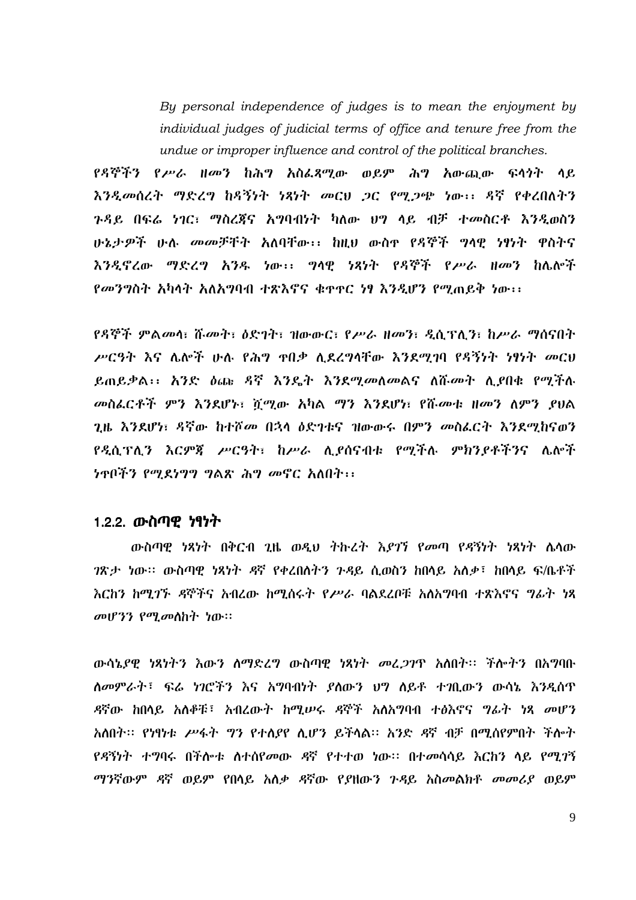*By personal independence of judges is to mean the enjoyment by individual judges of judicial terms of office and tenure free from the undue or improper influence and control of the political branches.*

የዳኞችን የሥራ ዘመን ከሕግ አስፈጻሚው ወይም ሕግ አውጪው ፍላጎት ላይ እንዲመሰረት ማድረግ ከዳኝነት ነጻነት መርህ ጋር የሚጋጭ ነው፡፡ ዳኛ የቀረበለትን ጉዳይ በፍሬ ነገር፣ ማስረጃና አግባብነት ካለው ህግ ላይ ብቻ ተመስርቶ እንዲወስን ሁኔታዎች ሁሉ መመቻቸት አለባቸው፡፡ ከዚህ ውስጥ የዳኞች ግላዊ ነፃነት ዋስትና እንዲኖረው ማድረግ አንዱ ነው፡፡ ግላዊ ነጻነት የዳኞች የሥራ ዘመን ከሌሎች የመንግስት አካላት አለአግባብ ተጽእኖና ቁጥጥር ነፃ እንዲሆን የሚጠይቅ ነው፡፡

የዳኞች ምልመላ፣ ሹመት፣ ዕድገት፣ ዝውውር፣ የሥራ ዘመን፣ ዲሲፕሊን፣ ከሥራ ማሰናበት ሥርዓት እና ሌሎች ሁሉ የሕግ ጥበቃ ሊደረግላቸው እንደሚገባ የዳኝነት ነፃነት መርህ ይጠይቃል፡፡ አንድ ዕጩ ዳኛ እንዴት እንደሚመለመልና ለሹመት ሊያበቁ የሚችሉ መስፈርቶች ምን እንደሆኑ፣ ሿሚው አካል ማን እንደሆነ፣ የሹመቱ ዘመን ለምን ያህል ጊዜ እንደሆነ፣ ዳኛው ከተሾመ በኋላ ዕድገቱና ዝውውሩ በምን መስፈርት እንደሚከናወን የዲሲፕሊን እርምጃ ሥርዓት፣ ከሥራ ሊያሰናብቱ የሚችሉ ምክንያቶችንና ሌሎች ነጥቦችን የሚደነግግ ግልጽ ሕግ መኖር አለበት፡፡

### 1.2.2. ውስጣዊ ነፃነት

ውስጣዊ ነጻነት በቅርብ ጊዜ ወዲህ ትኩረት እያገኘ የመጣ የዳኝነት ነጻነት ሌላው ገጽታ ነው፡፡ ውስጣዊ ነጻነት ዳኛ የቀረበለትን ጉዳይ ሲወስን ከበላይ አለቃ፣ ከበላይ ፍ/ቤቶች እርከን ከሚገኙ ዳኞችና አብረው ከሚሰሩት የሥራ ባልደረቦቹ አለአግባብ ተጽእኖና ግፊት ነጻ መሆንን የሚመለከት ነው፡፡

ውሳኔያዊ ነጻነትን እውን ለማድረግ ውስጣዊ ነጻነት መረጋገጥ አለበት፡፡ ችሎትን በአግባቡ ለመምራት፣ ፍሬ ነገሮችን እና አግባብነት ያለውን ህግ ለይቶ ተገቢውን ውሳኔ እንዲሰጥ ዳኛው ከበላይ አለቆቹ፣ አብረውት ከሚሠሩ ዳኞች አለአግባብ ተፅእኖና ግፊት ነጻ መሆን አለበት፡፡ የነፃነቱ ሥሩት ግን የተለያየ ሊሆን ይችላል፡፡ አንድ ዳኛ ብቻ በሚሰየምበት ችሎት የዳኝነት ተግባሩ በችሎቱ ለተሰየመው ዳኛ የተተወ ነው፡፡ በተመሳሳይ እርከን ላይ የሚገኝ ማንኛውም ዳኛ ወይም የበላይ አለቃ ዳኛው የያዘውን ጉዳይ አስመልክቶ መመሪያ ወይም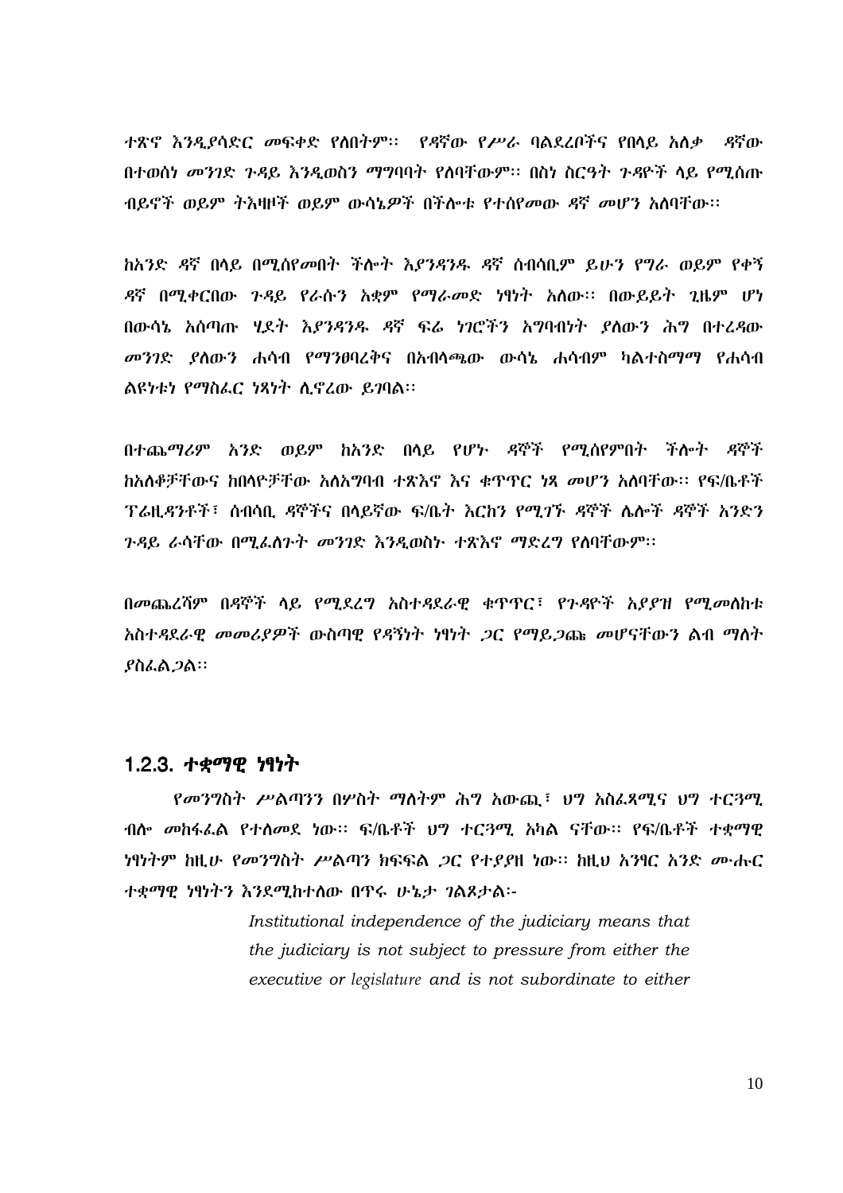ተጽኖ እንዲያሳድር መፍቀድ የለበትም፡፡ የዳኛው የሥራ ባልደረቦችና የበላይ አለቃ ዳኛው በተወሰነ መንገድ ጉዳይ እንዲወስን ማግባባት የለባቸውም፡፡ በስነ ስርዓት ጉዳዮች ላይ የሚሰጡ ብይኖች ወይም ትእዛዞች ወይም ውሳኔዎች በችሎቱ የተሰየመው ዳኛ መሆን አለባቸው፡፡

ከአንድ ዳኛ በላይ በሚሰየመበት ችሎት እያንዳንዱ ዳኛ ሰብሳቢም ይሁን የግራ ወይም የቀኝ ዳኛ በሚቀርበው ጉዳይ የራሱን አቋም የማራመድ ነፃነት አለው፡፡ በውይይት ጊዜም ሆነ በውሳኔ አሰጣጡ ሂደት እያንዳንዱ ዳኛ ፍሬ ነገሮችን አግባብነት ያለውን ሕግ በተረዳው መንገድ ያለውን ሐሳብ የማንፀባረቅና በአብላጫው ውሳኔ ሐሳብም ካልተስማማ የሐሳብ ልዩነቱን የማስፈር ነጻነት ሊኖረው ይገባል፡፡

በተጨማሪም አንድ ወይም ከአንድ በላይ የሆኑ ዳኞች የሚሰየምበት ችሎት ዳኞች ከአለቆቻቸውና ከበላዮቻቸው አለአግባብ ተጽእኖ እና ቁጥጥር ነጻ መሆን አለባቸው፡፡ የፍ/ቤቶች ፕሬዚዳንቶች፣ ሰብሳቢ ዳኞችና በላይኛው ፍ/ቤት እርከን የሚገኙ ዳኞች ሌሎች ዳኞች አንድን ጉዳይ ራሳቸው በሚፈለጉት መንገድ እንዲወስኑ ተጽእኖ ማድረግ የለባቸውም፡፡

በመጨረሻም በዳኞች ላይ የሚደረግ አስተዳደራዊ ቁጥጥር፣ የጉዳዮች አያያዝ የሚመለከቱ አስተዳደራዊ መመሪያዎች ውስጣዊ የዳኝነት ነፃነት ጋር የማይጋጩ መሆናቸውን ልብ ማለት ያስፈልጋል፡፡

### 1.2.3. ተቋማዊ ነፃነት

የመንግስት ሥልጣንን በሦስት ማለትም ሕግ አውጪ፣ ህግ አስፈጻሚና ህግ ተርጓሚ ብሎ መከፋፈል የተለመደ ነው፡፡ ፍ/ቤቶች ህግ ተርጓሚ አካል ናቸው፡፡ የፍ/ቤቶች ተቋማዊ ነፃነትም ከዚሁ የመንግስት ሥልጣን ክፍፍል ጋር የተያያዘ ነው፡፡ ከዚህ አንፃር አንድ ሙሑር ተቋማዊ ነፃነትን እንደሚከተለው በጥሩ ሁኔታ ገልጾታል፡-

> *Institutional independence of the judiciary means that the judiciary is not subject to pressure from either the executive or legislature and is not subordinate to either*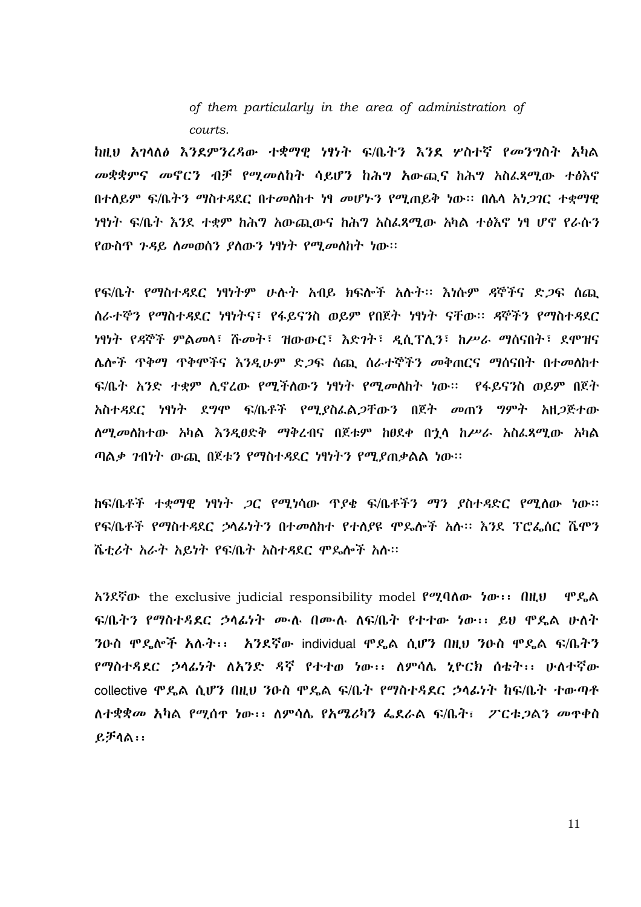*of them particularly in the area of administration of courts.*

ከዚህ አገላለፅ እንደምንረዳው ተቋማዊ ነፃነት ፍ/ቤትን እንደ ሦስተኛ የመንግስት አካል መቋቋምና መኖርን ብቻ የሚመለከት ሳይሆን ከሕግ አውጪና ከሕግ አስፈጻሚው ተፅእኖ በተለይም ፍ/ቤትን ማስተዳደር በተመለከተ ነፃ መሆኑን የሚጠይቅ ነው፡፡ በሌላ አነጋገር ተቋማዊ ነፃነት ፍ/ቤት እንደ ተቋም ከሕግ አውጪውና ከሕግ አስፈጻሚው አካል ተፅእኖ ነፃ ሆኖ የራሱን የውስጥ ጉዳይ ለመወሰን ያለውን ነፃነት የሚመለከት ነው፡፡

የፍ/ቤት የማስተዳደር ነፃነትም ሁለት አብይ ክፍሎች አሉት፡፡ እነሱም ዳኞችና ድጋፍ ሰጪ ሰራተኞችን የማስተዳደር ነፃነትና፣ የፋይናንስ ወይም የበጀት ነፃነት ናቸው፡፡ ዳኞችን የማስተዳደር ነፃነት የዳኞች ምልመላ፣ ሹመት፣ ዝውውር፣ እድገት፣ ዲሲፕሊን፣ ከሥራ ማሰናበት፣ ደሞዝና ሌሎች ጥቅማ ጥቅሞችና እንዲሁም ድጋፍ ሰጪ ሰራተኞችን መቅጠርና ማሰናበት በተመለከተ ፍ/ቤት አንድ ተቋም ሊኖረው የሚችለውን ነፃነት የሚመለከት ነው፡፡ የፋይናንስ ወይም በጀት አስተዳደር ነፃነት ደግሞ ፍ/ቤቶች የሚያስፈልጋቸውን በጀት መጠን ግምት አዘጋጅተው ለሚመለከተው አካል እንዲፀድቅ ማቅረብና በጀቱም ከፀደቀ በኋላ ከሥራ አስፈጻሚው አካል ጣልቃ ገብነት ውጪ በጀቱን የማስተዳደር ነፃነትን የሚያጠቃልል ነው፡፡

ከፍ/ቤቶች ተቋማዊ ነፃነት ጋር የሚነሳው ጥያቄ ፍ/ቤቶችን ማን ያስተዳድር የሚለው ነው፡፡ የፍ/ቤቶች የማስተዳደር ኃላፊነትን በተመለከተ የተለያዩ ሞዴሎች አሉ፡፡ እንደ ፕሮፌሰር ሼሞን ሼቲሪት አራት አይነት የፍ/ቤት አስተዳደር ሞዴሎች አሉ፡፡

አንደኛው the exclusive judicial responsibility model የሚባለው ነው፡፡ በዚህ ሞዴል ፍ/ቤትን የማስተዳደር ኃላፊነት ሙሉ በሙሉ ለፍ/ቤት የተተው ነው፡፡ ይህ ሞዴል ሁለት ንዑስ ሞዴሎች አሉት፡፡ አንደኛው individual ሞዴል ሲሆን በዚህ ንዑስ ሞዴል ፍ/ቤትን የማስተዳደር ኃላፊነት ለአንድ ዳኛ የተተወ ነው፡፡ ለምሳሌ ኒዮርክ ሰቴት፡፡ ሁለተኛው collective ሞዴል ሲሆን በዚህ ንዑስ ሞዴል ፍ/ቤት የማስተዳደር ኃላፊነት ከፍ/ቤት ተውጣቶ ለተቋቋመ አካል የሚሰጥ ነው፡፡ ለምሳሌ የአሜሪካን ፌደራል ፍ/ቤት፣ ፖርቱጋልን መጥቀስ ይቻላል፡፡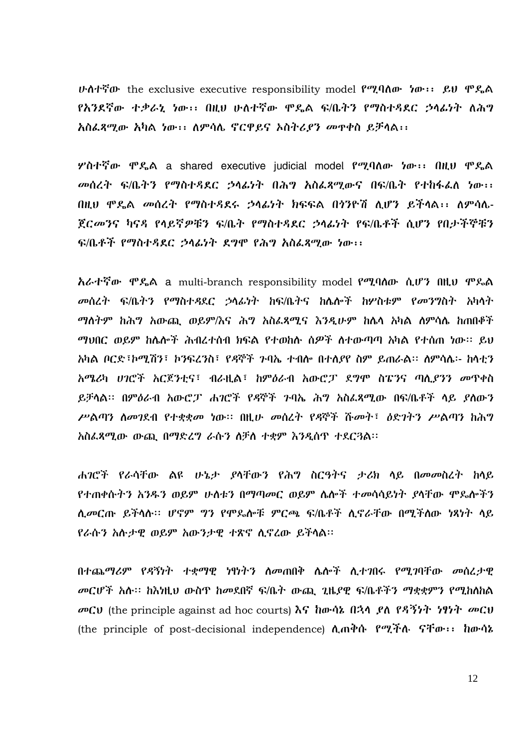ሁለተኛው the exclusive executive responsibility model የሚባለው ነው፡፡ ይህ ሞዴል የአንደኛው ተቃራኒ ነው፡፡ በዚህ ሁለተኛው ሞዴል ፍ/ቤትን የማስተዳደር ኃላፊነት ለሕግ አስፈጻሚው አካል ነው፡፡ ለምሳሌ ኖርዌይና ኦስትሪያን መጥቀስ ይቻላል፡፡

ሦስተኛው ሞዴል a shared executive judicial model የሚባለው ነው፡፡ በዚህ ሞዴል መሰረት ፍ/ቤትን የማስተዳደር ኃላፊነት በሕግ አስፈጻሚውና በፍ/ቤት የተከፋፈለ ነው፡፡ በዚህ ሞዴል መሰረት የማስተዳደሩ ኃላፊነት ክፍፍል በኀንዮሽ ሊሆን ይችላል፡፡ ለምሳሌ- ጀርመንና ካናዳ የላይኛዎቹን ፍ/ቤት የማስተዳደር ኃላፊነት የፍ/ቤቶች ሲሆን የበታችኞቹን ፍ/ቤቶች የማስተዳደር ኃላፊነት ደግሞ የሕግ አስፈጻሚው ነው፡፡

አራተኛው ሞዴል a multi-branch responsibility model የሚባለው ሲሆን በዚህ ሞዴል መሰረት ፍ/ቤትን የማስተዳደር ኃላፊነት ከፍ/ቤትና ከሌሎች ከሦስቱም የመንግስት አካላት ማለትም ከሕግ አውጪ ወይም/እና ሕግ አስፈጻሚና እንዲሁም ከሌላ አካል ለምሳሌ ከጠበቆች ማህበር ወይም ከሌሎች ሕብረተሰብ ክፍል የተወከሉ ሰዎች ለተውጣጣ አካል የተሰጠ ነው። ይህ አካል ቦርድ፣ኮሚሽን፣ ኮንፍረንስ፣ የዳኞች ጉባኤ ተብሎ በተለያየ ስም ይጠራል። ለምሳሌ፡- ከላቲን አሜሪካ ሀገሮች አርጀንቲና፣ ብራዚል፣ ከምዕራብ አውሮፓ ደግሞ ስፔንና ጣሊያንን መጥቀስ ይቻላል። በምዕራብ አውሮፓ ሐገሮች የዳኞች ጉባኤ ሕግ አስፈጻሚው በፍ/ቤቶች ላይ ያለውን ሥልጣን ለመገደብ የተቋቋመ ነው። በዚሁ መሰረት የዳኞች ሹመት፣ ዕድገትን ሥልጣን ከሕግ አስፈጻሚው ውጪ በማድረግ ራሱን ለቻለ ተቋም እንዲሰጥ ተደርጓል።

ሐገሮች የራሳቸው ልዩ ሁኔታ ያላቸውን የሕግ ስርዓትና ታሪክ ላይ በመመስረት ከላይ የተጠቀሱትን አንዱን ወይም ሁለቱን በማጣመር ወይም ሌሎች ተመሳሳይነት ያላቸው ሞዴሎችን ሊመርጡ ይችላሉ። ሆኖም ግን የሞዴሎቹ ምርጫ ፍ/ቤቶች ሊኖራቸው በሚችለው ነጻነት ላይ የራሱን አሉታዊ ወይም አውንታዊ ተጽኖ ሊኖረው ይችላል።

በተጨማሪም የዳኝነት ተቋማዊ ነፃነትን ለመጠበቅ ሌሎች ሊተገበሩ የሚገባቸው መሰረታዊ መርሆች አሉ። ከእነዚህ ውስጥ ከመደበኛ ፍ/ቤት ውጪ ጊዜያዊ ፍ/ቤቶችን ማቋቋምን የሚከለክል መርህ (the principle against ad hoc courts) እና ከውሳኔ በኋላ ያለ የዳኝነት ነፃነት መርህ (the principle of post-decisional independence) ሊጠቀሱ የሚችሉ ናቸው፡፡ ከውሳኔ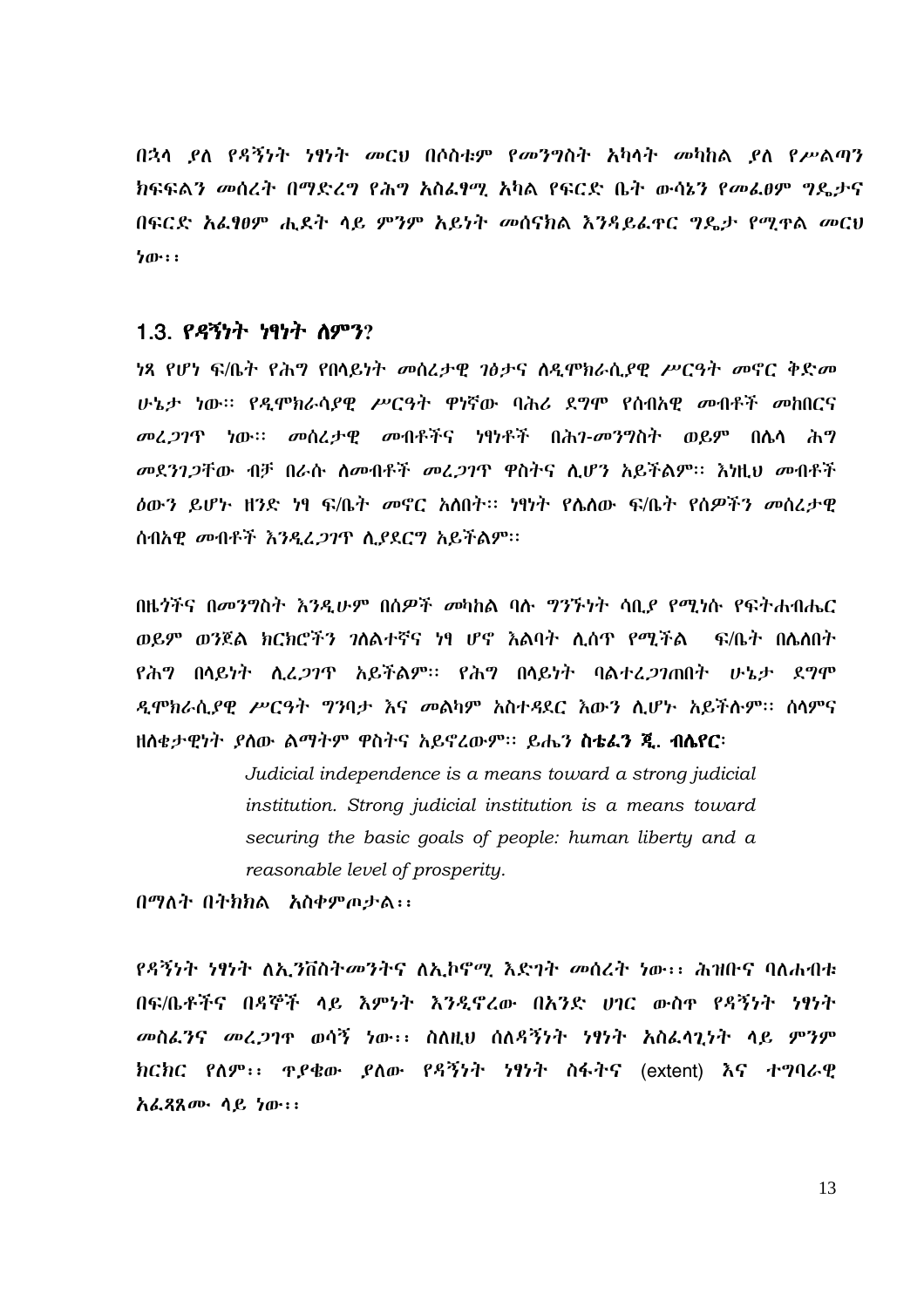በኋላ ያለ የዳኝነት ነፃነት መርህ በሶስቱም የመንግስት አካላት መካከል ያለ የሥልጣን ክፍፍልን መሰረት በማድረግ የሕግ አስፈፃሚ አካል የፍርድ ቤት ውሳኔን የመፈፀም ግዴታና በፍርድ አፈፃፀም ሒደት ላይ ምንም አይነት መሰናክል እንዳይፈጥር ግዴታ የሚጥል መርህ ነው፡፡

## 1.3. የዳኝነት ነፃነት ለምን?

ነጻ የሆነ ፍ/ቤት የሕግ የበላይነት መሰረታዊ ገፅታና ለዲሞክራሲያዊ ሥርዓት መኖር ቅድመ ሁኔታ ነው። የዲሞክራሳያዊ ሥርዓት ዋነኛው ባሕሪ ደግሞ የሰብአዊ መብቶች መከበርና መረጋገጥ ነው። መሰረታዊ መብቶችና ነፃነቶች በሕገ-መንግስት ወይም በሌላ ሕግ መደንገጋቸው ብቻ በራሱ ለመብቶች መረጋገጥ ዋስትና ሊሆን አይችልም። እነዚህ መብቶች ዕውን ይሆኑ ዘንድ ነፃ ፍ/ቤት መኖር አለበት። ነፃነት የሌለው ፍ/ቤት የሰዎችን መሰረታዊ ሰብአዊ መብቶች እንዲረጋገጥ ሊያደርግ አይችልም።

በዜጎችና በመንግስት እንዲሁም በሰዎች መካከል ባሉ ግንኙነት ሳቢያ የሚነሱ የፍትሐብሔር ወይም ወንጀል ክርክሮችን ገለልተኛና ነፃ ሆኖ እልባት ሊሰጥ የሚችል ፍ/ቤት በሌለበት የሕግ በላይነት ሊረጋገጥ አይችልም። የሕግ በላይነት ባልተረጋገጠበት ሁኔታ ደግሞ ዲሞክራሲያዊ ሥርዓት ግንባታ እና መልካም አስተዳደር እውን ሊሆኑ አይችሉም። ሰላምና ዘለቄታዊነት ያለው ልማትም ዋስትና አይኖረውም። ይሔን **ስቴፈን ጂ. ብሌየር**፡

> *Judicial independence is a means toward a strong judicial institution. Strong judicial institution is a means toward securing the basic goals of people: human liberty and a reasonable level of prosperity.*

በማለት በትክክል አስቀምጦታል፡፡

የዳኝነት ነፃነት ለኢንቨስትመንትና ለኢኮኖሚ እድገት መሰረት ነው፡፡ ሕዝቡና ባለሐብቱ በፍ/ቤቶችና በዳኞች ላይ እምነት እንዲኖረው በአንድ ሀገር ውስጥ የዳኝነት ነፃነት መስፈንና መረጋገጥ ወሳኝ ነው፡፡ ስለዚህ ሰለዳኝነት ነፃነት አስፈላጊነት ላይ ምንም ክርክር የለም፡፡ ጥያቄው ያለው የዳኝነት ነፃነት ስፋትና (extent) እና ተግባራዊ አፈጻጸሙ ላይ ነው፡፡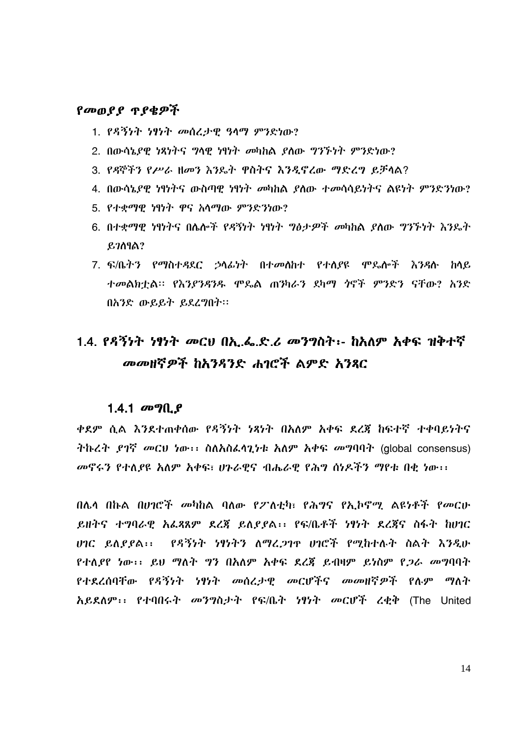### የመወያያ ጥያቄዎች

1. የዳኝነት ነፃነት መሰረታዊ ዓላማ ምንድነው?
2. በውሳኔያዊ ነጻነትና ግላዊ ነፃነት መካከል ያለው ግንኙነት ምንድነው?
3. የዳኞችን የሥራ ዘመን እንዴት ዋስትና እንዲኖረው ማድረግ ይቻላል?
4. በውሳኔያዊ ነፃነትና ውስጣዊ ነፃነት መካከል ያለው ተመሳሳይነትና ልዩነት ምንድንነው?
5. የተቋማዊ ነፃነት ዋና አላማው ምንድንነው?
6. በተቋማዊ ነፃነትና በሌሎች የዳኝነት ነፃነት ግፅታዎች መካከል ያለው ግንኙነት እንዴት ይገለፃል?
7. ፍ/ቤትን የማስተዳደር ኃላፊነት በተመለከተ የተለያዩ ሞዴሎች እንዳሉ ከላይ ተመልክቷል፡፡ የእንያንዳንዱ ሞዴል ጠንካራን ደካማ ጎኖች ምንድን ናቸው? አንድ በአንድ ውይይት ይደረግበት፡፡

## 1.4. የዳኝነት ነፃነት መርህ በኢ.ፌ.ድ.ሪ መንግስት፡- ከአለም አቀፍ ዝቅተኛ መመዘኛዎች ከአንዳንድ ሐገሮች ልምድ አንጻር

### 1.4.1 መግቢያ

ቀደም ሲል እንደተጠቀሰው የዳኝነት ነጻነት በአለም አቀፍ ደረጃ ከፍተኛ ተቀባይነትና ትኩረት ያገኛ መርህ ነው፡፡ ስለአስፈላጊነቱ አለም አቀፍ መግባባት (global consensus) መኖሩን የተለያዩ አለም አቀፍ፣ ሀጉራዊና ብሔራዊ የሕግ ሰነዶችን ማየቱ በቂ ነው፡፡

በሌላ በኩል በሀገሮች መካከል ባለው የፖለቲካ፣ የሕግና የኢኮኖሚ ልዩነቶች የመርሁ ይዘትና ተግባራዊ አፈጻጸም ደረጃ ይለያያል፡፡ የፍ/ቤቶች ነፃነት ደረጃና ስፋት ከሀገር ሀገር ይለያያል፡፡ የዳኝነት ነፃነትን ለማረጋገጥ ሀገሮች የሚከተሉት ስልት እንዲሁ የተለያየ ነው፡፡ ይህ ማለት ግን በአለም አቀፍ ደረጃ ይብዛም ይነስም የጋራ መግባባት የተደረሰባቸው የዳኝነት ነፃነት መሰረታዊ መርሆችና መመዘኛዎች የሉም ማለት አይደለም፡፡ የተባበሩት መንግስታት የፍ/ቤት ነፃነት መርሆች ረቂቅ (The United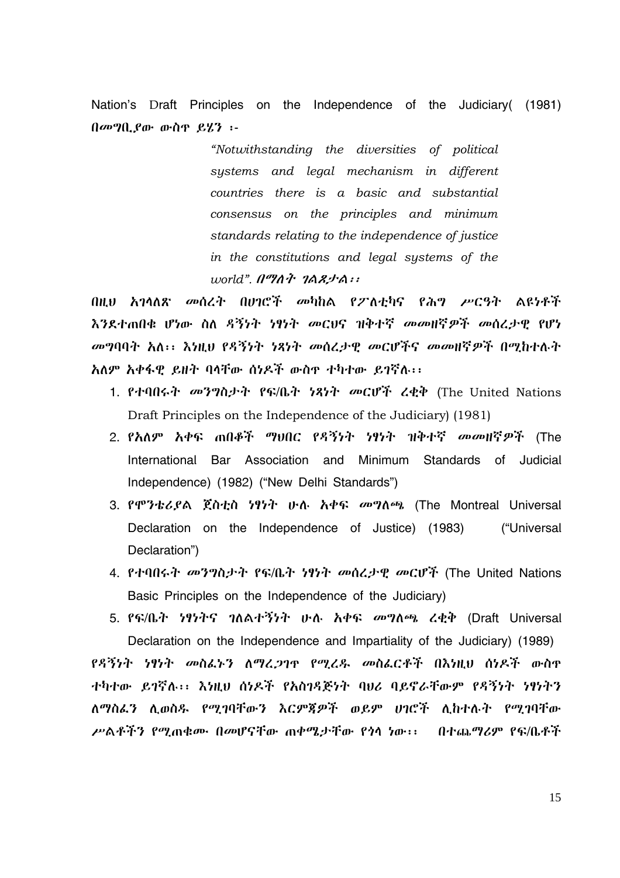Nation's Draft Principles on the Independence of the Judiciary( (1981) በመግቢያው ውስጥ ይሄን ፡-

> *"Notwithstanding the diversities of political systems and legal mechanism in different countries there is a basic and substantial consensus on the principles and minimum standards relating to the independence of justice in the constitutions and legal systems of the world".* በማለት ገልጾታል፡፡

በዚህ አገላለጽ መሰረት በሀገሮች መካከል የፖለቲካና የሕግ ሥርዓት ልዩነቶች እንደተጠበቁ ሆነው ስለ ዳኝነት ነፃነት መርህና ዝቅተኛ መመዘኛዎች መሰረታዊ የሆነ መግባባት አለ፡፡ እነዚህ የዳኝነት ነጻነት መሰረታዊ መርሆችና መመዘኛዎች በሚከተሉት አለም አቀፋዊ ይዘት ባላቸው ሰነዶች ውስጥ ተካተው ይገኛሉ፡፡

1. የተባበሩት መንግስታት የፍ/ቤት ነጻነት መርሆች ረቂቅ (The United Nations Draft Principles on the Independence of the Judiciary) (1981)
2. የአለም አቀፍ ጠበቆች ማህበር የዳኝነት ነፃነት ዝቅተኛ መመዘኛዎች (The International Bar Association and Minimum Standards of Judicial Independence) (1982) ("New Delhi Standards")
3. የሞንቴሪያል ጀስቲስ ነፃነት ሁሉ አቀፍ መግለጫ (The Montreal Universal Declaration on the Independence of Justice) (1983) ("Universal Declaration")
4. የተባበሩት መንግስታት የፍ/ቤት ነፃነት መሰረታዊ መርሆች (The United Nations Basic Principles on the Independence of the Judiciary)
5. የፍ/ቤት ነፃነትና ገለልተኝነት ሁሉ አቀፍ መግለጫ ረቂቅ (Draft Universal Declaration on the Independence and Impartiality of the Judiciary) (1989)

የዳኝነት ነፃነት መስፈኑን ለማረጋገጥ የሚረዱ መስፈርቶች በእነዚህ ሰነዶች ውስጥ ተካተው ይገኛሉ፡፡ እነዚህ ሰነዶች የአስገዳጅነት ባህሪ ባይኖራቸውም የዳኝነት ነፃነትን ለማስፈን ሊወሰዱ የሚገባቸውን እርምጃዎች ወይም ሀገሮች ሊከተሉት የሚገባቸው ሥልቶችን የሚጠቁሙ በመሆናቸው ጠቀሜታቸው የጎላ ነው፡፡ በተጨማሪም የፍ/ቤቶች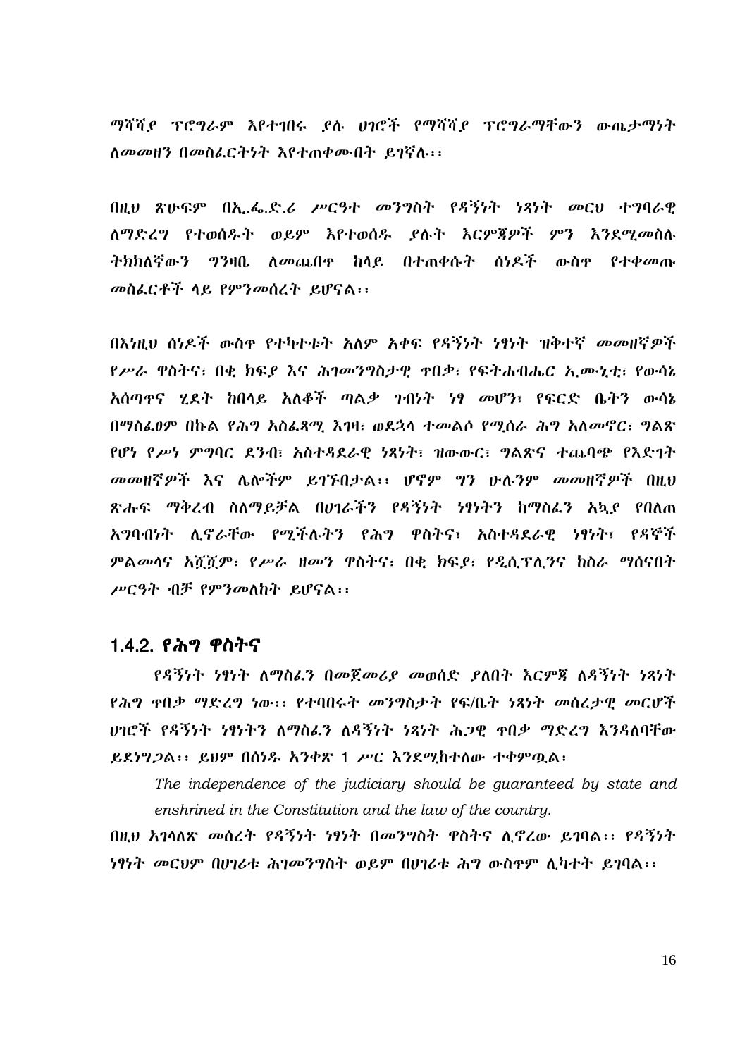ማሻሻያ ፕሮግራም እየተገበሩ ያሉ ሀገሮች የማሻሻያ ፕሮግራማቸውን ውጤታማነት ለመመዘን በመስፈርትነት እየተጠቀሙበት ይገኛሉ፡፡

በዚህ ጽሁፍም በኢ.ፌ.ድ.ሪ ሥርዓተ መንግስት የዳኝነት ነጻነት መርህ ተግባራዊ ለማድረግ የተወሰዱት ወይም እየተወሰዱ ያሉት እርምጃዎች ምን እንደሚመስሉ ትክክለኛውን ግንዛቤ ለመጨበጥ ከላይ በተጠቀሱት ሰነዶች ውስጥ የተቀመጡ መስፈርቶች ላይ የምንመሰረት ይሆናል፡፡

በእነዚህ ሰነዶች ውስጥ የተካተቱት አለም አቀፍ የዳኝነት ነፃነት ዝቅተኛ መመዘኛዎች የሥራ ዋስትና፣ በቂ ክፍያ እና ሕገመንግስታዊ ጥበቃ፣ የፍትሐብሔር ኢሙኒቲ፣ የውሳኔ አሰጣጥና ሂደት ከበላይ አለቆች ጣልቃ ገብነት ነፃ መሆን፣ የፍርድ ቤትን ውሳኔ በማስፈፀም በኩል የሕግ አስፈጻሚ እገዛ፣ ወደኋላ ተመልሶ የሚሰራ ሕግ አለመኖር፣ ግልጽ የሆነ የሥነ ምግባር ደንብ፣ አስተዳደራዊ ነጻነት፣ ዝውውር፣ ግልጽና ተጨባጭ የእድገት መመዘኛዎች እና ሌሎችም ይገኙበታል፡፡ ሆኖም ግን ሁሉንም መመዘኛዎች በዚህ ጽሑፍ ማቅረብ ስለማይቻል በሀገራችን የዳኝነት ነፃነትን ከማስፈን አኳያ የበለጠ አግባብነት ሊኖራቸው የሚችሉትን የሕግ ዋስትና፣ አስተዳደራዊ ነፃነት፣ የዳኞች ምልመላና አሿሿም፣ የሥራ ዘመን ዋስትና፣ በቂ ክፍያ፣ የዲሲፕሊንና ከስራ ማሰናበት ሥርዓት ብቻ የምንመለከት ይሆናል፡፡

### 1.4.2. የሕግ ዋስትና

የዳኝነት ነፃነት ለማስፈን በመጀመሪያ መወሰድ ያለበት እርምጃ ለዳኝነት ነጻነት የሕግ ጥበቃ ማድረግ ነው፡፡ የተባበሩት መንግስታት የፍ/ቤት ነጻነት መሰረታዊ መርሆች ሀገሮች የዳኝነት ነፃነትን ለማስፈን ለዳኝነት ነጻነት ሕጋዊ ጥበቃ ማድረግ እንዳለባቸው ይደነግጋል፡፡ ይህም በሰነዱ አንቀጽ 1 ሥር እንደሚከተለው ተቀምጧል፡

*The independence of the judiciary should be guaranteed by state and enshrined in the Constitution and the law of the country.*

በዚህ አገላለጽ መሰረት የዳኝነት ነፃነት በመንግስት ዋስትና ሊኖረው ይገባል፡፡ የዳኝነት ነፃነት መርህም በሀገሪቱ ሕገመንግስት ወይም በሀገሪቱ ሕግ ውስጥም ሊካተት ይገባል፡፡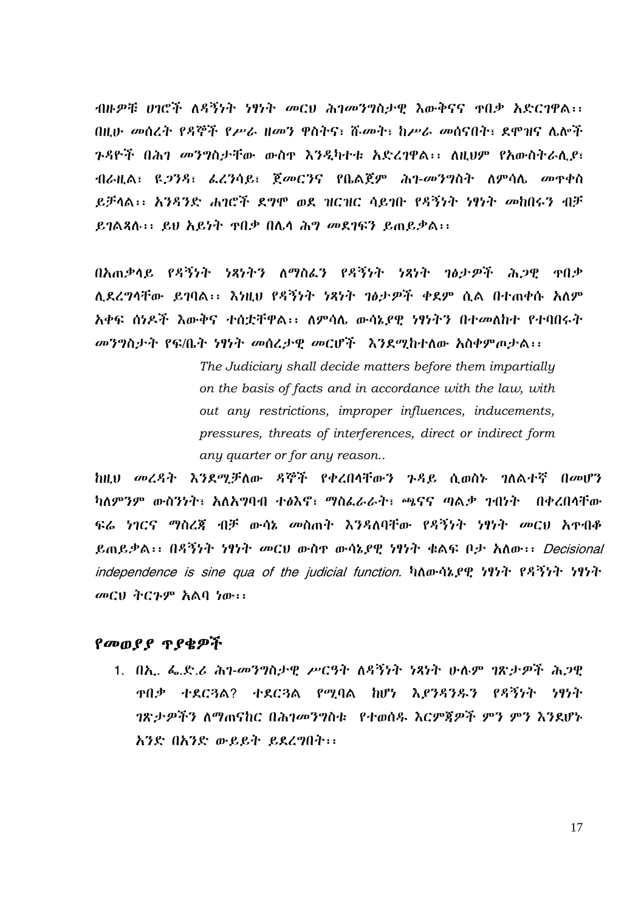ብዙዎቹ ሀገሮች ለዳኝነት ነፃነት መርህ ሕገመንግስታዊ እውቅናና ጥበቃ አድርገዋል፡፡ በዚሁ መሰረት የዳኞች የሥራ ዘመን ዋስትና፣ ሹመት፣ ከሥራ መሰናበት፣ ደሞዝና ሌሎች ጉዳዮች በሕገ መንግስታቸው ውስጥ እንዲካተቱ አድረገዋል፡፡ ለዚህም የአውስትራሊያ፣ ብራዚል፣ ዩጋንዳ፣ ፈረንሳይ፣ ጀመርንና የቤልጀም ሕገ-መንግስት ለምሳሌ መጥቀስ ይቻላል፡፡ አንዳንድ ሐገሮች ደግሞ ወደ ዝርዝር ሳይገቡ የዳኝነት ነፃነት መከበሩን ብቻ ይገልጻሉ፡፡ ይህ አይነት ጥበቃ በሌላ ሕግ መደገፍን ይጠይቃል፡፡

በአጠቃላይ የዳኝነት ነጻነትን ለማስፈን የዳኝነት ነጻነት ገፅታዎች ሕጋዊ ጥበቃ ሊደረግላቸው ይገባል፡፡ እነዚህ የዳኝነት ነጻነት ገፅታዎች ቀደም ሲል በተጠቀሱ አለም አቀፍ ሰነዶች እውቅና ተሰቷቸዋል፡፡ ለምሳሌ ውሳኔያዊ ነፃነትን በተመለከተ የተባበሩት መንግስታት የፍ/ቤት ነፃነት መሰረታዊ መርሆች እንደሚከተለው አስቀምጦታል፡፡

> *The Judiciary shall decide matters before them impartially on the basis of facts and in accordance with the law, with out any restrictions, improper influences, inducements, pressures, threats of interferences, direct or indirect form any quarter or for any reason..*

ከዚህ መረዳት እንደሚቻለው ዳኞች የቀረበላቸውን ጉዳይ ሲወስኑ ገለልተኛ በመሆን ካለምንም ውስንነት፣ አለአግባብ ተፅእኖ፣ ማስፈራራት፣ ጫናና ጣልቃ ገብነት በቀረበላቸው ፍሬ ነገርና ማስረጃ ብቻ ውሳኔ መስጠት እንዳለባቸው የዳኝነት ነፃነት መርህ አጥብቆ ይጠይቃል፡፡ በዳኝነት ነፃነት መርህ ውስጥ ውሳኔያዊ ነፃነት ቁልፍ ቦታ አለው፡፡ *Decisional independence is sine qua of the judicial function.* ካለውሳኔያዊ ነፃነት የዳኝነት ነፃነት መርህ ትርጉም አልባ ነው፡፡

## የመወያያ ጥያቄዎች

1. በኢ. ፌ.ድ.ሪ ሕገ-መንግስታዊ ሥርዓት ለዳኝነት ነጻነት ሁሉም ገጽታዎች ሕጋዊ ጥበቃ ተደርጓል? ተደርጓል የሚባል ከሆነ እያንዳንዱን የዳኝነት ነፃነት ገጽታዎችን ለማጠናከር በሕገመንግስቱ የተወሰዱ እርምጃዎች ምን ምን እንደሆኑ አንድ በአንድ ውይይት ይደረግበት፡፡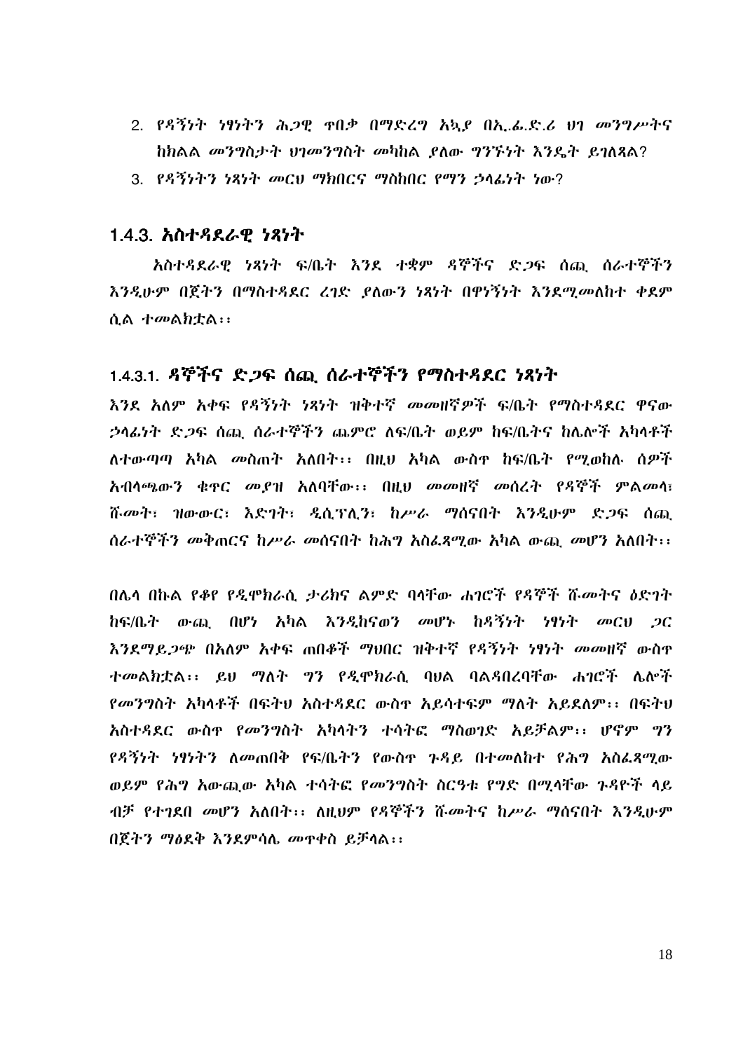2. የዳኝነት ነፃነትን ሕጋዊ ጥበቃ በማድረግ አኳያ በኢ.ፌ.ድ.ሪ ህገ መንግሥትና ከክልል መንግስታት ህገመንግስት መካከል ያለው ግንኙነት እንዴት ይገለጻል?
3. የዳኝነትን ነጻነት መርህ ማክበርና ማስከበር የማን ኃላፊነት ነው?

## 1.4.3. አስተዳደራዊ ነጻነት

አስተዳደራዊ ነጻነት ፍ/ቤት እንደ ተቋም ዳኞችና ድጋፍ ሰጪ ሰራተኞችን እንዲሁም በጀትን በማስተዳደር ረገድ ያለውን ነጻነት በዋናኝነት እንደሚመለከተ ቀደም ሲል ተመልክቷል፡፡

### 1.4.3.1. ዳኞችና ድጋፍ ሰጪ ሰራተኞችን የማስተዳደር ነጻነት

እንደ አለም አቀፍ የዳኝነት ነጻነት ዝቅተኛ መመዘኛዎች ፍ/ቤት የማስተዳደር ዋናው ኃላፊነት ድጋፍ ሰጪ ሰራተኞችን ጨምሮ ለፍ/ቤት ወይም ከፍ/ቤትና ከሌሎች አካላቶች ለተውጣጣ አካል መስጠት አለበት፡፡ በዚህ አካል ውስጥ ከፍ/ቤት የሚወከሉ ሰዎች አብላጫውን ቁጥር መያዝ አለባቸው፡፡ በዚህ መመዘኛ መሰረት የዳኞች ምልመላ፣ ሹመት፣ ዝውውር፣ እድገት፣ ዲሲፕሊን፣ ከሥራ ማሰናበት እንዲሁም ድጋፍ ሰጪ ሰራተኞችን መቅጠርና ከሥራ መሰናበት ከሕግ አስፈጻሚው አካል ውጪ መሆን አለበት፡፡

በሌላ በኩል የቆየ የዲሞክራሲ ታሪክና ልምድ ባላቸው ሐገሮች የዳኞች ሹመትና ዕድገት ከፍ/ቤት ውጪ በሆነ አካል እንዲከናወን መሆኑ ከዳኝነት ነፃነት መርህ ጋር እንደማይጋጭ በአለም አቀፍ ጠበቆች ማህበር ዝቅተኛ የዳኝነት ነፃነት መመዘኛ ውስጥ ተመልክቷል፡፡ ይህ ማለት ግን የዲሞክራሲ ባህል ባልዳበረባቸው ሐገሮች ሌሎች የመንግስት አካላቶች በፍትህ አስተዳደር ውስጥ አይሳተፍም ማለት አይደለም፡፡ በፍትህ አስተዳደር ውስጥ የመንግስት አካላትን ተሳትፎ ማስወገድ አይቻልም፡፡ ሆኖም ግን የዳኝነት ነፃነትን ለመጠበቅ የፍ/ቤትን የውስጥ ጉዳይ በተመለከተ የሕግ አስፈጻሚው ወይም የሕግ አውጪው አካል ተሳትፎ የመንግስት ስርዓቱ የግድ በሚላቸው ጉዳዮች ላይ ብቻ የተገደበ መሆን አለበት፡፡ ለዚህም የዳኞችን ሹመትና ከሥራ ማሰናበት እንዲሁም በጀትን ማፅደቅ እንደምሳሌ መጥቀስ ይቻላል፡፡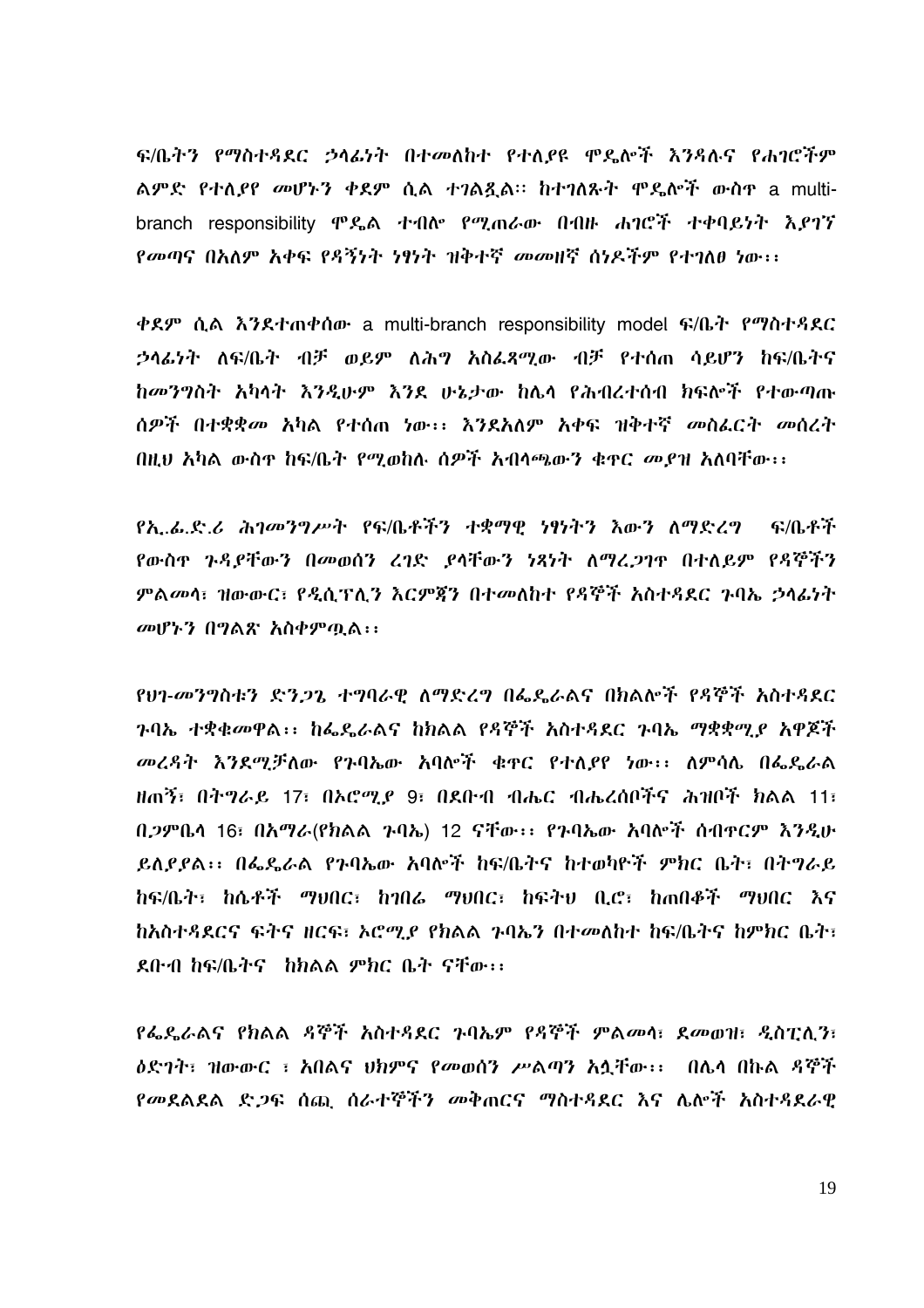ፍ/ቤትን የማስተዳደር ኃላፊነት በተመለከተ የተለያዩ ሞዴሎች እንዳሉና የሐገሮችም ልምድ የተለያየ መሆኑን ቀደም ሲል ተገልጿል፡፡ ከተገለጹት ሞዴሎች ውስጥ a multi-branch responsibility ሞዴል ተብሎ የሚጠራው በብዙ ሐገሮች ተቀባይነት እያገኘ የመጣና በአለም አቀፍ የዳኝነት ነፃነት ዝቅተኛ መመዘኛ ሰነዶችም የተገለፀ ነው፡፡

ቀደም ሲል እንደተጠቀሰው a multi-branch responsibility model ፍ/ቤት የማስተዳደር ኃላፊነት ለፍ/ቤት ብቻ ወይም ለሕግ አስፈጻሚው ብቻ የተሰጠ ሳይሆን ከፍ/ቤትና ከመንግስት አካላት እንዲሁም እንደ ሁኔታው ከሌላ የሕብረተሰብ ክፍሎች የተውጣጡ ሰዎች በተቋቋመ አካል የተሰጠ ነው፡፡ እንደአለም አቀፍ ዝቅተኛ መስፈርት መሰረት በዚህ አካል ውስጥ ከፍ/ቤት የሚወከሉ ሰዎች አብላጫውን ቁጥር መያዝ አለባቸው፡፡

የኢ.ፌ.ድ.ሪ ሕገመንግሥት የፍ/ቤቶችን ተቋማዊ ነፃነትን እውን ለማድረግ ፍ/ቤቶች የውስጥ ጉዳያቸውን በመወሰን ረገድ ያላቸውን ነጻነት ለማረጋገጥ በተለይም የዳኞችን ምልመላ፣ ዝውውር፣ የዲሲፕሊን እርምጃን በተመለከተ የዳኞች አስተዳደር ጉባኤ ኃላፊነት መሆኑን በግልጽ አስቀምጧል፡፡

የህገ-መንግስቱን ድንጋጌ ተግባራዊ ለማድረግ በፌዴራልና በክልሎች የዳኞች አስተዳደር ጉባኤ ተቋቁመዋል፡፡ ከፌዴራልና ከክልል የዳኞች አስተዳደር ጉባኤ ማቋቋሚያ አዋጆች መረዳት እንደሚቻለው የጉባኤው አባሎች ቁጥር የተለያየ ነው፡፡ ለምሳሌ በፌዴራል ዘጠኝ፣ በትግራይ 17፣ በኦሮሚያ 9፣ በደቡብ ብሔር ብሔረሰቦችና ሕዝቦች ክልል 11፣ በጋምቤላ 16፣ በአማራ(የክልል ጉባኤ) 12 ናቸው፡፡ የጉባኤው አባሎች ሰብጥርም እንዲሁ ይለያያል፡፡ በፌዴራል የጉባኤው አባሎች ከፍ/ቤትና ከተወካዮች ምክር ቤት፣ በትግራይ ከፍ/ቤት፣ ከሴቶች ማህበር፣ ከገበሬ ማህበር፣ ከፍትህ ቢሮ፣ ከጠበቆች ማህበር እና ከአስተዳደርና ፍትና ዘርፍ፣ ኦሮሚያ የክልል ጉባኤን በተመለከተ ከፍ/ቤትና ከምክር ቤት፣ ደቡብ ከፍ/ቤትና ከክልል ምክር ቤት ናቸው፡፡

የፌዴራልና የክልል ዳኞች አስተዳደር ጉባኤም የዳኞች ምልመላ፣ ደመወዝ፣ ዲስፒሊን፣ ዕድገት፣ ዝውውር ፣ አበልና ህክምና የመወሰን ሥልጣን አሏቸው፡፡ በሌላ በኩል ዳኞች የመደልደል ድጋፍ ሰጪ ሰራተኞችን መቅጠርና ማስተዳደር እና ሌሎች አስተዳደራዊ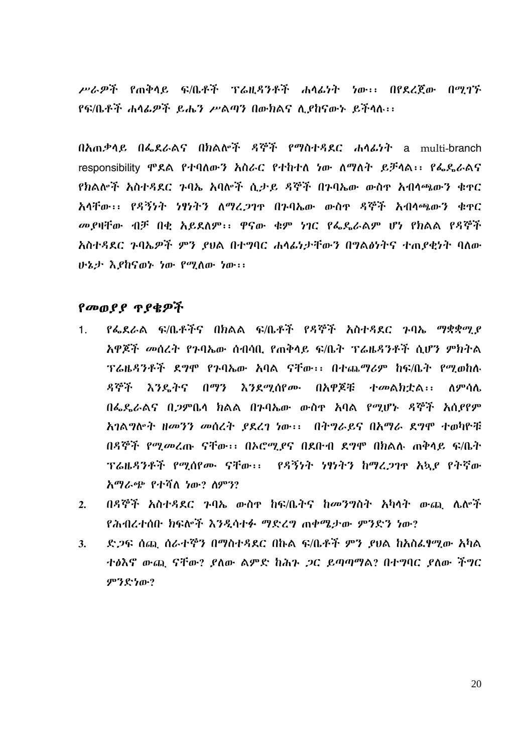ሥራዎች የጠቅላይ ፍ/ቤቶች ፕሬዚዳንቶች ሐላፊነት ነው፡፡ በየደረጀው በሚገኙ የፍ/ቤቶች ሐላፊዎች ይሔን ሥልጣን በውክልና ሊያከናውኑ ይችላሉ፡፡

በአጠቃላይ በፌደራልና በክልሎች ዳኞች የማስተዳደር ሐላፊነት a multi-branch responsibility ሞዴል የተባለውን አሰራር የተከተለ ነው ለማለት ይቻላል፡፡ የፌዴራልና የክልሎች አስተዳደር ጉባኤ አባሎች ሲታይ ዳኞች በጉባኤው ውስጥ አብላጫውን ቁጥር አላቸው፡፡ የዳኝነት ነፃነትን ለማረጋገጥ በጉባኤው ውስጥ ዳኞች አብላጫውን ቁጥር መያዛቸው ብቻ በቂ አይደለም፡፡ ዋናው ቁም ነገር የፌዴራልም ሆነ የክልል የዳኞች አስተዳደር ጉባኤዎች ምን ያህል በተግባር ሐላፊነታቸውን በግልፅነትና ተጠያቂነት ባለው ሁኔታ እያከናወኑ ነው የሚለው ነው፡፡

## የመወያያ ጥያቄዎች

1. የፌደራል ፍ/ቤቶችና በክልል ፍ/ቤቶች የዳኞች አስተዳደር ጉባኤ ማቋቋሚያ አዋጆች መሰረት የጉባኤው ሰብሳቢ የጠቅላይ ፍ/ቤት ፕሬዜዳንቶች ሲሆን ምክትል ፕሬዜዳንቶች ደግሞ የጉባኤው አባል ናቸው፡፡ በተጨማሪም ከፍ/ቤት የሚወከሉ ዳኞች እንዴትና በማን እንደሚሰየሙ በአዋጆቹ ተመልክቷል፡፡ ለምሳሌ በፌዴራልና በጋምቤላ ክልል በጉባኤው ውስጥ አባል የሚሆኑ ዳኞች አሰያየም አገልግሎት ዘመንን መሰረት ያደረገ ነው፡፡ በትግራይና በአማራ ደግሞ ተወካዮቹ በዳኞች የሚመረጡ ናቸው፡፡ በኦሮሚያና በደቡብ ደግሞ በክልሉ ጠቅላይ ፍ/ቤት ፕሬዜዳንቶች የሚሰየሙ ናቸው፡፡ የዳኝነት ነፃነትን ከማረጋገጥ አኳያ የትኛው አማራጭ የተሻለ ነው? ለምን?
2. በዳኞች አስተዳደር ጉባኤ ውስጥ ከፍ/ቤትና ከመንግስት አካላት ውጪ ሌሎች የሕብረተሰቡ ክፍሎች እንዲሳተፉ ማድረግ ጠቀሜታው ምንድን ነው?
3. ድጋፍ ሰጪ ሰራተኞን በማስተዳደር በኩል ፍ/ቤቶች ምን ያህል ከአስፈፃሚው አካል ተፅእኖ ውጪ ናቸው? ያለው ልምድ ከሕጉ ጋር ይጣጣማል? በተግባር ያለው ችግር ምንድነው?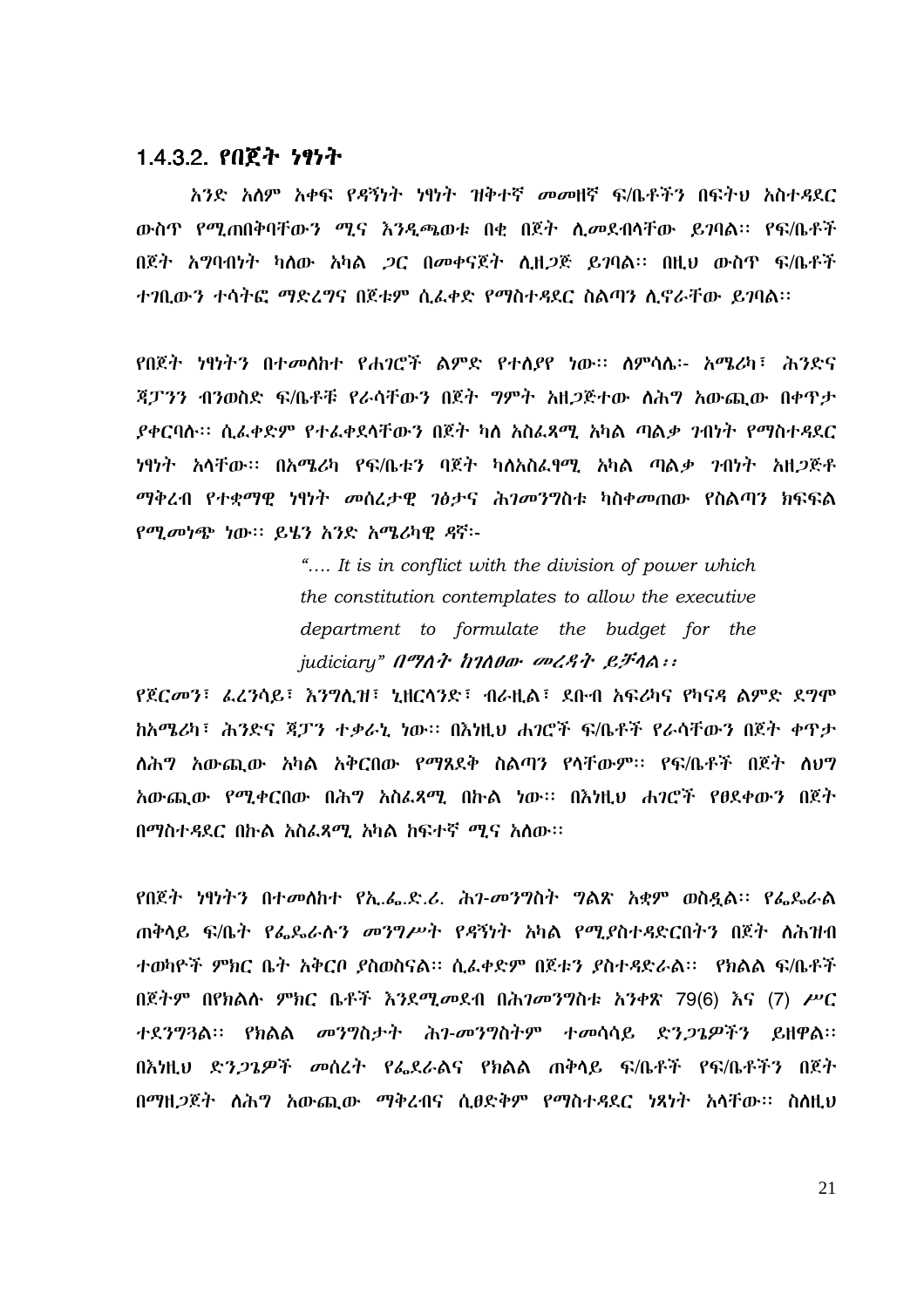### 1.4.3.2. የበጀት ነፃነት

አንድ አለም አቀፍ የዳኝነት ነፃነት ዝቅተኛ መመዘኛ ፍ/ቤቶችን በፍትህ አስተዳደር ውስጥ የሚጠበቅባቸውን ሚና እንዲጫወቱ በቂ በጀት ሊመደብላቸው ይገባል፡፡ የፍ/ቤቶች በጀት አግባብነት ካለው አካል ጋር በመቀናጀት ሊዘጋጅ ይገባል፡፡ በዚህ ውስጥ ፍ/ቤቶች ተገቢውን ተሳትፎ ማድረግና በጀቱም ሲፈቀድ የማስተዳደር ስልጣን ሊኖራቸው ይገባል፡፡

የበጀት ነፃነትን በተመለከተ የሐገሮች ልምድ የተለያየ ነው፡፡ ለምሳሌ፡- አሜሪካ፣ ሕንድና ጃፓንን ብንወስድ ፍ/ቤቶቹ የራሳቸውን በጀት ግምት አዘጋጅተው ለሕግ አውጪው በቀጥታ ያቀርባሉ፡፡ ሲፈቀድም የተፈቀደላቸውን በጀት ካለ አስፈጻሚ አካል ጣልቃ ገብነት የማስተዳደር ነፃነት አላቸው፡፡ በአሜሪካ የፍ/ቤቱን ባጀት ካለአስፈፃሚ አካል ጣልቃ ገብነት አዘጋጅቶ ማቅረብ የተቋማዊ ነፃነት መሰረታዊ ገፅታና ሕገመንግስቱ ካስቀመጠው የስልጣን ክፍፍል የሚመነጭ ነው፡፡ ይሄን አንድ አሜሪካዊ ዳኛ፡-

> *"…. It is in conflict with the division of power which the constitution contemplates to allow the executive department to formulate the budget for the judiciary"* ***በማለት ከገለፀው መረዳት ይቻላል፡፡***

የጀርመን፣ ፈረንሳይ፣ እንግሊዝ፣ ኒዘርላንድ፣ ብራዚል፣ ደቡብ አፍሪካና የካናዳ ልምድ ደግሞ ከአሜሪካ፣ ሕንድና ጃፓን ተቃራኒ ነው፡፡ በእነዚህ ሐገሮች ፍ/ቤቶች የራሳቸውን በጀት ቀጥታ ለሕግ አውጪው አካል አቅርበው የማጸደቅ ስልጣን የላቸውም፡፡ የፍ/ቤቶች በጀት ለህግ አውጪው የሚቀርበው በሕግ አስፈጻሚ በኩል ነው፡፡ በእነዚህ ሐገሮች የፀደቀውን በጀት በማስተዳደር በኩል አስፈጻሚ አካል ከፍተኛ ሚና አለው፡፡

የበጀት ነፃነትን በተመለከተ የኢ.ፌ.ድ.ሪ. ሕገ-መንግስት ግልጽ አቋም ወስዷል፡፡ የፌዴራል ጠቅላይ ፍ/ቤት የፌዴራሉን መንግሥት የዳኝነት አካል የሚያስተዳድርበትን በጀት ለሕዝብ ተወካዮች ምክር ቤት አቅርቦ ያስወስናል፡፡ ሲፈቀድም በጀቱን ያስተዳድራል፡፡ የክልል ፍ/ቤቶች በጀትም በየክልሉ ምክር ቤቶች እንደሚመደብ በሕገመንግስቱ አንቀጽ 79(6) እና (7) ሥር ተደንግጓል፡፡ የክልል መንግስታት ሕገ-መንግስትም ተመሳሳይ ድንጋጌዎችን ይዘዋል፡፡ በእነዚህ ድንጋጌዎች መሰረት የፌደራልና የክልል ጠቅላይ ፍ/ቤቶች የፍ/ቤቶችን በጀት በማዘጋጀት ለሕግ አውጪው ማቅረብና ሲፀድቅም የማስተዳደር ነጻነት አላቸው፡፡ ስለዚህ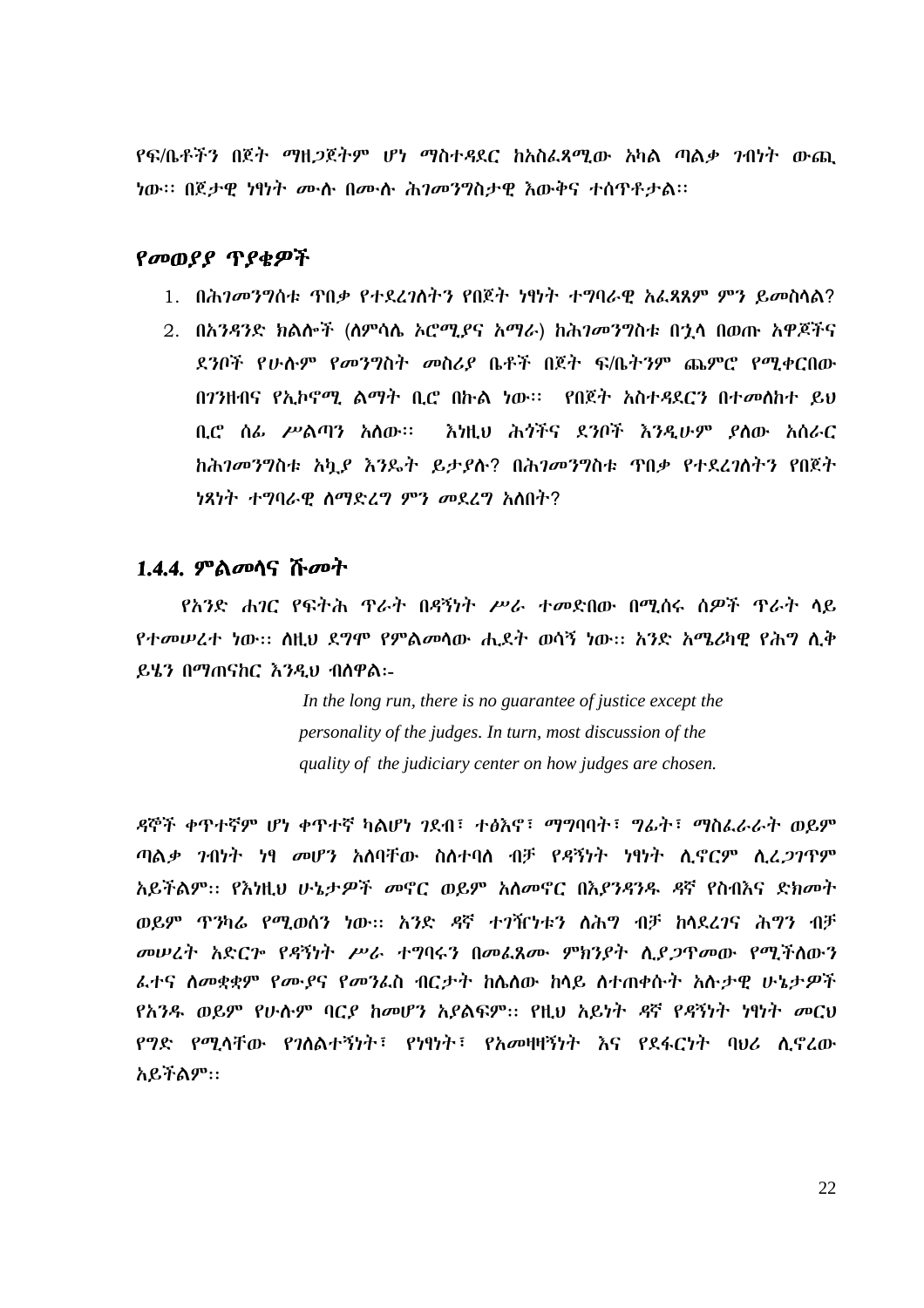የፍ/ቤቶችን በጀት ማዘጋጀትም ሆነ ማስተዳደር ከአስፈጻሚው አካል ጣልቃ ገብነት ውጪ ነው፡፡ በጀታዊ ነፃነት ሙሉ በሙሉ ሕገመንግስታዊ እውቅና ተሰጥቶታል፡፡

## *የመወያያ ጥያቄዎች*

1. በሕገመንግሰቱ ጥበቃ የተደረገለትን የበጀት ነፃነት ተግባራዊ አፈጻጸም ምን ይመስላል?
2. በአንዳንድ ክልሎች (ለምሳሌ ኦሮሚያና አማራ) ከሕገመንግስቱ በኂላ በወጡ አዋጆችና ደንቦች የሁሉም የመንግስት መስሪያ ቤቶች በጀት ፍ/ቤትንም ጨምሮ የሚቀርበው በገንዘብና የኢኮኖሚ ልማት ቢሮ በኩል ነው፡፡ የበጀት አስተዳደርን በተመለከተ ይህ ቢሮ ሰፊ ሥልጣን አለው፡፡ እነዚህ ሕጎችና ደንቦች እንዲሁም ያለው አሰራር ከሕገመንግስቱ አኳያ እንዴት ይታያሉ? በሕገመንግስቱ ጥበቃ የተደረገለትን የበጀት ነጻነት ተግባራዊ ለማድረግ ምን መደረግ አለበት?

## *1.4.4. ምልመላና ሹመት*

የአንድ ሐገር የፍትሕ ጥራት በዳኝነት ሥራ ተመድበው በሚሰሩ ሰዎች ጥራት ላይ የተመሠረተ ነው፡፡ ለዚህ ደግሞ የምልመላው ሒደት ወሳኝ ነው፡፡ አንድ አሜሪካዊ የሕግ ሊቅ ይሄን በማጠናከር እንዲህ ብለዋል፡-

> *In the long run, there is no guarantee of justice except the personality of the judges. In turn, most discussion of the quality of the judiciary center on how judges are chosen.*

ዳኞች ቀጥተኛም ሆነ ቀጥተኛ ካልሆነ ገደብ፣ ተፅእኖ፣ ማግባባት፣ ግፊት፣ ማስፈራራት ወይም ጣልቃ ገብነት ነፃ መሆን አለባቸው ስለተባለ ብቻ የዳኝነት ነፃነት ሊኖርም ሊረጋገጥም አይችልም፡፡ የእነዚህ ሁኔታዎች መኖር ወይም አለመኖር በእያንዳንዱ ዳኛ የስብእና ድክመት ወይም ጥንካሬ የሚወሰን ነው፡፡ አንድ ዳኛ ተገዥነቱን ለሕግ ብቻ ከላደረገና ሕግን ብቻ መሠረት አድርጎ የዳኝነት ሥራ ተግባሩን በመፈጸሙ ምክንያት ሊያጋጥመው የሚችለውን ፈተና ለመቋቋም የሙያና የመንፈስ ብርታት ከሌለው ከላይ ለተጠቀሱት አሉታዊ ሁኔታዎች የአንዱ ወይም የሁሉም ባርያ ከመሆን አያልፍም፡፡ የዚህ አይነት ዳኛ የዳኝነት ነፃነት መርህ የግድ የሚላቸው የገለልተኝነት፣ የነፃነት፣ የአመዛዛኝነት እና የደፋርነት ባህሪ ሊኖረው አይችልም፡፡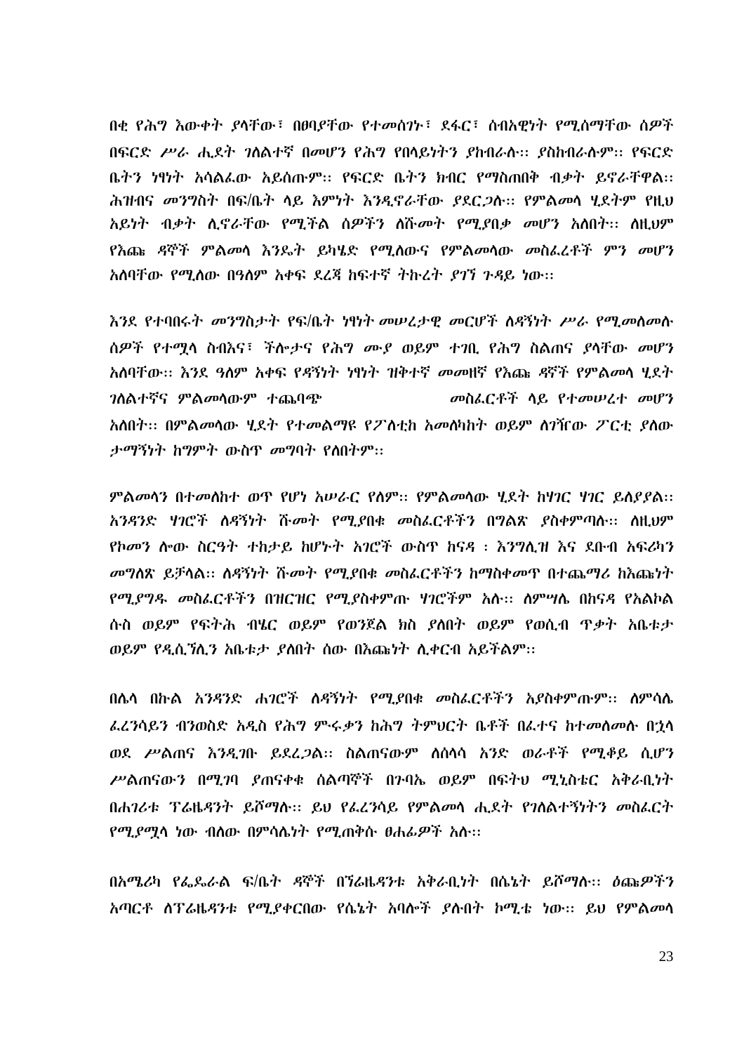በቂ የሕግ እውቀት ያላቸው፣ በፀባያቸው የተመሰገኑ፣ ደፋር፣ ሰብአዊነት የሚሰማቸው ሰዎች በፍርድ ሥራ ሒደት ገለልተኛ በመሆን የሕግ የበላይነትን ያከብራሉ፡፡ ያስከብራሉም፡፡ የፍርድ ቤትን ነፃነት አሳልፈው አይሰጡም፡፡ የፍርድ ቤትን ክብር የማስጠበቅ ብቃት ይኖራቸዋል፡፡ ሕዝብና መንግስት በፍ/ቤት ላይ እምነት እንዲኖራቸው ያደርጋሉ፡፡ የምልመላ ሂደትም የዚህ አይነት ብቃት ሊኖራቸው የሚችል ሰዎችን ለሹመት የሚያበቃ መሆን አለበት፡፡ ለዚህም የእጩ ዳኞች ምልመላ እንዴት ይካሄድ የሚለውና የምልመላው መስፈረቶች ምን መሆን አለባቸው የሚለው በዓለም አቀፍ ደረጃ ከፍተኛ ትኩረት ያገኘ ጉዳይ ነው፡፡

እንደ የተባበሩት መንግስታት የፍ/ቤት ነፃነት መሠረታዊ መርሆች ለዳኝነት ሥራ የሚመለመሉ ሰዎች የተሟላ ስብእና፣ ችሎታና የሕግ ሙያ ወይም ተገቢ የሕግ ስልጠና ያላቸው መሆን አለባቸው፡፡ እንደ ዓለም አቀፍ የዳኝነት ነፃነት ዝቅተኛ መመዘኛ የእጩ ዳኞች የምልመላ ሂደት ገለልተኛና ምልመላውም ተጨባጭ መስፈርቶች ላይ የተመሠረተ መሆን አለበት፡፡ በምልመላው ሂደት የተመልማዩ የፖለቲከ አመለካከት ወይም ለገዥው ፖርቲ ያለው ታማኝነት ከግምት ውስጥ መግባት የለበትም፡፡

ምልመላን በተመለከተ ወጥ የሆነ አሠራር የለም፡፡ የምልመላው ሂደት ከሃገር ሃገር ይለያያል፡፡ አንዳንድ ሃገሮች ለዳኝነት ሹመት የሚያበቁ መስፈርቶችን በግልጽ ያስቀምጣሉ፡፡ ለዚህም የኮመን ሎው ስርዓት ተከታይ ከሆኑት አገሮች ውስጥ ከናዳ ፡ እንግሊዝ እና ደቡብ አፍሪካን መግለጽ ይቻላል፡፡ ለዳኝነት ሹመት የሚያበቁ መስፈርቶችን ከማስቀመጥ በተጨማሪ ከእጩነት የሚያግዱ መስፈርቶችን በዝርዝር የሚያስቀምጡ ሃገሮችም አሉ፡፡ ለምሣሌ በከናዳ የአልኮል ሱስ ወይም የፍትሕ ብሄር ወይም የወንጀል ክስ ያለበት ወይም የወሲብ ጥቃት አቤቱታ ወይም የዲሲፕሊን አቤቱታ ያለበት ሰው በእጩነት ሊቀርብ አይችልም፡፡

በሌላ በኩል አንዳንድ ሐገሮች ለዳኝነት የሚያበቁ መስፈርቶችን አያስቀምጡም፡፡ ለምሳሌ ፈረንሳይን ብንወስድ አዲስ የሕግ ምሩቃን ከሕግ ትምህርት ቤቶች በፈተና ከተመለመሉ በኋላ ወደ ሥልጠና እንዲገቡ ይደረጋል፡፡ ስልጠናውም ለሰላሳ አንድ ወራቶች የሚቆይ ሲሆን ሥልጠናውን በሚገባ ያጠናቀቁ ሰልጣኞች በጉባኤ ወይም በፍትህ ሚኒስቴር አቅራቢነት በሐገሪቱ ፕሬዜዳንት ይሾማሉ፡፡ ይህ የፈረንሳይ የምልመላ ሒደት የገለልተኝነትን መስፈርት የሚያሟላ ነው ብለው በምሳሌነት የሚጠቅሱ ፀሐፊዎች አሉ፡፡

በአሜሪካ የፌዴራል ፍ/ቤት ዳኞች በኘሬዜዳንቱ አቅራቢነት በሴኔት ይሾማሉ፡፡ ዕጩዎችን አጣርቶ ለፕሬዜዳንቱ የሚያቀርበው የሴኔት አባሎች ያሉበት ኮሚቴ ነው፡፡ ይህ የምልመላ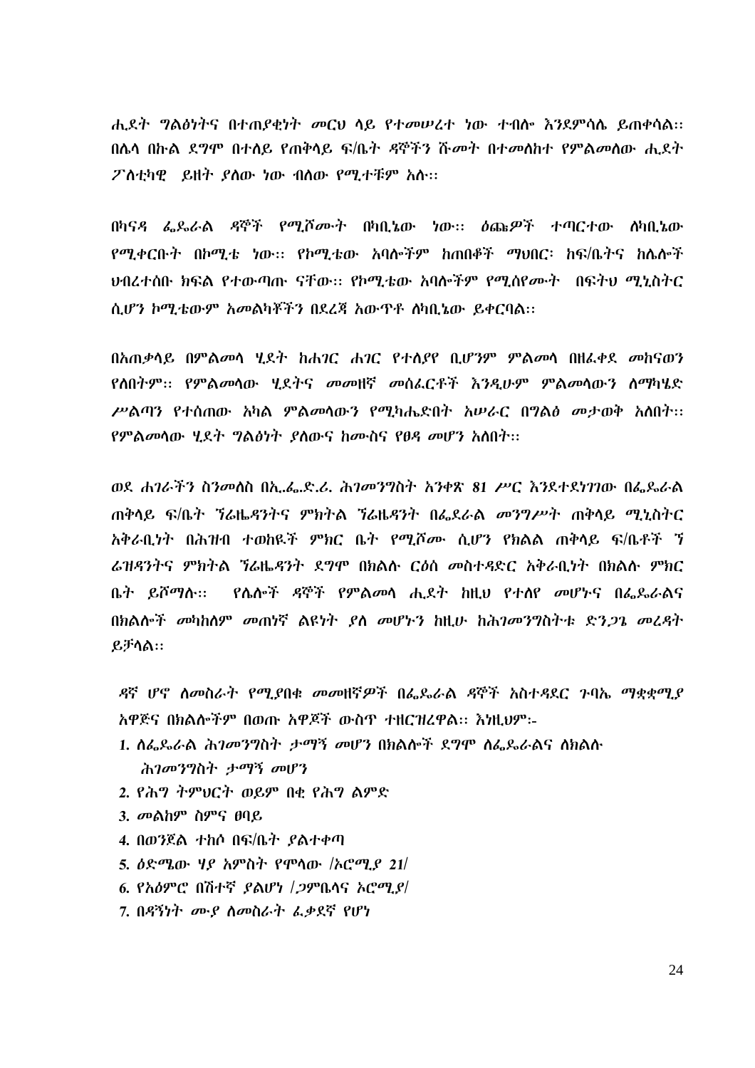ሒደት ግልፅነትና በተጠያቂነት መርህ ላይ የተመሠረተ ነው ተብሎ እንደምሳሌ ይጠቀሳል፡፡ በሌላ በኩል ደግሞ በተለይ የጠቅላይ ፍ/ቤት ዳኞችን ሹመት በተመለከተ የምልመለው ሒደት ፖለቲካዊ ይዘት ያለው ነው ብለው የሚተቹም አሉ፡፡

በካናዳ ፌዴራል ዳኞች የሚሾሙት በካቢኔው ነው፡፡ ዕጩዎች ተጣርተው ለካቢኔው የሚቀርቡት በኮሚቴ ነው፡፡ የኮሚቴው አባሎችም ከጠበቆች ማህበር፡ ከፍ/ቤትና ከሌሎች ህብረተሰቡ ክፍል የተውጣጡ ናቸው፡፡ የኮሚቴው አባሎችም የሚሰየሙት በፍትህ ሚኒስትር ሲሆን ኮሚቴውም አመልካቾችን በደረጃ አውጥቶ ለካቢኔው ይቀርባል፡፡

በአጠቃላይ በምልመላ ሂደት ከሐገር ሐገር የተለያየ ቢሆንም ምልመላ በዘፈቀደ መከናወን የለበትም፡፡ የምልመላው ሂደትና መመዘኛ መስፈርቶች እንዲሁም ምልመላውን ለማካሄድ ሥልጣን የተሰጠው አካል ምልመላውን የሚካሔድበት አሠራር በግልፅ መታወቅ አለበት፡፡ የምልመላው ሂደት ግልፅነት ያለውና ከሙስና የፀዳ መሆን አለበት፡፡

ወደ ሐገራችን ስንመለስ በኢ.ፌ.ድ.ሪ. ሕገመንግስት አንቀጽ 81 ሥር እንደተደነገገው በፌዴራል ጠቅላይ ፍ/ቤት ፕሬዜዳንትና ምክትል ፕሬዜዳንት በፌደራል መንግሥት ጠቅላይ ሚኒስትር አቅራቢነት በሕዝብ ተወከዩች ምክር ቤት የሚሾሙ ሲሆን የክልል ጠቅላይ ፍ/ቤቶች ፕ ሬዝዳንትና ምክትል ፕሬዜዳንት ደግሞ በክልሉ ርዕሰ መስተዳድር አቅራቢነት በክልሉ ምክር ቤት ይሾማሉ፡፡ የሌሎች ዳኞች የምልመላ ሒደት ከዚህ የተለየ መሆኑና በፌዴራልና በክልሎች መካከለም መጠነኛ ልዩነት ያለ መሆኑን ከዚሁ ከሕገመንግስትቱ ድንጋጌ መረዳት ይቻላል፡፡

ዳኛ ሆኖ ለመስራት የሚያበቁ መመዘኛዎች በፌዴራል ዳኞች አስተዳደር ጉባኤ ማቋቋሚያ አዋጅና በክልሎችም በወጡ አዋጆች ውስጥ ተዘርዝረዋል፡፡ እነዚህም፡-

1. ለፌዴራል ሕገመንግስት ታማኝ መሆን በክልሎች ደግሞ ለፌዴራልና ለክልሉ ሕገመንግስት ታማኝ መሆን
2. የሕግ ትምህርት ወይም በቂ የሕግ ልምድ
3. መልክም ስምና ፀባይ
4. በወንጀል ተከሶ በፍ/ቤት ያልተቀጣ
5. ዕድሜው ሃያ አምስት የሞላው /ኦሮሚያ 21/
6. የአዕምሮ በሽተኛ ያልሆነ /ጋምቤላና ኦሮሚያ/
7. በዳኝነት ሙያ ለመስራት ፈቃደኛ የሆነ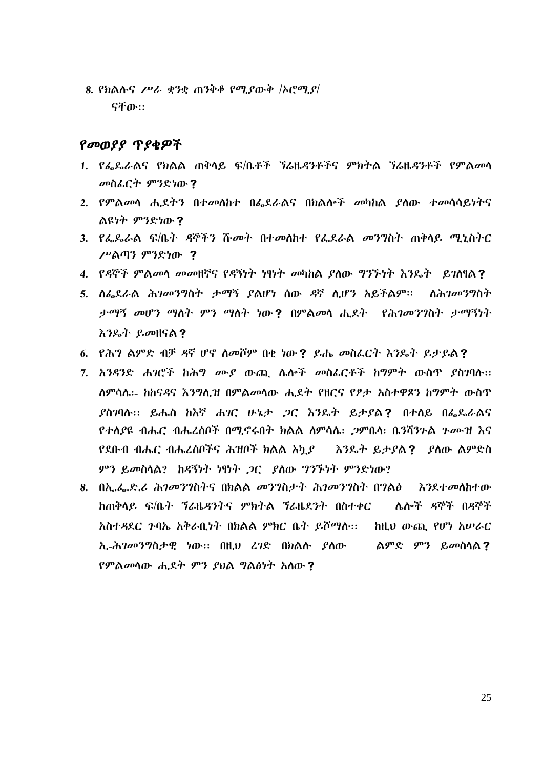8. የክልሉና ሥራ ቋንቋ ጠንቅቆ የሚያውቅ /ኦሮሚያ/ ናቸው፡፡

## የመወያያ ጥያቄዎች

1. የፌዴራልና የክልል ጠቅላይ ፍ/ቤቶች ኘሬዜዳንቶችና ምክትል ኘሬዜዳንቶች የምልመላ መስፈርት ምንድነው?
2. የምልመላ ሒደትን በተመለከተ በፌደራልና በክልሎች መካከል ያለው ተመሳሳይነትና ልዩነት ምንድነው?
3. የፌዴራል ፍ/ቤት ዳኞችን ሹመት በተመለከተ የፌደራል መንግስት ጠቅላይ ሚኒስትር ሥልጣን ምንድነው ?
4. የዳኞች ምልመላ መመዘኛና የዳኝነት ነፃነት መካከል ያለው ግንኙነት እንዴት ይገለፃል?
5. ለፌደራል ሕገመንግስት ታማኝ ያልሆነ ሰው ዳኛ ሊሆን አይችልም፡፡ ለሕገመንግስት ታማኝ መሆን ማለት ምን ማለት ነው? በምልመላ ሒደት የሕገመንግስት ታማኝነት እንዴት ይመዘናል?
6. የሕግ ልምድ ብቻ ዳኛ ሆኖ ለመሾም በቂ ነው? ይሔ መስፈርት እንዴት ይታይል?
7. አንዳንድ ሐገሮች ከሕግ ሙያ ውጪ ሌሎች መስፈርቶች ከግምት ውስጥ ያስገባሉ፡፡ ለምሳሌ:- ከከናዳና እንግሊዝ በምልመላው ሒደት የዘርና የፆታ አስተዋጾን ከግምት ውስጥ ያስገባሉ፡፡ ይሔስ ከእኛ ሐገር ሁኔታ ጋር እንዴት ይታያል? በተለይ በፌዴራልና የተለያዩ ብሔር ብሔረሰቦች በሚኖሩበት ክልል ለምሳሌ፡ ጋምቤላ፡ ቤንሻንጉል ጉሙዝ እና የደቡብ ብሔር ብሔረሰቦችና ሕዝቦች ክልል አካያ እንዴት ይታያል? ያለው ልምድስ ምን ይመስላል? ከዳኝነት ነፃነት ጋር ያለው ግንኙነት ምንድነው?
8. በኢ.ፌ.ድ.ሪ ሕገመንግስትና በክልል መንግስታት ሕገመንግስት በግልፅ እንደተመለከተው ከጠቅላይ ፍ/ቤት ኘሬዜዳንትና ምክትል ኘሬዜደንት በስተቀር ሌሎች ዳኞች በዳኞች አስተዳደር ጉባኤ አቅራቢነት በክልል ምክር ቤት ይሾማሉ፡፡ ከዚህ ውጪ የሆነ አሠራር ኢ-ሕገመንግስታዊ ነው፡፡ በዚህ ረገድ በክልሉ ያለው ልምድ ምን ይመስላል? የምልመላው ሒደት ምን ያህል ግልፅነት አለው?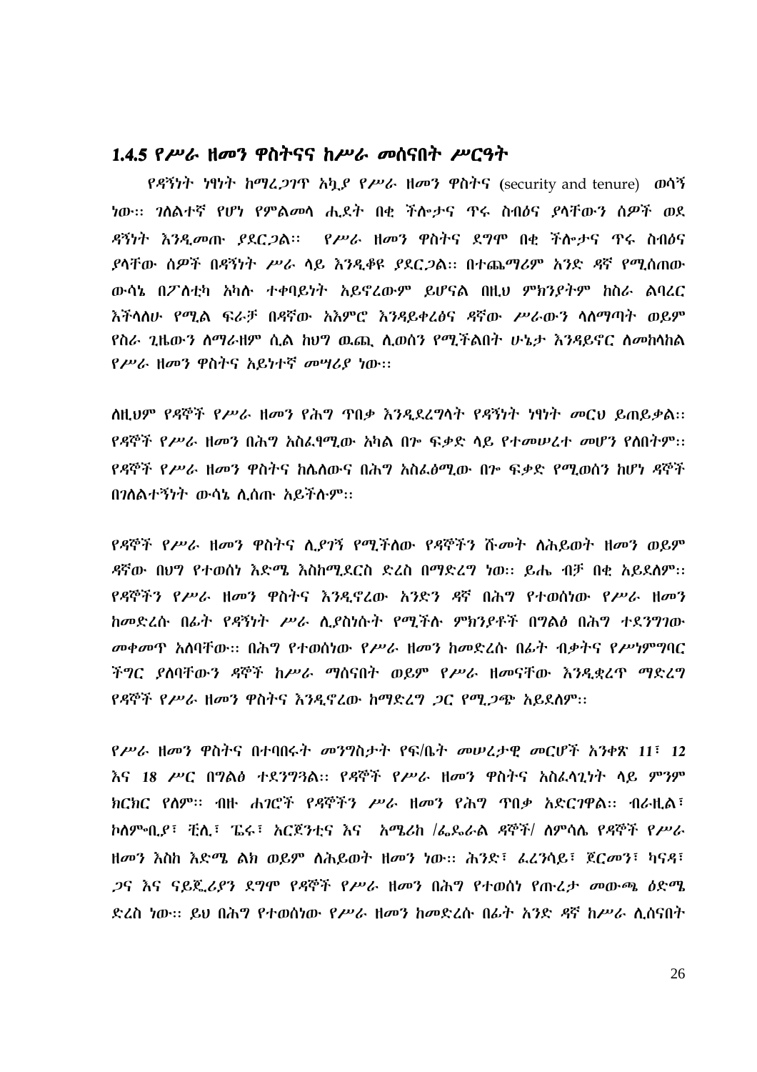### 1.4.5 የሥራ ዘመን ዋስትናና ከሥራ መሰናበት ሥርዓት

*የዳኝነት ነፃነት ከማረጋገጥ አኳያ የሥራ ዘመን ዋስትና (security and tenure) ወሳኝ ነው። ገለልተኛ የሆነ የምልመላ ሒደት በቂ ችሎታና ጥሩ ስብዕና ያላቸውን ሰዎች ወደ ዳኝነት እንዲመጡ ያደርጋል። የሥራ ዘመን ዋስትና ደግሞ በቂ ችሎታና ጥሩ ስብዕና ያላቸው ሰዎች በዳኝነት ሥራ ላይ እንዲቆዩ ያደርጋል። በተጨማሪም አንድ ዳኛ የሚሰጠው ውሳኔ በፖለቲካ አካሉ ተቀባይነት አይኖረውም ይሆናል በዚህ ምክንያትም ከስራ ልባረር እችላለሁ የሚል ፍራቻ በዳኛው አእምሮ እንዳይቀረፅና ዳኛው ሥራውን ላለማጣት ወይም የስራ ጊዜውን ለማራዘም ሲል ከህግ ዉጪ ሊወስን የሚችልበት ሁኔታ እንዳይኖር ለመከላከል የሥራ ዘመን ዋስትና አይነተኛ መሣሪያ ነው።*

*ለዚህም የዳኞች የሥራ ዘመን የሕግ ጥበቃ እንዲደረግላት የዳኝነት ነፃነት መርህ ይጠይቃል። የዳኞች የሥራ ዘመን በሕግ አስፈፃሚው አካል በጐ ፍቃድ ላይ የተመሠረተ መሆን የለበትም። የዳኞች የሥራ ዘመን ዋስትና ከሌለውና በሕግ አስፈፃሚው በጐ ፍቃድ የሚወሰን ከሆነ ዳኞች በገለልተኝነት ውሳኔ ሊሰጡ አይችሉም።*

*የዳኞች የሥራ ዘመን ዋስትና ሊያገኝ የሚችለው የዳኞችን ሹመት ለሕይወት ዘመን ወይም ዳኛው በህግ የተወሰነ እድሜ እስከሚደርስ ድረስ በማድረግ ነው። ይሔ ብቻ በቂ አይደለም። የዳኞችን የሥራ ዘመን ዋስትና እንዲኖረው አንድን ዳኛ በሕግ የተወሰነው የሥራ ዘመን ከመድረሱ በፊት የዳኝነት ሥራ ሊያስነሱት የሚችሉ ምክንያቶች በግልፅ በሕግ ተደንግገው መቀመጥ አለባቸው። በሕግ የተወሰነው የሥራ ዘመን ከመድረሱ በፊት ብቃትና የሥነምግባር ችግር ያለባቸውን ዳኞች ከሥራ ማሰናበት ወይም የሥራ ዘመናቸው እንዲቋረጥ ማድረግ የዳኞች የሥራ ዘመን ዋስትና እንዲኖረው ከማድረግ ጋር የሚጋጭ አይደለም።*

*የሥራ ዘመን ዋስትና በተባበሩት መንግስታት የፍ/ቤት መሠረታዊ መርሆች አንቀጽ 11፣ 12 እና 18 ሥር በግልፅ ተደንግጓል። የዳኞች የሥራ ዘመን ዋስትና አስፈላጊነት ላይ ምንም ክርክር የለም። ብዙ ሐገሮች የዳኞችን ሥራ ዘመን የሕግ ጥበቃ አድርገዋል። ብራዚል፣ ኮለምቢያ፣ ቺሊ፣ ፔሩ፣ አርጀንቲና እና አሜሪካ /ፌዴራል ዳኞች/ ለምሳሌ የዳኞች የሥራ ዘመን እስከ እድሜ ልክ ወይም ለሕይወት ዘመን ነው። ሕንድ፣ ፈረንሳይ፣ ጀርመን፣ ካናዳ፣ ጋና እና ናይጄሪያን ደግሞ የዳኞች የሥራ ዘመን በሕግ የተወሰነ የጡረታ መውጫ ዕድሜ ድረስ ነው። ይህ በሕግ የተወሰነው የሥራ ዘመን ከመድረሱ በፊት አንድ ዳኛ ከሥራ ሊሰናበት*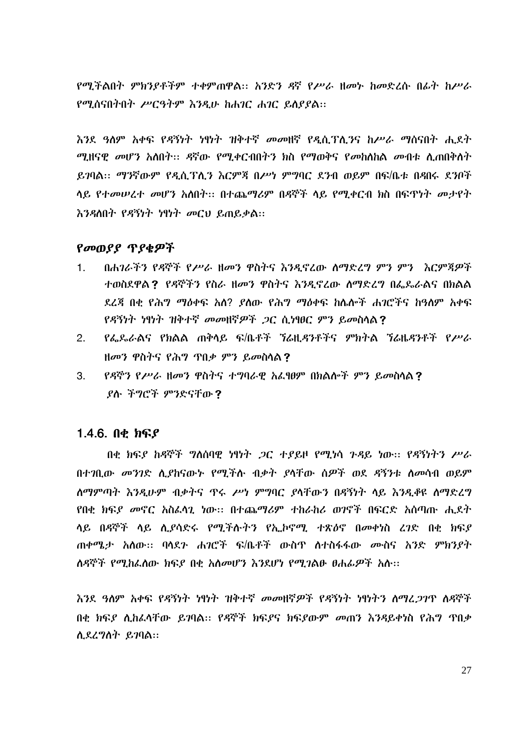የሚችልበት ምክንያቶችም ተቀምጠዋል፡፡ አንድን ዳኛ የሥራ ዘመኑ ከመድረሱ በፊት ከሥራ የሚሰናበትበት ሥርዓትም እንዲሁ ከሐገር ሐገር ይለያያል፡፡

እንደ ዓለም አቀፍ የዳኝነት ነፃነት ዝቅተኛ መመዘኛ የዲሲፕሊንና ከሥራ ማሰናበት ሒደት ሚዛናዊ መሆን አለበት፡፡ ዳኛው የሚቀርብበትን ክስ የማወቅና የመከለከል መብቱ ሊጠበቅለት ይገባል፡፡ ማንኛውም የዲሲፕሊን እርምጃ በሥነ ምግባር ደንብ ወይም በፍ/ቤቱ በዳበሩ ደንቦች ላይ የተመሠረተ መሆን አለበት፡፡ በተጨማሪም በዳኞች ላይ የሚቀርብ ክስ በፍጥነት መታየት እንዳለበት የዳኝነት ነፃነት መርህ ይጠይቃል፡፡

### የመወያያ ጥያቄዎች

1. በሐገራችን የዳኞች የሥራ ዘመን ዋስትና እንዲኖረው ለማድረግ ምን ምን እርምጃዎች ተወስደዋል? የዳኞችን የስራ ዘመን ዋስትና እንዲኖረው ለማድረግ በፌዴራልና በክልል ደረጃ በቂ የሕግ ማዕቀፍ አለ? ያለው የሕግ ማዕቀፍ ከሌሎች ሐገሮችና ከዓለም አቀፍ የዳኝነት ነፃነት ዝቅተኛ መመዘኛዎች ጋር ሲነፃፀር ምን ይመስላል?
2. የፌዴራልና የክልል ጠቅላይ ፍ/ቤቶች ፕሬዚዳንቶችና ምክትል ፕሬዜዳንቶች የሥራ ዘመን ዋስትና የሕግ ጥበቃ ምን ይመስላል?
3. የዳኞን የሥራ ዘመን ዋስትና ተግባራዊ አፈፃፀም በክልሎች ምን ይመስላል? ያሉ ችግሮች ምንድናቸው?

### 1.4.6. በቂ ክፍያ

በቂ ክፍያ ከዳኞች ግለሰባዊ ነፃነት ጋር ተያይዞ የሚነሳ ጉዳይ ነው፡፡ የዳኝነትን ሥራ በተገቢው መንገድ ሊያከናውኑ የሚችሉ ብቃት ያላቸው ሰዎች ወደ ዳኝነቱ ለመሳብ ወይም ለማምጣት እንዲሁም ብቃትና ጥሩ ሥነ ምግባር ያላቸውን በዳኝነት ላይ እንዲቆዩ ለማድረግ የበቂ ክፍያ መኖር አስፈላጊ ነው፡፡ በተጨማሪም ተከራካሪ ወገኖች በፍርድ አሰጣጡ ሒደት ላይ በዳኞች ላይ ሊያሳድሩ የሚችሉትን የኢኮኖሚ ተጽዕኖ በመቀነስ ረገድ በቂ ክፍያ ጠቀሜታ አለው፡፡ ባላደጉ ሐገሮች ፍ/ቤቶች ውስጥ ለተስፋፋው ሙስና አንድ ምክንያት ለዳኞች የሚከፈለው ክፍያ በቂ አለመሆን እንደሆነ የሚገልፁ ፀሐፊዎች አሉ፡፡

እንደ ዓለም አቀፍ የዳኝነት ነፃነት ዝቅተኛ መመዘኛዎች የዳኝነት ነፃነትን ለማረጋገጥ ለዳኞች በቂ ክፍያ ሊከፈላቸው ይገባል፡፡ የዳኞች ክፍያና ክፍያውም መጠን እንዳይቀነስ የሕግ ጥበቃ ሊደረግለት ይገባል፡፡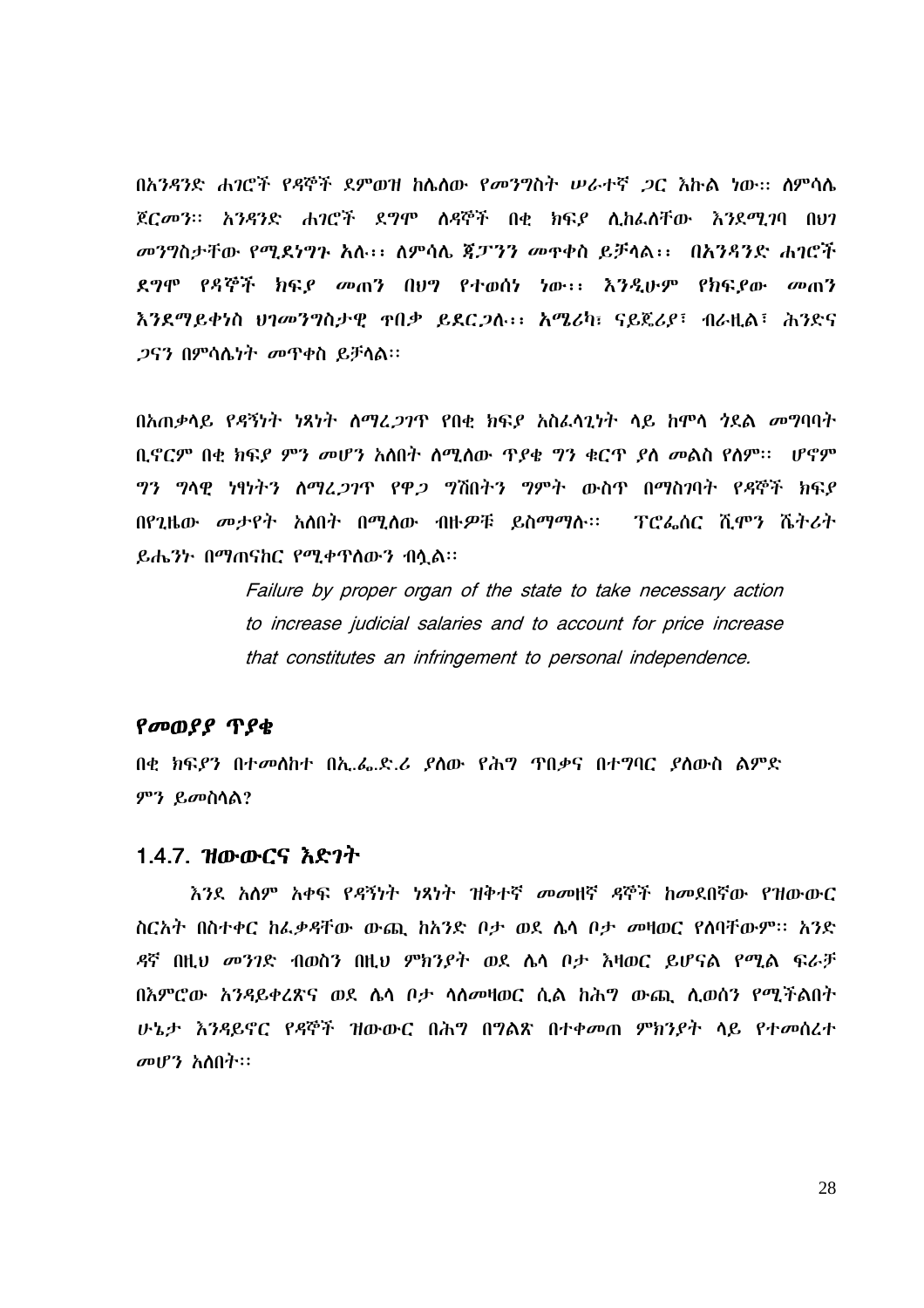በአንዳንድ ሐገሮች የዳኞች ደምወዝ ከሌለው የመንግስት ሠራተኛ ጋር እኩል ነው። ለምሳሌ ጀርመን። አንዳንድ ሐገሮች ደግሞ ለዳኞች በቂ ክፍያ ሊከፈለቸው እንደሚገባ በህገ መንግስታቸው የሚደነግጉ አሉ፡፡ ለምሳሌ ጃፓንን መጥቀስ ይቻላል፡፡ በአንዳንድ ሐገሮች ደግሞ የዳኞች ክፍያ መጠን በህግ የተወሰነ ነው፡፡ እንዲሁም የክፍያው መጠን እንደማይቀነስ ህገመንግስታዊ ጥበቃ ይደርጋሉ፡፡ አሜሪካ፣ ናይጀሪያ፣ ብራዚል፣ ሕንድና ጋናን በምሳሌነት መጥቀስ ይቻላል።

በአጠቃላይ የዳኝነት ነጻነት ለማረጋገጥ የበቂ ክፍያ አስፈላጊነት ላይ ከሞላ ጎደል መግባባት ቢኖርም በቂ ክፍያ ምን መሆን አለበት ለሚለው ጥያቄ ግን ቁርጥ ያለ መልስ የለም። ሆኖም ግን ግላዊ ነፃነትን ለማረጋገጥ የዋጋ ግሽበትን ግምት ውስጥ በማስገባት የዳኞች ክፍያ በየጊዜው መታየት አለበት በሚለው ብዙዎቹ ይስማማሉ። ፕሮፌሰር ሺሞን ሼትሪት ይሔንኑ በማጠናከር የሚቀጥለውን ብሏል።

> *Failure by proper organ of the state to take necessary action to increase judicial salaries and to account for price increase that constitutes an infringement to personal independence.*

### *የመወያያ ጥያቄ*

በቂ ክፍያን በተመለከተ በኢ.ፌ.ድ.ሪ ያለው የሕግ ጥበቃና በተግባር ያለውስ ልምድ ምን ይመስላል?

## 1.4.7. *ዝውውርና እድገት*

*እንደ አለም አቀፍ የዳኝነት ነጻነት ዝቅተኛ መመዘኛ ዳኞች ከመደበኛው የዝውውር ስርአት በስተቀር ከፈቃዳቸው ውጪ ከአንድ ቦታ ወደ ሌላ ቦታ መዛወር የለባቸውም፡፡ አንድ ዳኛ በዚህ መንገድ ብወስን በዚህ ምክንያት ወደ ሌላ ቦታ እዛወር ይሆናል የሚል ፍራቻ በአምሮው አንዳይቀረጽና ወደ ሌላ ቦታ ላለመዛወር ሲል ከሕግ ውጪ ሊወሰን የሚችልበት ሁኔታ እንዳይኖር የዳኞች ዝውውር በሕግ በግልጽ በተቀመጠ ምክንያት ላይ የተመሰረተ መሆን አለበት፡፡*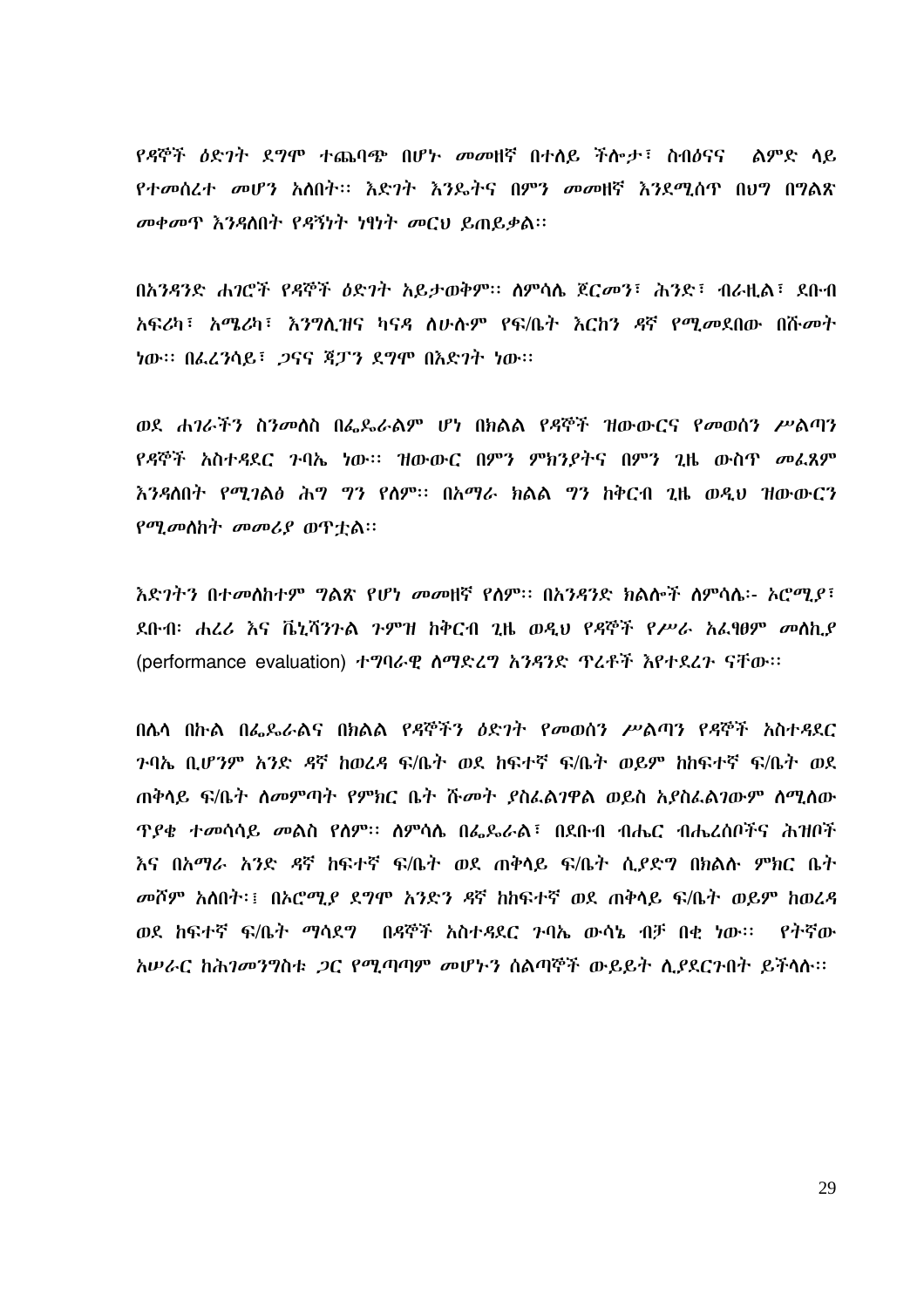የዳኞች ዕድገት ደግሞ ተጨባጭ በሆኑ መመዘኛ በተለይ ችሎታ፣ ስብዕናና ልምድ ላይ የተመሰረተ መሆን አለበት፡፡ እድገት እንዴትና በምን መመዘኛ እንደሚሰጥ በህግ በግልጽ መቀመጥ እንዳለበት የዳኝነት ነፃነት መርህ ይጠይቃል፡፡

በአንዳንድ ሐገሮች የዳኞች ዕድገት አይታወቅም፡፡ ለምሳሌ ጀርመን፣ ሕንድ፣ ብራዚል፣ ደቡብ አፍሪካ፣ አሜሪካ፣ እንግሊዝና ካናዳ ለሁሉም የፍ/ቤት እርከን ዳኛ የሚመደበው በሹመት ነው፡፡ በፈረንሳይ፣ ጋናና ጃፓን ደግሞ በእድገት ነው፡፡

ወደ ሐገራችን ስንመለስ በፌዴራልም ሆነ በክልል የዳኞች ዝውውርና የመወሰን ሥልጣን የዳኞች አስተዳደር ጉባኤ ነው፡፡ ዝውውር በምን ምክንያትና በምን ጊዜ ውስጥ መፈጸም እንዳለበት የሚገልፅ ሕግ ግን የለም፡፡ በአማራ ክልል ግን ከቅርብ ጊዜ ወዲህ ዝውውርን የሚመለከት መመሪያ ወጥቷል፡፡

እድገትን በተመለከተም ግልጽ የሆነ መመዘኛ የለም፡፡ በአንዳንድ ክልሎች ለምሳሌ፡- ኦሮሚያ፣ ደቡብ፡ ሐረሪ እና ቤኒሻንጉል ጉምዝ ከቅርብ ጊዜ ወዲህ የዳኞች የሥራ አፈፃፀም መለኪያ (performance evaluation) ተግባራዊ ለማድረግ አንዳንድ ጥረቶች እየተደረጉ ናቸው፡፡

በሌላ በኩል በፌዴራልና በክልል የዳኞችን ዕድገት የመወሰን ሥልጣን የዳኞች አስተዳደር ጉባኤ ቢሆንም አንድ ዳኛ ከወረዳ ፍ/ቤት ወደ ከፍተኛ ፍ/ቤት ወይም ከከፍተኛ ፍ/ቤት ወደ ጠቅላይ ፍ/ቤት ለመምጣት የምክር ቤት ሹመት ያስፈልገዋል ወይስ አያስፈልገውም ለሚለው ጥያቄ ተመሳሳይ መልስ የለም፡፡ ለምሳሌ በፌዴራል፣ በደቡብ ብሔር ብሔረሰቦችና ሕዝቦች እና በአማራ አንድ ዳኛ ከፍተኛ ፍ/ቤት ወደ ጠቅላይ ፍ/ቤት ሲያድግ በክልሉ ምክር ቤት መሾም አለበት፡፤ በኦሮሚያ ደግሞ አንድን ዳኛ ከከፍተኛ ወደ ጠቅላይ ፍ/ቤት ወይም ከወረዳ ወደ ከፍተኛ ፍ/ቤት ማሳደግ በዳኞች አስተዳደር ጉባኤ ውሳኔ ብቻ በቂ ነው፡፡ የትኛው አሠራር ከሕገመንግስቱ ጋር የሚጣጣም መሆኑን ሰልጣኞች ውይይት ሊያደርጉበት ይችላሉ፡፡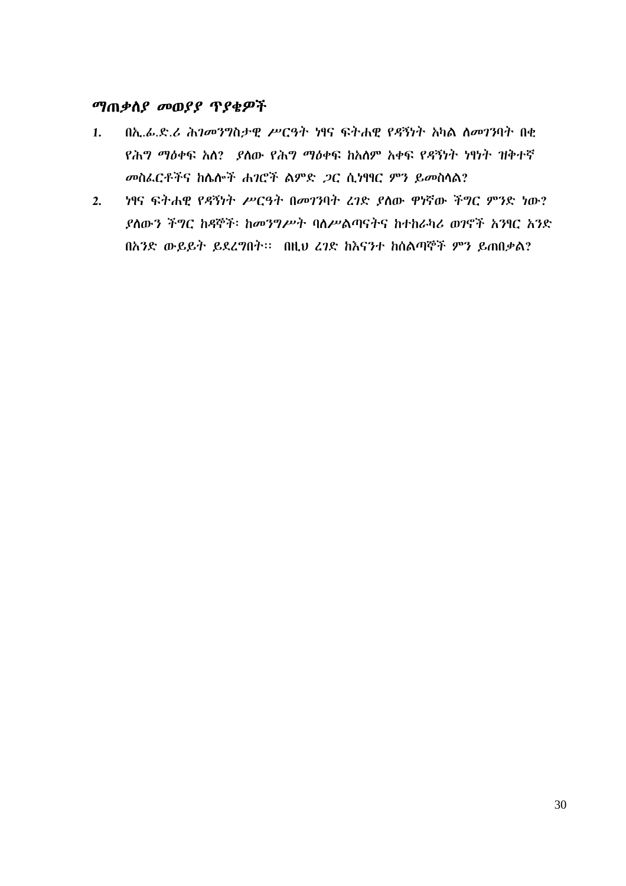## *ማጠቃለያ መወያያ ጥያቄዎች*

1. *በኢ.ፌ.ድ.ሪ ሕገመንግስታዊ ሥርዓት ነፃና ፍትሐዊ የዳኝነት አካል ለመገንባት በቂ የሕግ ማዕቀፍ አለ? ያለው የሕግ ማዕቀፍ ከአለም አቀፍ የዳኝነት ነፃነት ዝቅተኛ መስፈርቶችና ከሌሎች ሐገሮች ልምድ ጋር ሲነፃፃር ምን ይመስላል?*
2. *ነፃና ፍትሐዊ የዳኝነት ሥርዓት በመገንባት ረገድ ያለው ዋነኛው ችግር ምንድ ነው? ያለውን ችግር ከዳኞች፡ ከመንግሥት ባለሥልጣናትና ከተከራካሪ ወገኖች አንፃር አንድ በአንድ ውይይት ይደረግበት፡፡ በዚህ ረገድ ከእናንተ ከሰልጣኞች ምን ይጠበቃል?*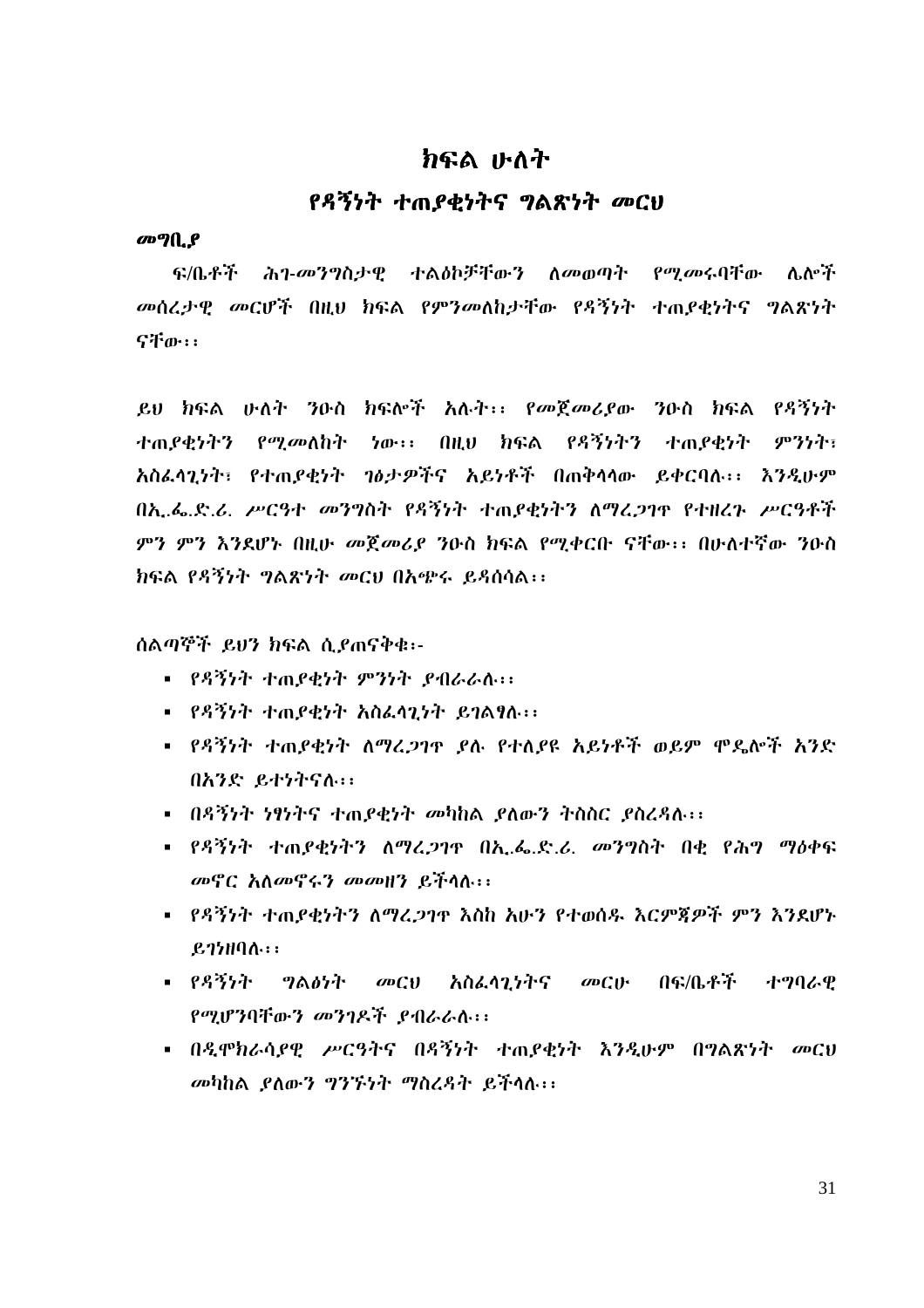# ክፍል ሁለት

## የዳኝነት ተጠያቂነትና ግልጽነት መርህ

***መግቢያ***

ፍ/ቤቶች ሕገ-መንግስታዊ ተልዕኮቻቸውን ለመወጣት የሚመሩባቸው ሌሎች መሰረታዊ መርሆች በዚህ ክፍል የምንመለከታቸው የዳኝነት ተጠያቂነትና ግልጽነት ናቸው፡፡

ይህ ክፍል ሁለት ንዑስ ክፍሎች አሉት፡፡ የመጀመሪያው ንዑስ ክፍል የዳኝነት ተጠያቂነትን የሚመለከት ነው፡፡ በዚህ ክፍል የዳኝነትን ተጠያቂነት ምንነት፣ አስፈላጊነት፣ የተጠያቂነት ገፅታዎችና አይነቶች በጠቅላላው ይቀርባሉ፡፡ እንዲሁም በኢ.ፌ.ድ.ሪ. ሥርዓተ መንግስት የዳኝነት ተጠያቂነትን ለማረጋገጥ የተዘረጉ ሥርዓቶች ምን ምን እንደሆኑ በዚሁ መጀመሪያ ንዑስ ክፍል የሚቀርቡ ናቸው፡፡ በሁለተኛው ንዑስ ክፍል የዳኝነት ግልጽነት መርህ በአጭሩ ይዳሰሳል፡፡

ሰልጣኞች ይህን ክፍል ሲያጠናቅቁ፡-

- የዳኝነት ተጠያቂነት ምንነት ያብራራሉ፡፡
- የዳኝነት ተጠያቂነት አስፈላጊነት ይገልፃሉ፡፡
- የዳኝነት ተጠያቂነት ለማረጋገጥ ያሉ የተለያዩ አይነቶች ወይም ሞዴሎች አንድ በአንድ ይተነትናሉ፡፡
- በዳኝነት ነፃነትና ተጠያቂነት መካከል ያለውን ትስስር ያስረዳሉ፡፡
- የዳኝነት ተጠያቂነትን ለማረጋገጥ በኢ.ፌ.ድ.ሪ. መንግስት በቂ የሕግ ማዕቀፍ መኖር አለመኖሩን መመዘን ይችላሉ፡፡
- የዳኝነት ተጠያቂነትን ለማረጋገጥ እስከ አሁን የተወሰዱ እርምጃዎች ምን እንደሆኑ ይገነዘባሉ፡፡
- የዳኝነት ግልፅነት መርህ አስፈላጊነትና መርሁ በፍ/ቤቶች ተግባራዊ የሚሆንባቸውን መንገዶች ያብራራሉ፡፡
- በዲሞክራሲያዊ ሥርዓትና በዳኝነት ተጠያቂነት እንዲሁም በግልጽነት መርህ መካከል ያለውን ግንኙነት ማስረዳት ይችላሉ፡፡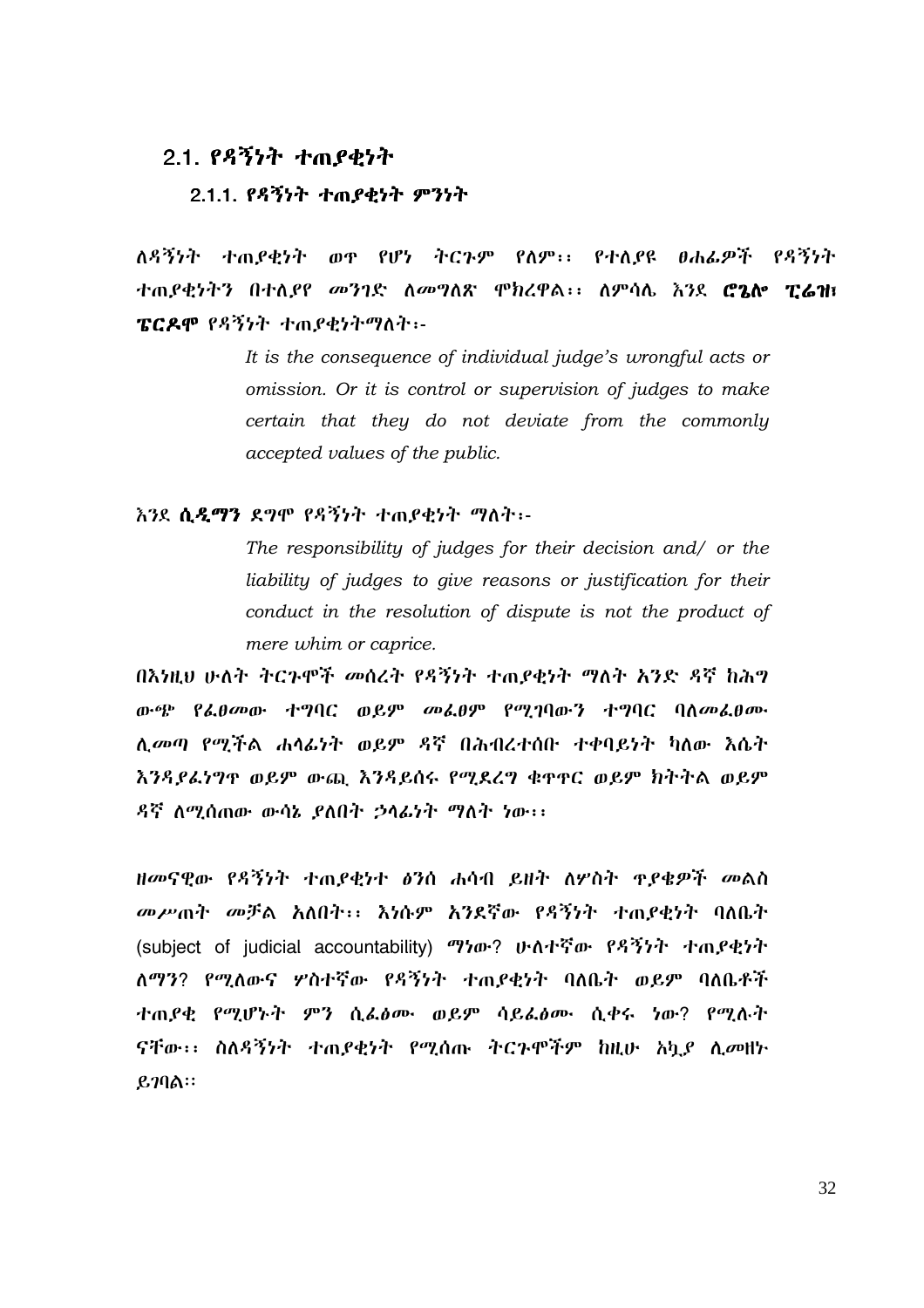## 2.1. የዳኝነት ተጠያቂነት

### 2.1.1. የዳኝነት ተጠያቂነት ምንነት

ለዳኝነት ተጠያቂነት ወጥ የሆነ ትርጉም የለም፡፡ የተለያዩ ፀሐፊዎች የዳኝነት ተጠያቂነትን በተለያየ መንገድ ለመግለጽ ሞክረዋል፡፡ ለምሳሌ እንደ **ሮጌሎ ፒሬዝ፣ ፔርዶሞ** የዳኝነት ተጠያቂነትማለት፡-

> *It is the consequence of individual judge's wrongful acts or omission. Or it is control or supervision of judges to make certain that they do not deviate from the commonly accepted values of the public.*

እንደ **ሲዲማን** ደግሞ የዳኝነት ተጠያቂነት ማለት፡-

> *The responsibility of judges for their decision and/ or the liability of judges to give reasons or justification for their conduct in the resolution of dispute is not the product of mere whim or caprice.*

በእነዚህ ሁለት ትርጉሞች መሰረት የዳኝነት ተጠያቂነት ማለት አንድ ዳኛ ከሕግ ውጭ የፈፀመው ተግባር ወይም መፈፀም የሚገባውን ተግባር ባለመፈፀሙ ሊመጣ የሚችል ሐላፊነት ወይም ዳኛ በሕብረተሰቡ ተቀባይነት ካለው እሴት እንዳያፈነግጥ ወይም ውጪ እንዳይሰሩ የሚደረግ ቁጥጥር ወይም ክትትል ወይም ዳኛ ለሚሰጠው ውሳኔ ያለበት ኃላፊነት ማለት ነው፡፡

ዘመናዊው የዳኝነት ተጠያቂነተ ፅንሰ ሐሳብ ይዘት ለሦስት ጥያቄዎች መልስ መሥጠት መቻል አለበት፡፡ እነሱም አንደኛው የዳኝነት ተጠያቂነት ባለቤት (subject of judicial accountability) ማነው? ሁለተኛው የዳኝነት ተጠያቂነት ለማን? የሚለውና ሦስተኛው የዳኝነት ተጠያቂነት ባለቤት ወይም ባለቤቶች ተጠያቂ የሚሆኑት ምን ሲፈፅሙ ወይም ሳይፈፅሙ ሲቀሩ ነው? የሚሉት ናቸው፡፡ ስለዳኝነት ተጠያቂነት የሚሰጡ ትርጉሞችም ከዚሁ አኳያ ሊመዘኑ ይገባል፡፡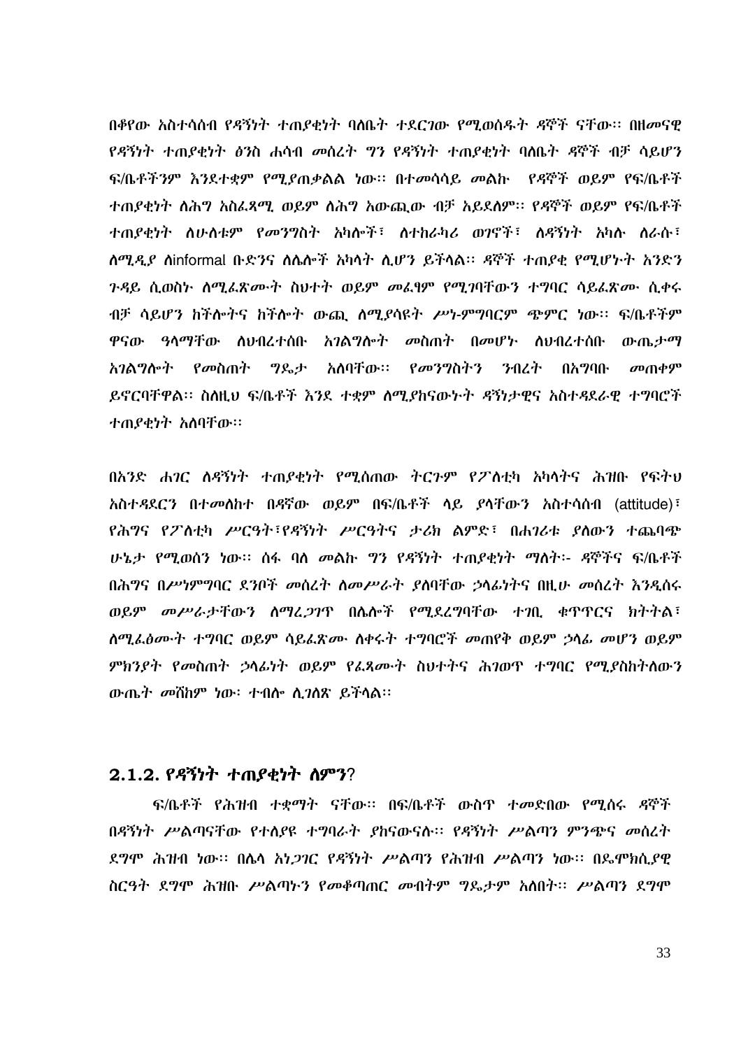በቀየው አስተሳሰብ የዳኝነት ተጠያቂነት ባለቤት ተደርገው የሚወሰዱት ዳኞች ናቸው፡፡ በዘመናዊ የዳኝነት ተጠያቂነት ፅንስ ሐሳብ መሰረት ግን የዳኝነት ተጠያቂነት ባለቤት ዳኞች ብቻ ሳይሆን ፍ/ቤቶችንም እንደተቋም የሚያጠቃልል ነው፡፡ በተመሳሳይ መልኩ የዳኞች ወይም የፍ/ቤቶች ተጠያቂነት ለሕግ አስፈጻሚ ወይም ለሕግ አውጪው ብቻ አይደለም፡፡ የዳኞች ወይም የፍ/ቤቶች ተጠያቂነት ለሁሉቱም የመንግስት አካሎች፣ ለተከራካሪ ወገኖች፣ ለዳኝነት አካሉ ለራሱ፣ ለሚዲያ ለinformal ቡድንና ለሌሎች አካላት ሊሆን ይችላል፡፡ ዳኞች ተጠያቂ የሚሆኑት አንድን ጉዳይ ሲወስኑ ለሚፈጽሙት ስህተት ወይም መፈፃም የሚገባቸውን ተግባር ሳይፈጽሙ ሲቀሩ ብቻ ሳይሆን ከችሎትና ከችሎት ውጪ ለሚያሳዩት ሥነ-ምግባርም ጭምር ነው፡፡ ፍ/ቤቶችም ዋናው ዓላማቸው ለህብረተሰቡ አገልግሎት መስጠት በመሆኑ ለህብረተሰቡ ውጤታማ አገልግሎት የመስጠት ግዴታ አለባቸው፡፡ የመንግስትን ንብረት በአግባቡ መጠቀም ይኖርባቸዋል፡፡ ስለዚህ ፍ/ቤቶች እንደ ተቋም ለሚያከናውኑት ዳኝነታዊና አስተዳደራዊ ተግባሮች ተጠያቂነት አለባቸው፡፡

በአንድ ሐገር ለዳኝነት ተጠያቂነት የሚሰጠው ትርጉም የፖለቲካ አካላትና ሕዝቡ የፍትህ አስተዳደርን በተመለከተ በዳኛው ወይም በፍ/ቤቶች ላይ ያላቸውን አስተሳሰብ (attitude)፣ የሕግና የፖለቲካ ሥርዓት፣የዳኝነት ሥርዓትና ታሪክ ልምድ፣ በሐገሪቱ ያለውን ተጨባጭ ሁኔታ የሚወሰን ነው፡፡ ሰፋ ባለ መልኩ ግን የዳኝነት ተጠያቂነት ማለት፡- ዳኞችና ፍ/ቤቶች በሕግና በሥነምግባር ደንቦች መሰረት ለመሥራት ያለባቸው ኃላፊነትና በዚሁ መሰረት እንዲሰሩ ወይም መሥራታቸውን ለማረጋገጥ በሌሎች የሚደረግባቸው ተገቢ ቁጥጥርና ክትትል፣ ለሚፈፅሙት ተግባር ወይም ሳይፈጽሙ ለቀሩት ተግባሮች መጠየቅ ወይም ኃላፊ መሆን ወይም ምክንያት የመስጠት ኃላፊነት ወይም የፈጸሙት ስህተትና ሕገወጥ ተግባር የሚያስከትለውን ውጤት መሸከም ነው፡ ተብሎ ሊገለጽ ይችላል፡፡

### 2.1.2. የዳኝነት ተጠያቂነት ለምን?

ፍ/ቤቶች የሕዝብ ተቋማት ናቸው፡፡ በፍ/ቤቶች ውስጥ ተመድበው የሚሰሩ ዳኞች በዳኝነት ሥልጣናቸው የተለያዩ ተግባራት ያከናውናሉ፡፡ የዳኝነት ሥልጣን ምንጭና መሰረት ደግሞ ሕዝብ ነው፡፡ በሌላ አነጋገር የዳኝነት ሥልጣን የሕዝብ ሥልጣን ነው፡፡ በዴሞክሲያዊ ስርዓት ደግሞ ሕዝቡ ሥልጣኑን የመቆጣጠር መብትም ግዴታም አለበት፡፡ ሥልጣን ደግሞ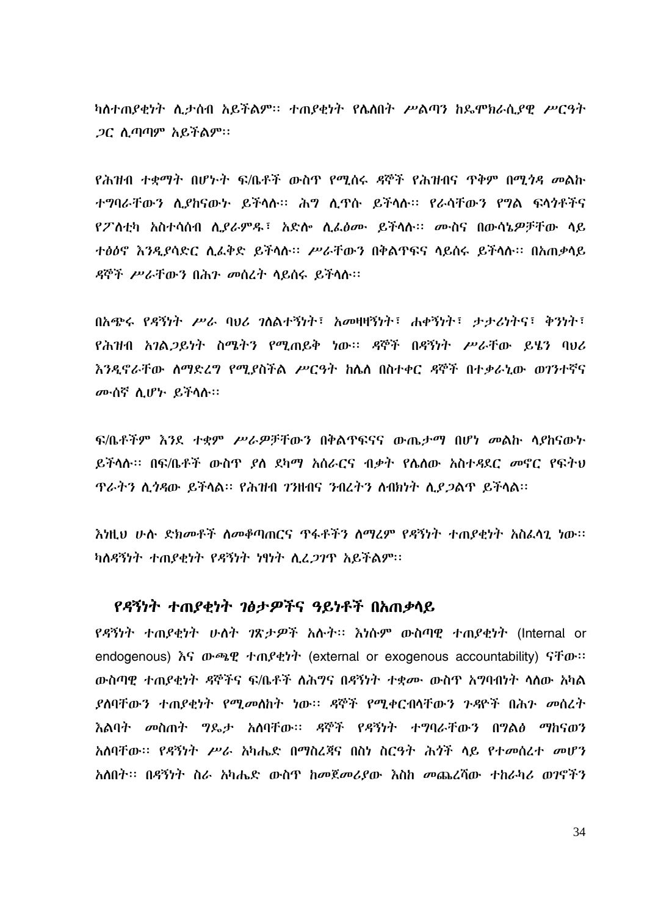ካለተጠያቂነት ሊታሰብ አይችልም፡፡ ተጠያቂነት የሌለበት ሥልጣን ከዴሞክራሲያዊ ሥርዓት ጋር ሊጣጣም አይችልም፡፡

የሕዝብ ተቋማት በሆኑት ፍ/ቤቶች ውስጥ የሚሰሩ ዳኞች የሕዝብና ጥቅም በሚጎዳ መልኩ ተግባራቸውን ሊያከናውኑ ይችላሉ፡፡ ሕግ ሊጥሱ ይችላሉ፡፡ የራሳቸውን የግል ፍላጎቶችና የፖለቲካ አስተሳሰብ ሊያራምዱ፣ አድሎ ሊፈፅሙ ይችላሉ፡፡ ሙስና በውሳኔዎቻቸው ላይ ተፅዕኖ እንዲያሳድር ሊፈቅድ ይችላሉ፡፡ ሥራቸውን በቅልጥፍና ላይሰሩ ይችላሉ፡፡ በአጠቃላይ ዳኞች ሥራቸውን በሕጉ መሰረት ላይሰሩ ይችላሉ፡፡

በአጭሩ የዳኝነት ሥራ ባህሪ ገለልተኝነት፣ አመዛዛኝነት፣ ሐቀኝነት፣ ታታሪነትና፣ ቅንነት፣ የሕዝብ አገልጋይነት ስሜትን የሚጠይቅ ነው፡፡ ዳኞች በዳኝነት ሥራቸው ይሄን ባህሪ እንዲኖራቸው ለማድረግ የሚያስችል ሥርዓት ከሌለ በስተቀር ዳኞች በተቃራኒው ወገንተኛና ሙሰኛ ሊሆኑ ይችላሉ፡፡

ፍ/ቤቶችም እንደ ተቋም ሥራዎቻቸውን በቅልጥፍናና ውጤታማ በሆነ መልኩ ላያከናውኑ ይችላሉ፡፡ በፍ/ቤቶች ውስጥ ያለ ደካማ አሰራርና ብቃት የሌለው አስተዳደር መኖር የፍትህ ጥራትን ሊጎዳው ይችላል፡፡ የሕዝብ ገንዘብና ንብረትን ለብክነት ሊያጋልጥ ይችላል፡፡

እነዚህ ሁሉ ድክመቶች ለመቆጣጠርና ጥፋቶችን ለማረም የዳኝነት ተጠያቂነት አስፈላጊ ነው፡፡ ካለዳኝነት ተጠያቂነት የዳኝነት ነፃነት ሊረጋገጥ አይችልም፡፡

## የዳኝነት ተጠያቂነት ገፅታዎችና ዓይነቶች በአጠቃላይ

የዳኝነት ተጠያቂነት ሁለት ገጽታዎች አሉት፡፡ እነሱም ውስጣዊ ተጠያቂነት (Internal or endogenous) እና ውጫዊ ተጠያቂነት (external or exogenous accountability) ናቸው፡፡ ውስጣዊ ተጠያቂነት ዳኞችና ፍ/ቤቶች ለሕግና በዳኝነት ተቋሙ ውስጥ አግባብነት ላለው አካል ያለባቸውን ተጠያቂነት የሚመለከት ነው፡፡ ዳኞች የሚቀርብላቸውን ጉዳዮች በሕጉ መሰረት እልባት መስጠት ግዴታ አለባቸው፡፡ ዳኞች የዳኝነት ተግባራቸውን በግልፅ ማከናወን አለባቸው፡፡ የዳኝነት ሥራ አካሔድ በማስረጃና በስነ ስርዓት ሕጎች ላይ የተመሰረተ መሆን አለበት፡፡ በዳኝነት ስራ አካሔድ ውስጥ ከመጀመሪያው እስከ መጨረሻው ተከራካሪ ወገኖችን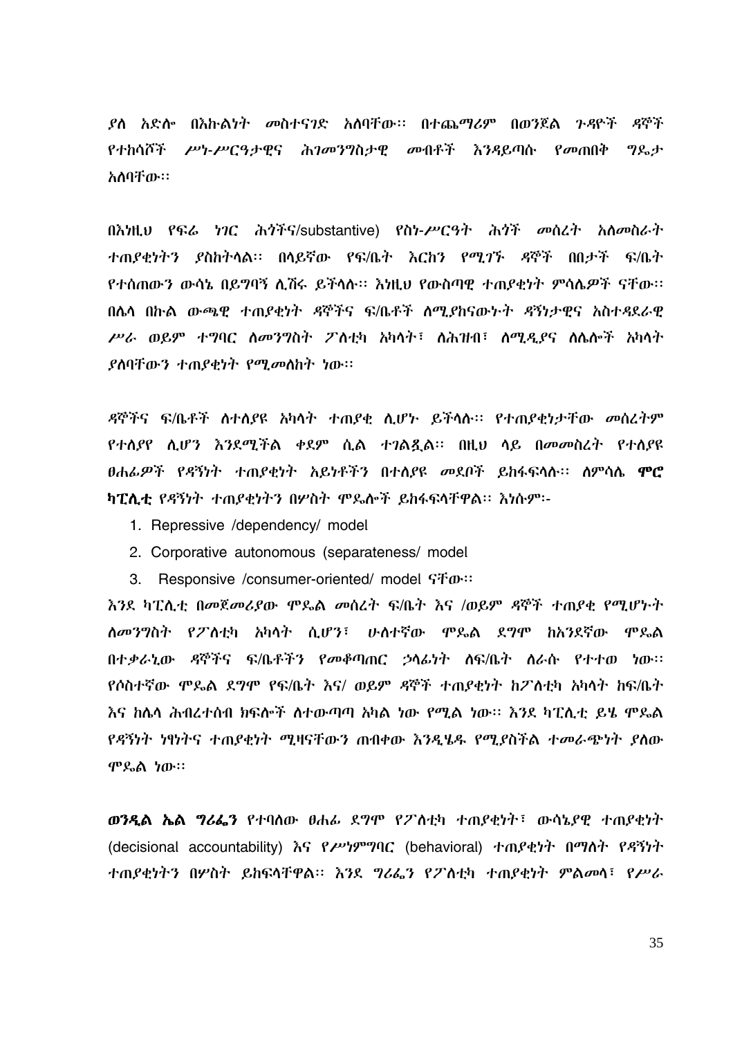ያለ አድሎ በእኩልነት መስተናገድ አለባቸው፡፡ በተጨማሪም በወንጀል ጉዳዮች ዳኞች የተከሳሾች ሥነ-ሥርዓታዊና ሕገመንግስታዊ መብቶች እንዳይጣሱ የመጠበቅ ግዴታ አለባቸው፡፡

በእነዚህ የፍሬ ነገር ሕጎችና/substantive) የስነ-ሥርዓት ሕጎች መሰረት አለመስራት ተጠያቂነትን ያስከትላል፡፡ በላይኛው የፍ/ቤት እርከን የሚገኙ ዳኞች በበታች ፍ/ቤት የተሰጠውን ውሳኔ በይግባኝ ሊሽሩ ይችላሉ፡፡ እነዚህ የውስጣዊ ተጠያቂነት ምሳሌዎች ናቸው፡፡ በሌላ በኩል ውጫዊ ተጠያቂነት ዳኞችና ፍ/ቤቶች ለሚያከናውኑት ዳኝነታዊና አስተዳደራዊ ሥራ ወይም ተግባር ለመንግስት ፖለቲካ አካላት፣ ለሕዝብ፣ ለሚዲያና ለሌሎች አካላት ያለባቸውን ተጠያቂነት የሚመለከት ነው፡፡

ዳኞችና ፍ/ቤቶች ለተለያዩ አካላት ተጠያቂ ሊሆኑ ይችላሉ፡፡ የተጠያቂነታቸው መሰረትም የተለያየ ሊሆን እንደሚችል ቀደም ሲል ተገልጿል፡፡ በዚህ ላይ በመመስረት የተለያዩ ፀሐፊዎች የዳኝነት ተጠያቂነት አይነቶችን በተለያዩ መደቦች ይከፋፍላሉ፡፡ ለምሳሌ **ሞሮ ካፒሊቲ** የዳኝነት ተጠያቂነትን በሦስት ሞዴሎች ይከፋፍላቸዋል፡፡ እነሱም፡-

1. Repressive /dependency/ model
2. Corporative autonomous (separateness/ model
3. Responsive /consumer-oriented/ model ናቸው፡፡

እንደ ካፒሊቲ በመጀመሪያው ሞዴል መሰረት ፍ/ቤት እና /ወይም ዳኞች ተጠያቂ የሚሆኑት ለመንግስት የፖለቲካ አካላት ሲሆን፣ ሁለተኛው ሞዴል ደግሞ ከአንደኛው ሞዴል በተቃራኒው ዳኞችና ፍ/ቤቶችን የመቆጣጠር ኃላፊነት ለፍ/ቤት ለራሱ የተተወ ነው፡፡ የሶስተኛው ሞዴል ደግሞ የፍ/ቤት እና/ ወይም ዳኞች ተጠያቂነት ከፖለቲካ አካላት ከፍ/ቤት እና ከሌላ ሕብረተሰብ ክፍሎች ለተውጣጣ አካል ነው የሚል ነው፡፡ እንደ ካፒሊቲ ይሄ ሞዴል የዳኝነት ነፃነትና ተጠያቂነት ሚዛናቸውን ጠብቀው እንዲሄዱ የሚያስችል ተመራጭነት ያለው ሞዴል ነው፡፡

**ወንዲል ኤል ግሪፌን** የተባለው ፀሐፊ ደግሞ የፖለቲካ ተጠያቂነት፣ ውሳኔያዊ ተጠያቂነት (decisional accountability) እና የሥነምግባር (behavioral) ተጠያቂነት በማለት የዳኝነት ተጠያቂነትን በሦስት ይከፍላቸዋል፡፡ እንደ ግሪፌን የፖለቲካ ተጠያቂነት ምልመላ፣ የሥራ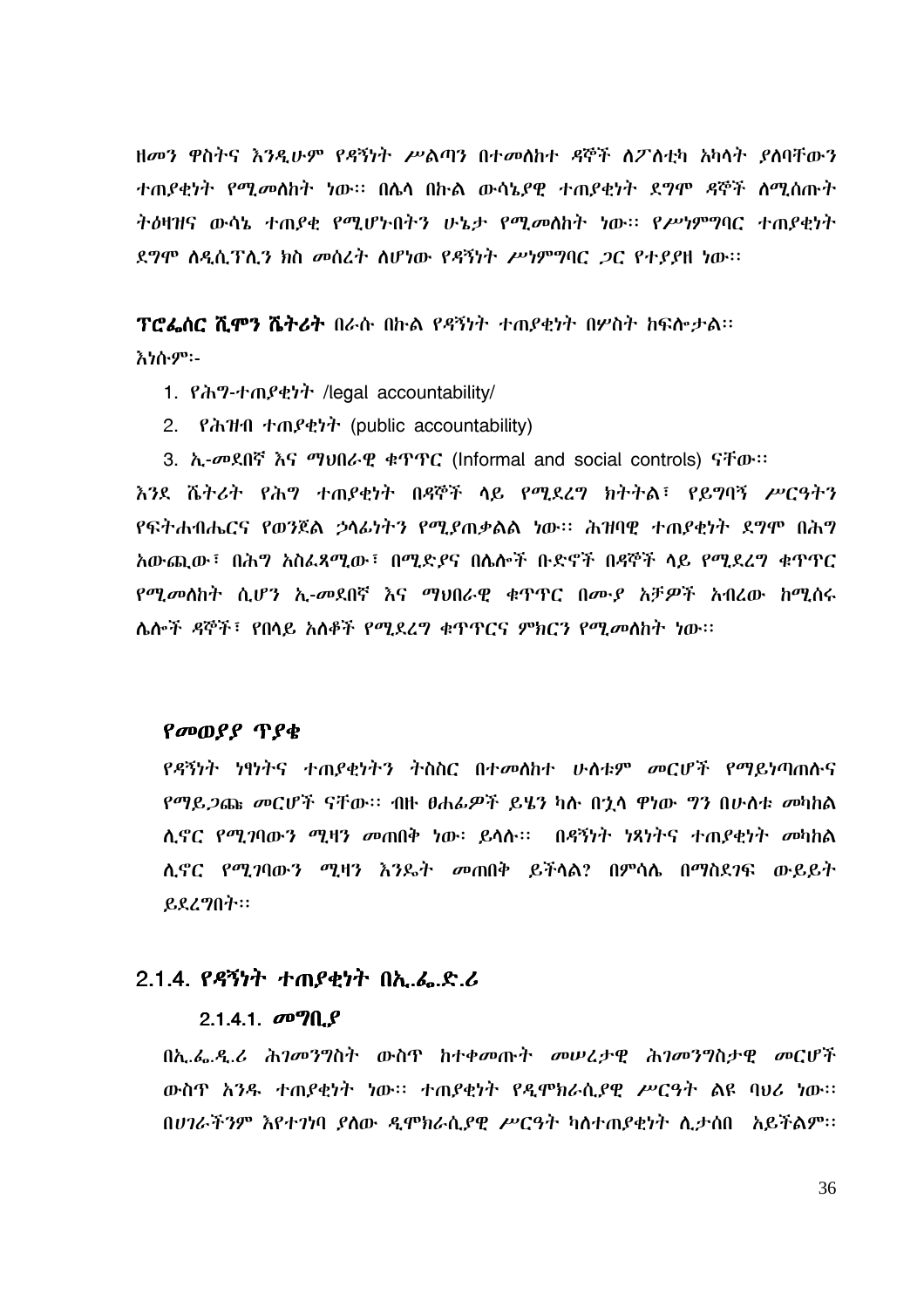ዘመን ዋስትና እንዲሁም የዳኝነት ሥልጣን በተመለከተ ዳኞች ለፖለቲካ አካላት ያለባቸውን ተጠያቂነት የሚመለከት ነው፡፡ በሌላ በኩል ውሳኔያዊ ተጠያቂነት ደግሞ ዳኞች ለሚሰጡት ትዕዛዝና ውሳኔ ተጠያቂ የሚሆኑበትን ሁኔታ የሚመለከት ነው፡፡ የሥነምግባር ተጠያቂነት ደግሞ ለዲሲፕሊን ክስ መሰረት ለሆነው የዳኝነት ሥነምግባር ጋር የተያያዘ ነው፡፡

**ፕሮፌሰር ሺሞን ሼትሪት** በራሱ በኩል የዳኝነት ተጠያቂነት በሦስት ከፍሎታል፡፡ እነሱም፡-

1. የሕግ-ተጠያቂነት /legal accountability/
2. የሕዝብ ተጠያቂነት (public accountability)
3. ኢ-መደበኛ እና ማህበራዊ ቁጥጥር (Informal and social controls) ናቸው፡፡

እንደ ሼትሪት የሕግ ተጠያቂነት በዳኞች ላይ የሚደረግ ክትትል፣ የይግባኝ ሥርዓትን የፍትሐብሔርና የወንጀል ኃላፊነትን የሚያጠቃልል ነው፡፡ ሕዝባዊ ተጠያቂነት ደግሞ በሕግ አውጪው፣ በሕግ አስፈጻሚው፣ በሚድያና በሌሎች ቡድኖች በዳኞች ላይ የሚደረግ ቁጥጥር የሚመለከት ሲሆን ኢ-መደበኛ እና ማህበራዊ ቁጥጥር በሙያ አቻዎች አብረው ከሚሰሩ ሌሎች ዳኞች፣ የበላይ አለቆች የሚደረግ ቁጥጥርና ምክርን የሚመለከት ነው፡፡

### የመወያያ ጥያቄ

የዳኝነት ነፃነትና ተጠያቂነትን ትስስር በተመለከተ ሁለቱም መርሆች የማይነጣጠሉና የማይጋጩ መርሆች ናቸው፡፡ ብዙ ፀሐፊዎች ይሄን ካሉ በኋላ ዋነው ግን በሁለቱ መካከል ሊኖር የሚገባውን ሚዛን መጠበቅ ነው፡ ይላሉ፡፡ በዳኝነት ነጻነትና ተጠያቂነት መካከል ሊኖር የሚገባውን ሚዛን እንዴት መጠበቅ ይቻላል? በምሳሌ በማስደገፍ ውይይት ይደረግበት፡፡

## 2.1.4. የዳኝነት ተጠያቂነት በኢ.ፌ.ድ.ሪ

### 2.1.4.1. መግቢያ

በኢ.ፌ.ዲ.ሪ ሕገመንግስት ውስጥ ከተቀመጡት መሠረታዊ ሕገመንግስታዊ መርሆች ውስጥ አንዱ ተጠያቂነት ነው፡፡ ተጠያቂነት የዲሞክራሲያዊ ሥርዓት ልዩ ባህሪ ነው፡፡ በሀገራችንም እየተገነባ ያለው ዲሞክራሲያዊ ሥርዓት ካለተጠያቂነት ሊታሰበ አይችልም፡፡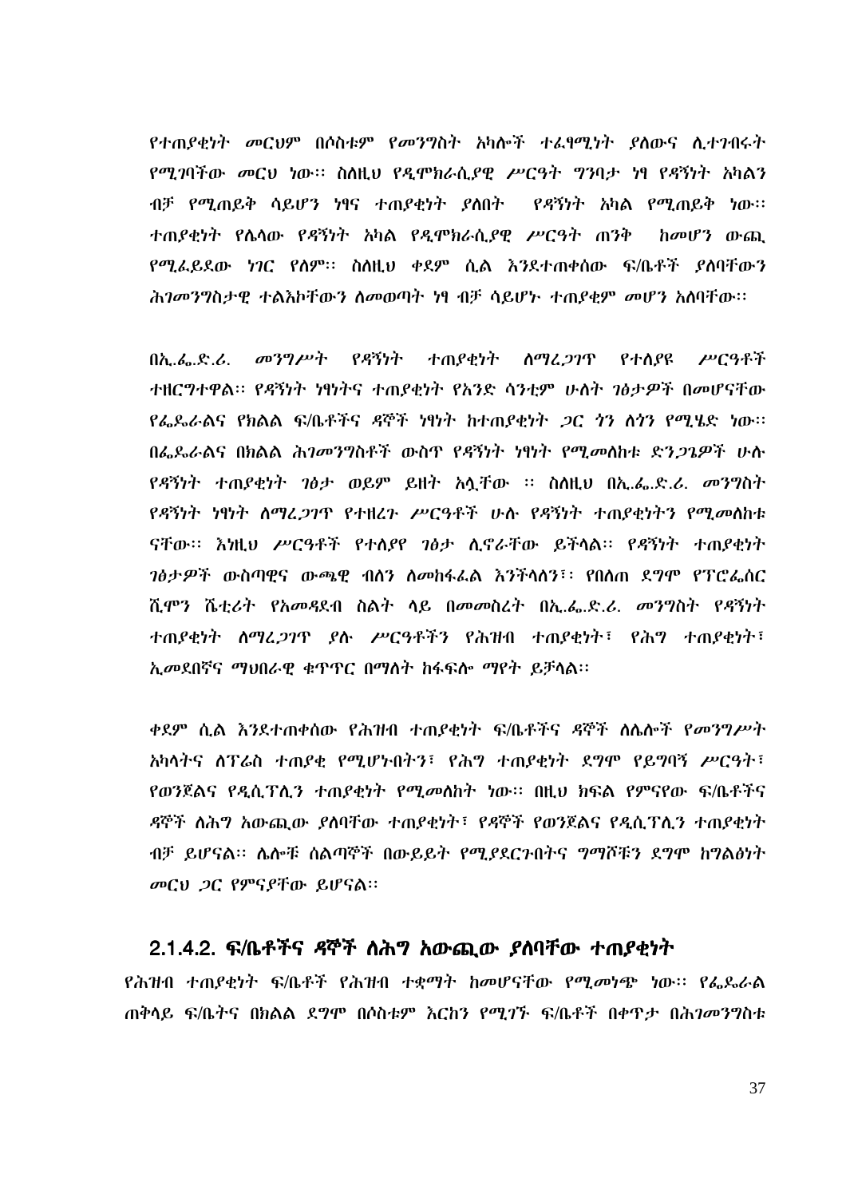የተጠያቂነት መርህም በሶስቱም የመንግስት አካሎች ተፈፃሚነት ያለውና ሊተገበሩት የሚገባቸው መርህ ነው፡፡ ስለዚህ የዲሞክራሲያዊ ሥርዓት ግንባታ ነፃ የዳኝነት አካልን ብቻ የሚጠይቅ ሳይሆን ነፃና ተጠያቂነት ያለበት  የዳኝነት አካል የሚጠይቅ ነው፡፡ ተጠያቂነት የሌላው የዳኝነት አካል የዲሞክራሲያዊ ሥርዓት ጠንቅ  ከመሆን ውጪ የሚፈይደው ነገር የለም፡፡ ስለዚህ ቀደም ሲል እንደተጠቀሰው ፍ/ቤቶች ያለባቸውን ሕገመንግስታዊ ተልእኮቸውን ለመወጣት ነፃ ብቻ ሳይሆኑ ተጠያቂም መሆን አለባቸው፡፡

በኢ.ፌ.ድ.ሪ. መንግሥት የዳኝነት ተጠያቂነት ለማረጋገጥ የተለያዩ ሥርዓቶች ተዘርግተዋል፡፡ የዳኝነት ነፃነትና ተጠያቂነት የአንድ ሳንቲም ሁለት ገፅታዎች በመሆናቸው የፌዴራልና የክልል ፍ/ቤቶችና ዳኞች ነፃነት ከተጠያቂነት ጋር ጎን ለጎን የሚሄድ ነው፡፡ በፌዴራልና በክልል ሕገመንግስቶች ውስጥ የዳኝነት ነፃነት የሚመለከቱ ድንጋጌዎች ሁሉ የዳኝነት ተጠያቂነት ገፅታ ወይም ይዘት አሏቸው ፡፡ ስለዚህ በኢ.ፌ.ድ.ሪ. መንግስት የዳኝነት ነፃነት ለማረጋገጥ የተዘረጉ ሥርዓቶች ሁሉ የዳኝነት ተጠያቂነትን የሚመለከቱ ናቸው፡፡ እነዚህ ሥርዓቶች የተለያየ ገፅታ ሊኖራቸው ይችላል፡፡ የዳኝነት ተጠያቂነት ገፅታዎች ውስጣዊና ውጫዊ ብለን ለመከፋፈል እንችላለን፣፡ የበለጠ ደግሞ የፕሮፌሰር ሺሞን ሼቲሪት የአመዳደብ ስልት ላይ በመመስረት በኢ.ፌ.ድ.ሪ. መንግስት የዳኝነት ተጠያቂነት ለማረጋገጥ ያሉ ሥርዓቶችን የሕዝብ ተጠያቂነት፣ የሕግ ተጠያቂነት፣ ኢመደበኛና ማህበራዊ ቁጥጥር በማለት ከፋፍሎ ማየት ይቻላል፡፡

ቀደም ሲል እንደተጠቀሰው የሕዝብ ተጠያቂነት ፍ/ቤቶችና ዳኞች ለሌሎች የመንግሥት አካላትና ለፕሬስ ተጠያቂ የሚሆኑበትን፣ የሕግ ተጠያቂነት ደግሞ የይግባኝ ሥርዓት፣ የወንጀልና የዲሲፕሊን ተጠያቂነት የሚመለከት ነው፡፡ በዚህ ክፍል የምናየው ፍ/ቤቶችና ዳኞች ለሕግ አውጪው ያለባቸው ተጠያቂነት፣ የዳኞች የወንጀልና የዲሲፕሊን ተጠያቂነት ብቻ ይሆናል፡፡ ሌሎቹ ሰልጣኞች በውይይት የሚያደርጉበትና ግማሾቹን ደግሞ ከግልፅነት መርህ ጋር የምናያቸው ይሆናል፡፡

### 2.1.4.2. ፍ/ቤቶችና ዳኞች ለሕግ አውጪው ያለባቸው ተጠያቂነት

የሕዝብ ተጠያቂነት ፍ/ቤቶች የሕዝብ ተቋማት ከመሆናቸው የሚመነጭ ነው፡፡ የፌዴራል ጠቅላይ ፍ/ቤትና በክልል ደግሞ በሶስቱም እርከን የሚገኙ ፍ/ቤቶች በቀጥታ በሕገመንግስቱ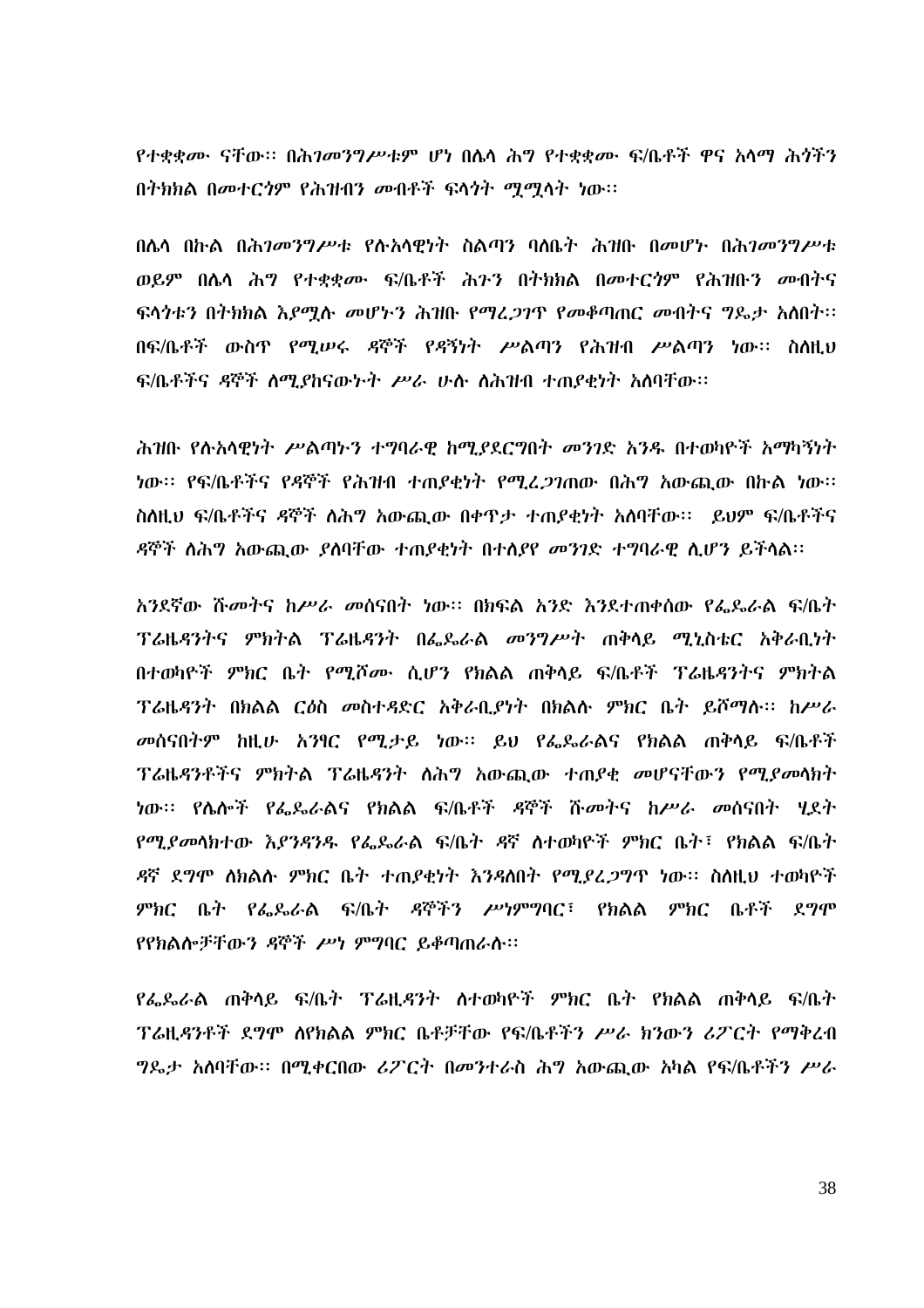የተቋቋሙ ናቸው፡፡ በሕገመንግሥቱም ሆነ በሌላ ሕግ የተቋቋሙ ፍ/ቤቶች ዋና አላማ ሕጎችን በትክክል በመተርጎም የሕዝብን መብቶች ፍላጎት ሟሟላት ነው፡፡

በሌላ በኩል በሕገመንግሥቱ የሉአላዊነት ስልጣን ባለቤት ሕዝቡ በመሆኑ በሕገመንግሥቱ ወይም በሌላ ሕግ የተቋቋሙ ፍ/ቤቶች ሕጉን በትክክል በመተርጎም የሕዝቡን መብትና ፍላጎቱን በትክክል እያሟሉ መሆኑን ሕዝቡ የማረጋገጥ የመቆጣጠር መብትና ግዴታ አለበት፡፡ በፍ/ቤቶች ውስጥ የሚሠሩ ዳኞች የዳኝነት ሥልጣን የሕዝብ ሥልጣን ነው፡፡ ስለዚህ ፍ/ቤቶችና ዳኞች ለሚያከናውኑት ሥራ ሁሉ ለሕዝብ ተጠያቂነት አለባቸው፡፡

ሕዝቡ የሉአላዊነት ሥልጣኑን ተግባራዊ ከሚያደርግበት መንገድ አንዱ በተወካዮች አማካኝነት ነው፡፡ የፍ/ቤቶችና የዳኞች የሕዝብ ተጠያቂነት የሚረጋገጠው በሕግ አውጪው በኩል ነው፡፡ ስለዚህ ፍ/ቤቶችና ዳኞች ለሕግ አውጪው በቀጥታ ተጠያቂነት አለባቸው፡፡ ይህም ፍ/ቤቶችና ዳኞች ለሕግ አውጪው ያለባቸው ተጠያቂነት በተለያየ መንገድ ተግባራዊ ሊሆን ይችላል፡፡

አንደኛው ሹመትና ከሥራ መሰናበት ነው፡፡ በክፍል አንድ እንደተጠቀሰው የፌዴራል ፍ/ቤት ፕሬዜዳንትና ምክትል ፕሬዜዳንት በፌዴራል መንግሥት ጠቅላይ ሚኒስቴር አቅራቢነት በተወካዮች ምክር ቤት የሚሾሙ ሲሆን የክልል ጠቅላይ ፍ/ቤቶች ፕሬዜዳንትና ምክትል ፕሬዜዳንት በክልል ርዕስ መስተዳድር አቅራቢያነት በክልሉ ምክር ቤት ይሾማሉ፡፡ ከሥራ መሰናበትም ከዚሁ አንፃር የሚታይ ነው፡፡ ይህ የፌዴራልና የክልል ጠቅላይ ፍ/ቤቶች ፕሬዜዳንቶችና ምክትል ፕሬዜዳንት ለሕግ አውጪው ተጠያቂ መሆናቸውን የሚያመላክት ነው፡፡ የሌሎች የፌዴራልና የክልል ፍ/ቤቶች ዳኞች ሹመትና ከሥራ መሰናበት ሂደት የሚያመላክተው እያንዳንዱ የፌዴራል ፍ/ቤት ዳኛ ለተወካዮች ምክር ቤት፣ የክልል ፍ/ቤት ዳኛ ደግሞ ለክልሉ ምክር ቤት ተጠያቂነት እንዳለበት የሚያረጋግጥ ነው፡፡ ስለዚህ ተወካዮች ምክር ቤት የፌዴራል ፍ/ቤት ዳኞችን ሥነምግባር፣ የክልል ምክር ቤቶች ደግሞ የየክልሎቻቸውን ዳኞች ሥነ ምግባር ይቆጣጠራሉ፡፡

የፌዴራል ጠቅላይ ፍ/ቤት ፕሬዚዳንት ለተወካዮች ምክር ቤት የክልል ጠቅላይ ፍ/ቤት ፕሬዚዳንቶች ደግሞ ለየክልል ምክር ቤቶቻቸው የፍ/ቤቶችን ሥራ ክንውን ሪፖርት የማቅረብ ግዴታ አለባቸው፡፡ በሚቀርበው ሪፖርት በመንተራስ ሕግ አውጪው አካል የፍ/ቤቶችን ሥራ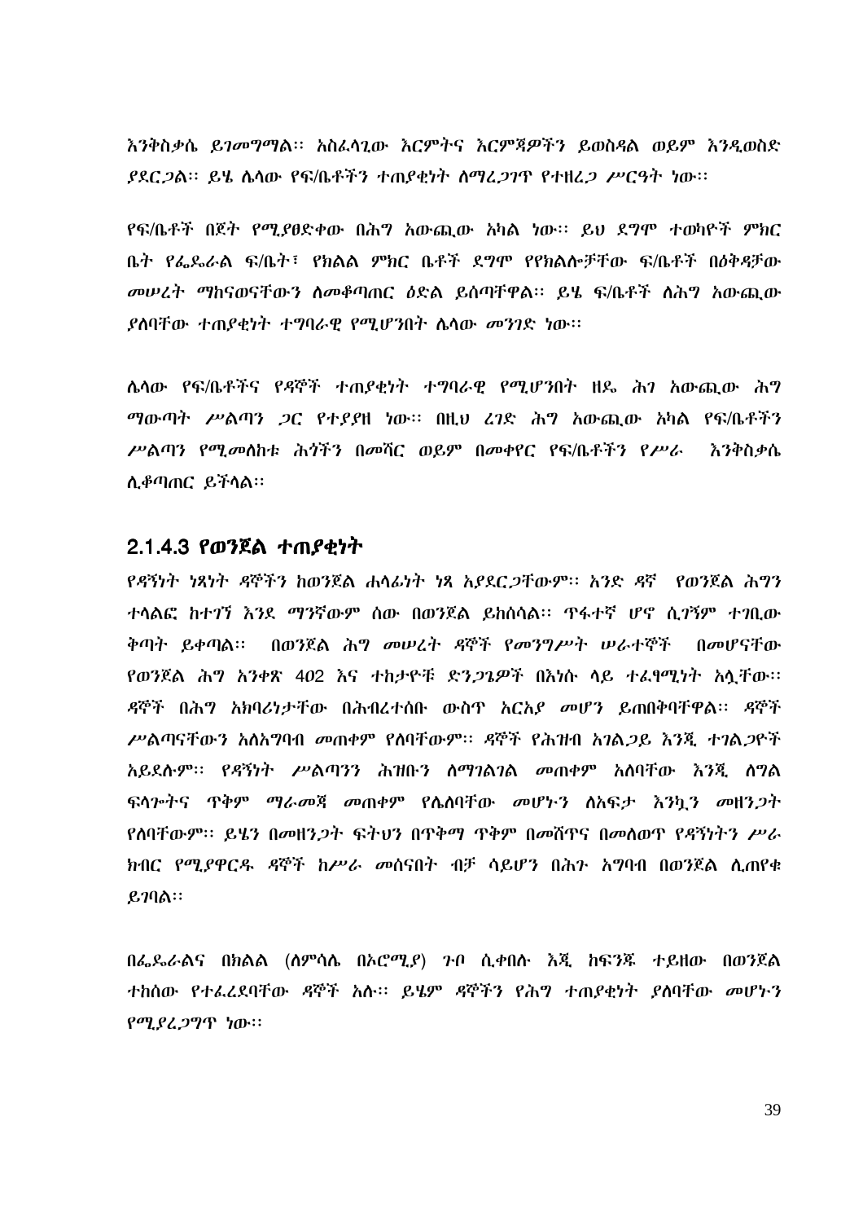እንቅስቃሴ ይገመግማል፡፡ አስፈላጊው እርምትና እርምጃዎችን ይወስዳል ወይም እንዲወስድ ያደርጋል፡፡ ይሄ ሌላው የፍ/ቤቶችን ተጠያቂነት ለማረጋገጥ የተዘረጋ ሥርዓት ነው፡፡

የፍ/ቤቶች በጀት የሚያፀድቀው በሕግ አውጪው አካል ነው፡፡ ይህ ደግሞ ተወካዮች ምክር ቤት የፌዴራል ፍ/ቤት፣ የክልል ምክር ቤቶች ደግሞ የየክልሎቻቸው ፍ/ቤቶች በዕቅዳቸው መሠረት ማከናወናቸውን ለመቆጣጠር ዕድል ይሰጣቸዋል፡፡ ይሄ ፍ/ቤቶች ለሕግ አውጪው ያለባቸው ተጠያቂነት ተግባራዊ የሚሆንበት ሌላው መንገድ ነው፡፡

ሌላው የፍ/ቤቶችና የዳኞች ተጠያቂነት ተግባራዊ የሚሆንበት ዘዴ ሕገ አውጪው ሕግ ማውጣት ሥልጣን ጋር የተያያዘ ነው፡፡ በዚህ ረገድ ሕግ አውጪው አካል የፍ/ቤቶችን ሥልጣን የሚመለከቱ ሕጎችን በመሻር ወይም በመቀየር የፍ/ቤቶችን የሥራ እንቅስቃሴ ሊቆጣጠር ይችላል፡፡

### 2.1.4.3 የወንጀል ተጠያቂነት

የዳኝነት ነጻነት ዳኞችን ከወንጀል ሐላፊነት ነጻ አያደርጋቸውም፡፡ አንድ ዳኛ የወንጀል ሕግን ተላልፎ ከተገኘ እንደ ማንኛውም ሰው በወንጀል ይከሰሳል፡፡ ጥፋተኛ ሆኖ ሲገኝም ተገቢው ቅጣት ይቀጣል፡፡ በወንጀል ሕግ መሠረት ዳኞች የመንግሥት ሠራተኞች በመሆናቸው የወንጀል ሕግ አንቀጽ 402 እና ተከታዮቹ ድንጋጌዎች በእነሱ ላይ ተፈፃሚነት አሏቸው፡፡ ዳኞች በሕግ አክባሪነታቸው በሕብረተሰቡ ውስጥ አርአያ መሆን ይጠበቅባቸዋል፡፡ ዳኞች ሥልጣናቸውን አለአግባብ መጠቀም የለባቸውም፡፡ ዳኞች የሕዝብ አገልጋይ እንጂ ተገልጋዮች አይደሉም፡፡ የዳኝነት ሥልጣንን ሕዝቡን ለማገልገል መጠቀም አለባቸው እንጂ ለግል ፍላጐትና ጥቅም ማራመጃ መጠቀም የሌለባቸው መሆኑን ለአፍታ እንኳን መዘንጋት የለባቸውም፡፡ ይሄን በመዘንጋት ፍትህን በጥቅማ ጥቅም በመሸጥና በመለወጥ የዳኝነትን ሥራ ክብር የሚያዋርዱ ዳኞች ከሥራ መሰናበት ብቻ ሳይሆን በሕጉ አግባብ በወንጀል ሊጠየቁ ይገባል፡፡

በፌዴራልና በክልል (ለምሳሌ በኦሮሚያ) ጉቦ ሲቀበሉ እጂ ከፍንጁ ተይዘው በወንጀል ተከሰው የተፈረደባቸው ዳኞች አሉ፡፡ ይሄም ዳኞችን የሕግ ተጠያቂነት ያለባቸው መሆኑን የሚያረጋግጥ ነው፡፡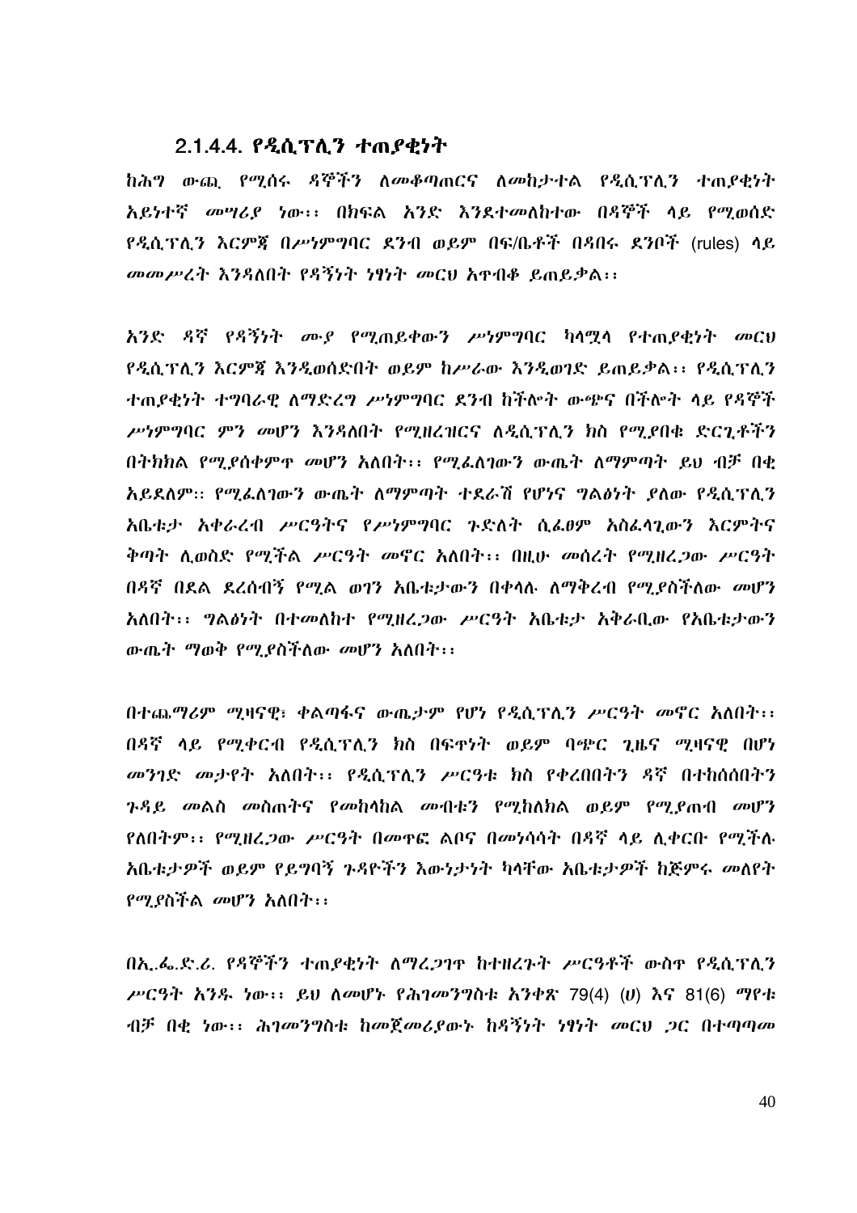### 2.1.4.4. የዲሲፕሊን ተጠያቂነት

ከሕግ ውጪ የሚሰሩ ዳኞችን ለመቆጣጠርና ለመከታተል የዲሲፕሊን ተጠያቂነት አይነተኛ መግሪያ ነው፡፡ በክፍል አንድ እንደተመለከተው በዳኞች ላይ የሚወሰድ የዲሲፕሊን እርምጃ በሥነምግባር ደንብ ወይም በፍ/ቤቶች በዳበሩ ደንቦች (rules) ላይ መመሥረት እንዳለበት የዳኝነት ነፃነት መርህ አጥብቆ ይጠይቃል፡፡

አንድ ዳኛ የዳኝነት ሙያ የሚጠይቀውን ሥነምግባር ካላሟላ የተጠያቂነት መርህ የዲሲፕሊን እርምጃ እንዲወሰድበት ወይም ከሥራው እንዲወገድ ይጠይቃል፡፡ የዲሲፕሊን ተጠያቂነት ተግባራዊ ለማድረግ ሥነምግባር ደንብ ከችሎት ውጭና በችሎት ላይ የዳኞች ሥነምግባር ምን መሆን እንዳለበት የሚዘረዝርና ለዲሲፕሊን ክስ የሚያበቁ ድርጊቶችን በትክክል የሚያሰቀምጥ መሆን አለበት፡፡ የሚፈለገውን ውጤት ለማምጣት ይህ ብቻ በቂ አይደለም፡፡ የሚፈለገውን ውጤት ለማምጣት ተደራሽ የሆነና ግልፅነት ያለው የዲሲፕሊን አቤቱታ አቀራረብ ሥርዓትና የሥነምግባር ጉድለት ሲፈፀም አስፈላጊውን እርምትና ቅጣት ሊወስድ የሚችል ሥርዓት መኖር አለበት፡፡ በዚሁ መሰረት የሚዘረጋው ሥርዓት በዳኛ በደል ደረሰብኝ የሚል ወገን አቤቱታውን በቀላሉ ለማቅረብ የሚያስችለው መሆን አለበት፡፡ ግልፅነት በተመለከተ የሚዘረጋው ሥርዓት አቤቱታ አቅራቢው የአቤቱታውን ውጤት ማወቅ የሚያስችለው መሆን አለበት፡፡

በተጨማሪም ሚዛናዊ፣ ቀልጣፋና ውጤታም የሆነ የዲሲፕሊን ሥርዓት መኖር አለበት፡፡ በዳኛ ላይ የሚቀርብ የዲሲፕሊን ክስ በፍጥነት ወይም ባጭር ጊዜና ሚዛናዊ በሆነ መንገድ መታየት አለበት፡፡ የዲሲፕሊን ሥርዓቱ ክስ የቀረበበትን ዳኛ በተከሰሰበትን ጉዳይ መልስ መስጠትና የመከላከል መብቱን የሚከለክል ወይም የሚያጠብ መሆን የለበትም፡፡ የሚዘረጋው ሥርዓት በመጥፎ ልቦና በመነሳሳት በዳኛ ላይ ሊቀርቡ የሚችሉ አቤቱታዎች ወይም የይግባኝ ጉዳዮችን እውነታነት ካላቸው አቤቱታዎች ከጅምሩ መለየት የሚያስችል መሆን አለበት፡፡

በኢ.ፌ.ድ.ሪ. የዳኞችን ተጠያቂነት ለማረጋገጥ ከተዘረጉት ሥርዓቶች ውስጥ የዲሲፕሊን ሥርዓት አንዱ ነው፡፡ ይህ ለመሆኑ የሕገመንግስቱ አንቀጽ 79(4) (ሀ) እና 81(6) ማየቱ ብቻ በቂ ነው፡፡ ሕገመንግስቱ ከመጀመሪያውኑ ከዳኝነት ነፃነት መርህ ጋር በተጣጣመ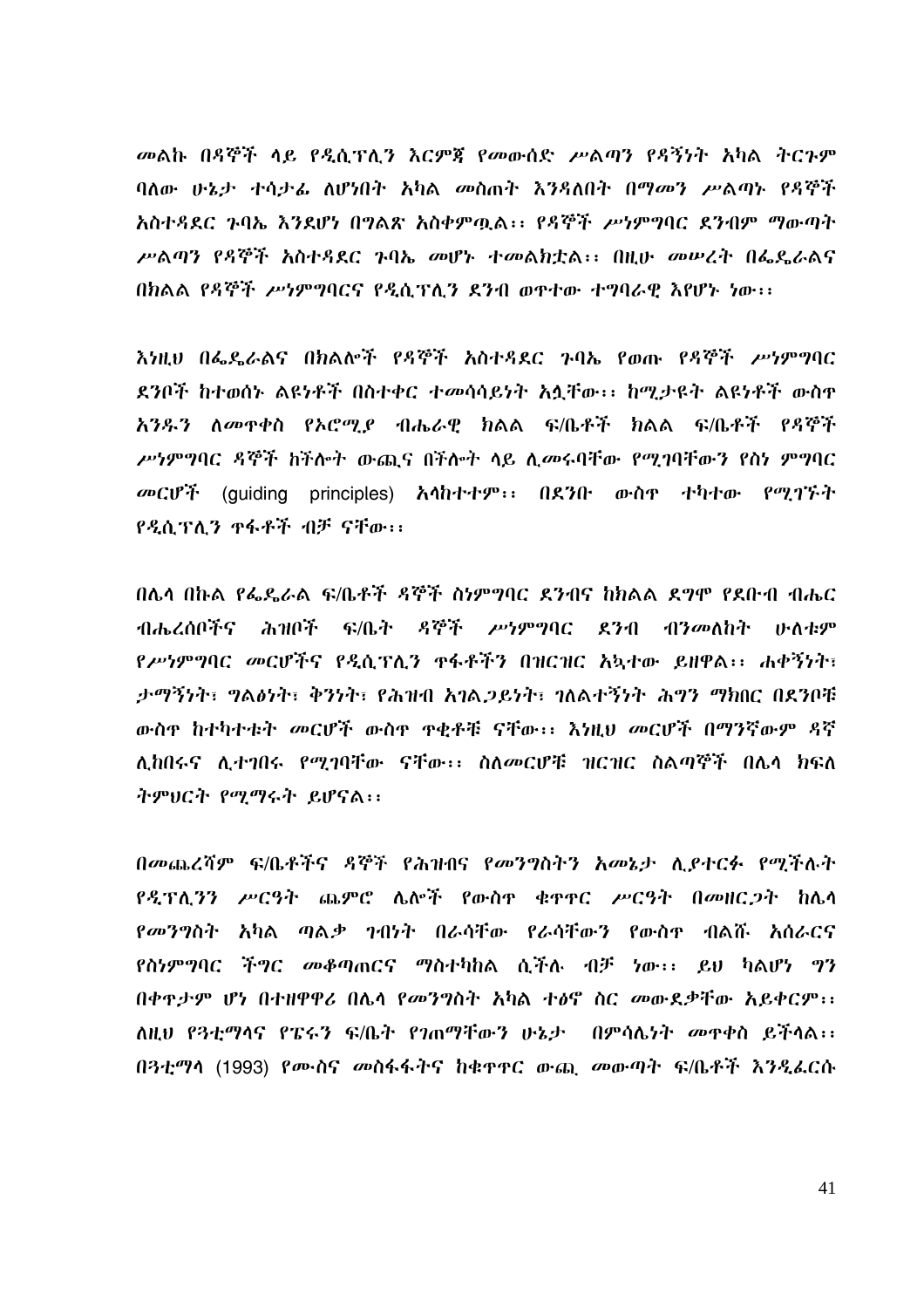መልኩ በዳኞች ላይ የዲሲፕሊን እርምጃ የመውሰድ ሥልጣን የዳኝነት አካል ትርጉም ባለው ሁኔታ ተሳታፊ ለሆነበት አካል መስጠት እንዳለበት በማመን ሥልጣኑ የዳኞች አስተዳደር ጉባኤ እንደሆነ በግልጽ አስቀምጧል፡፡ የዳኞች ሥነምግባር ደንብም ማውጣት ሥልጣን የዳኞች አስተዳደር ጉባኤ መሆኑ ተመልክቷል፡፡ በዚሁ መሠረት በፌዴራልና በክልል የዳኞች ሥነምግባርና የዲሲፕሊን ደንብ ወጥተው ተግባራዊ እየሆኑ ነው፡፡

እነዚህ በፌዴራልና በክልሎች የዳኞች አስተዳደር ጉባኤ የወጡ የዳኞች ሥነምግባር ደንቦች ከተወሰኑ ልዩነቶች በስተቀር ተመሳሳይነት አሏቸው፡፡ ከሚታዩት ልዩነቶች ውስጥ አንዱን ለመጥቀስ የኦሮሚያ ብሔራዊ ክልል ፍ/ቤቶች ክልል ፍ/ቤቶች የዳኞች ሥነምግባር ዳኞች ከችሎት ውጪና በችሎት ላይ ሊመሩባቸው የሚገባቸውን የስነ ምግባር መርሆች (guiding principles) አላከተተም፡፡ በደንቡ ውስጥ ተካተው የሚገኙት የዲሲፕሊን ጥፋቶች ብቻ ናቸው፡፡

በሌላ በኩል የፌዴራል ፍ/ቤቶች ዳኞች ስነምግባር ደንብና ከክልል ደግሞ የደቡብ ብሔር ብሔረሰቦችና ሕዝቦች ፍ/ቤት ዳኞች ሥነምግባር ደንብ ብንመለከት ሁለቱም የሥነምግባር መርሆችና የዲሲፕሊን ጥፋቶችን በዝርዝር አኳተው ይዘዋል፡፡ ሐቀኝነት፣ ታማኝነት፣ ግልፅነት፣ ቅንነት፣ የሕዝብ አገልጋይነት፣ ገለልተኝነት ሕግን ማክበር በደንቦቹ ውስጥ ከተካተቱት መርሆች ውስጥ ጥቂቶቹ ናቸው፡፡ እነዚህ መርሆች በማንኛውም ዳኛ ሊከበሩና ሊተገበሩ የሚገባቸው ናቸው፡፡ ስለመርሆቹ ዝርዝር ስልጣኞች በሌላ ክፍለ ትምህርት የሚማሩት ይሆናል፡፡

በመጨረሻም ፍ/ቤቶችና ዳኞች የሕዝብና የመንግስትን አመኔታ ሊያተርፉ የሚችሉት የዲፕሊንን ሥርዓት ጨምሮ ሌሎች የውስጥ ቁጥጥር ሥርዓት በመዘርጋት ከሌላ የመንግስት አካል ጣልቃ ገብነት በራሳቸው የራሳቸውን የውስጥ ብልሹ አሰራርና የስነምግባር ችግር መቆጣጠርና ማስተካከል ሲችሉ ብቻ ነው፡፡ ይህ ካልሆነ ግን በቀጥታም ሆነ በተዘዋዋሪ በሌላ የመንግስት አካል ተፅኖ ስር መውደቃቸው አይቀርም፡፡ ለዚህ የጓቲማላና የፔሩን ፍ/ቤት የገጠማቸውን ሁኔታ  በምሳሌነት መጥቀስ ይቻላል፡፡ በጓቲማላ (1993) የሙስና መስፋፋትና ከቁጥጥር ውጪ መውጣት ፍ/ቤቶች እንዲፈርሱ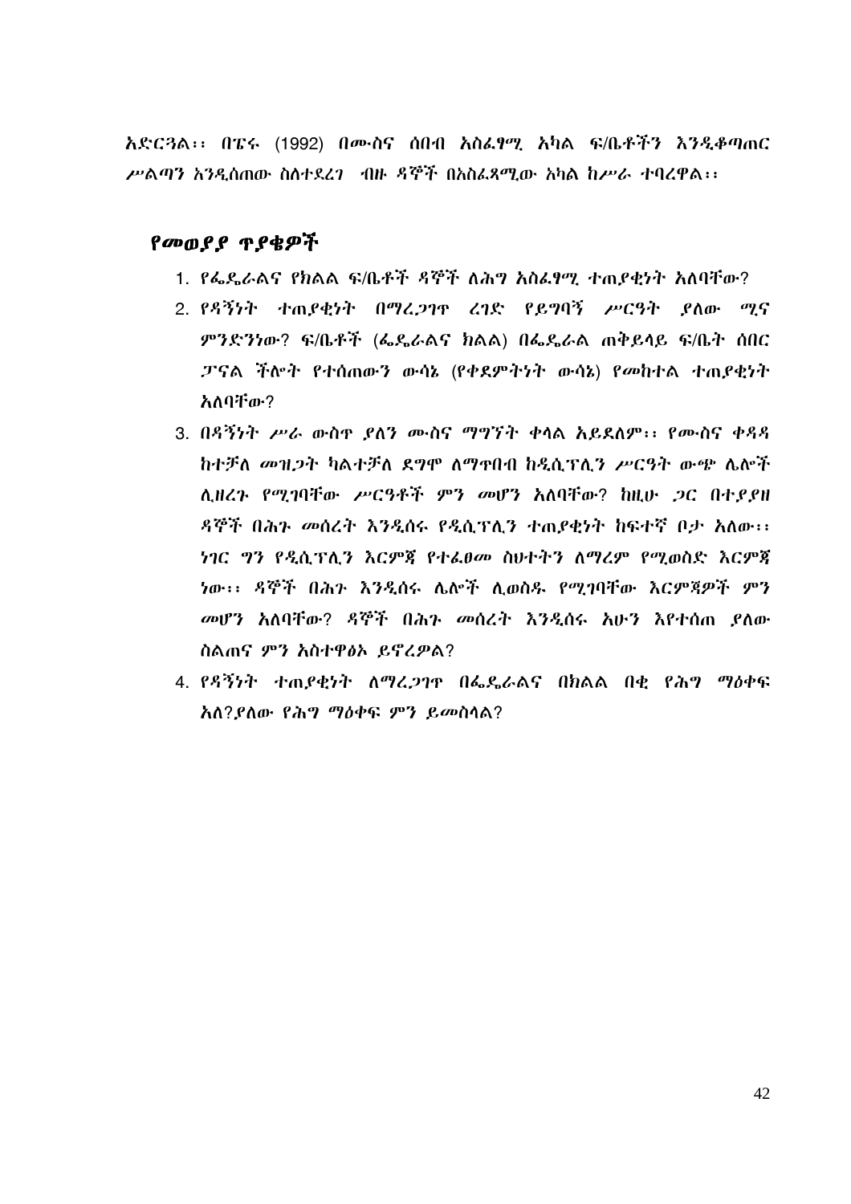አድርጓል፡፡ በፔሩ (1992) በሙስና ሰበብ አስፈፃሚ አካል ፍ/ቤቶችን እንዲቆጣጠር ሥልጣን እንዲሰጠው ስለተደረገ ብዙ ዳኞች በአስፈጻሚው አካል ከሥራ ተባረዋል፡፡

## የመወያያ ጥያቄዎች

1. የፌዴራልና የክልል ፍ/ቤቶች ዳኞች ለሕግ አስፈፃሚ ተጠያቂነት አለባቸው?
2. የዳኝነት ተጠያቂነት በማረጋገጥ ረገድ የይግባኝ ሥርዓት ያለው ሚና ምንድንነው? ፍ/ቤቶች (ፌዴራልና ክልል) በፌዴራል ጠቅይላይ ፍ/ቤት ሰበር ፓናል ችሎት የተሰጠውን ውሳኔ (የቀደምትነት ውሳኔ) የመከተል ተጠያቂነት አለባቸው?
3. በዳኝነት ሥራ ውስጥ ያለን ሙስና ማግኘት ቀላል አይደለም፡፡ የሙስና ቀዳዳ ከተቻለ መዝጋት ካልተቻለ ደግሞ ለማጥበብ ከዲሲፕሊን ሥርዓት ውጭ ሌሎች ሊዘረጉ የሚገባቸው ሥርዓቶች ምን መሆን አለባቸው? ከዚሁ ጋር በተያያዘ ዳኞች በሕጉ መሰረት እንዲሰሩ የዲሲፕሊን ተጠያቂነት ከፍተኛ ቦታ አለው፡፡ ነገር ግን የዲሲፕሊን እርምጃ የተፈፀመ ስህተትን ለማረም የሚወሰድ እርምጃ ነው፡፡ ዳኞች በሕጉ እንዲሰሩ ሌሎች ሊወሰዱ የሚገባቸው እርምጃዎች ምን መሆን አለባቸው? ዳኞች በሕጉ መሰረት እንዲሰሩ አሁን እየተሰጠ ያለው ስልጠና ምን አስተዋፅኦ ይኖረዋል?
4. የዳኝነት ተጠያቂነት ለማረጋገጥ በፌዴራልና በክልል በቂ የሕግ ማዕቀፍ አለ?ያለው የሕግ ማዕቀፍ ምን ይመስላል?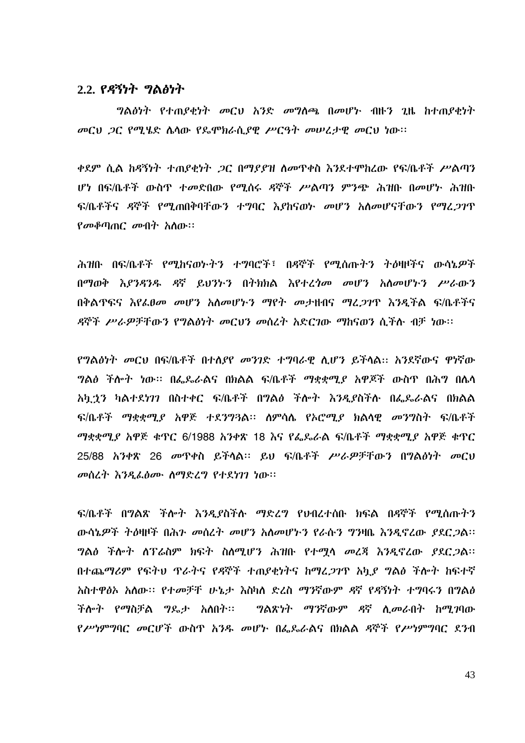## 2.2. የዳኝነት ግልፅነት

ግልፅነት የተጠያቂነት መርህ አንድ መግለጫ በመሆኑ ብዙን ጊዜ ከተጠያቂነት መርህ ጋር የሚሄድ ሌላው የዴሞክራሲያዊ ሥርዓት መሠረታዊ መርህ ነው፡፡

ቀደም ሲል ከዳኝነት ተጠያቂነት ጋር በማያያዝ ለመጥቀስ እንደተሞከረው የፍ/ቤቶች ሥልጣን ሆነ በፍ/ቤቶች ውስጥ ተመድበው የሚሰሩ ዳኞች ሥልጣን ምንጭ ሕዝቡ በመሆኑ ሕዝቡ ፍ/ቤቶችና ዳኞች የሚጠበቅባቸውን ተግባር እያከናወኑ መሆን አለመሆናቸውን የማረጋገጥ የመቆጣጠር መብት አለው፡፡

ሕዝቡ በፍ/ቤቶች የሚከናወኑትን ተግባሮች፣ በዳኞች የሚሰጡትን ትዕዛዞችና ውሳኔዎች በማወቅ እያንዳንዱ ዳኛ ይህንኑን በትክክል እየተረጎመ መሆን አለመሆኑን ሥራውን በቅልጥፍና እየፈፀመ መሆን አለመሆኑን ማየት መታዘብና ማረጋገጥ እንዲችል ፍ/ቤቶችና ዳኞች ሥራዎቻቸውን የግልፅነት መርህን መሰረት አድርገው ማከናወን ሲችሉ ብቻ ነው፡፡

የግልፅነት መርህ በፍ/ቤቶች በተለያየ መንገድ ተግባራዊ ሊሆን ይችላል፡፡ አንደኛውና ዋነኛው ግልፅ ችሎት ነው፡፡ በፌዴራልና በክልል ፍ/ቤቶች ማቋቋሚያ አዋጆች ውስጥ በሕግ በሌላ አኳኋን ካልተደነገገ በስተቀር ፍ/ቤቶች በግልፅ ችሎት እንዲያስችሉ በፌዴራልና በክልል ፍ/ቤቶች ማቋቋሚያ አዋጅ ተደንግጓል፡፡ ለምሳሌ የኦሮሚያ ክልላዊ መንግስት ፍ/ቤቶች ማቋቋሚያ አዋጅ ቁጥር 6/1988 አንቀጽ 18 እና የፌዴራል ፍ/ቤቶች ማቋቋሚያ አዋጅ ቁጥር 25/88 አንቀጽ 26 መጥቀስ ይችላል፡፡ ይህ ፍ/ቤቶች ሥራዎቻቸውን በግልፅነት መርህ መሰረት እንዲፈፅሙ ለማድረግ የተደነገገ ነው፡፡

ፍ/ቤቶች በግልጽ ችሎት እንዲያስችሉ ማድረግ የህብረተሰቡ ክፍል በዳኞች የሚሰጡትን ውሳኔዎች ትዕዛዞች በሕጉ መሰረት መሆን አለመሆኑን የራሱን ግንዛቤ እንዲኖረው ያደርጋል፡፡ ግልፅ ችሎት ለፕሬስም ክፍት ስለሚሆን ሕዝቡ የተሟላ መረጃ እንዲኖረው ያደርጋል፡፡ በተጨማሪም የፍትህ ጥራትና የዳኞች ተጠያቂነትና ከማረጋገጥ አኳያ ግልፅ ችሎት ከፍተኛ አስተዋፅኦ አለው፡፡ የተመቻቸ ሁኔታ እስካለ ድረስ ማንኛውም ዳኛ የዳኝነት ተግባሩን በግልፅ ችሎት የማስቻል ግዴታ አለበት፡፡ ግልጽነት ማንኛውም ዳኛ ሊመራበት ከሚገባው የሥነምግባር መርሆች ውስጥ አንዱ መሆኑ በፌዴራልና በክልል ዳኞች የሥነምግባር ደንብ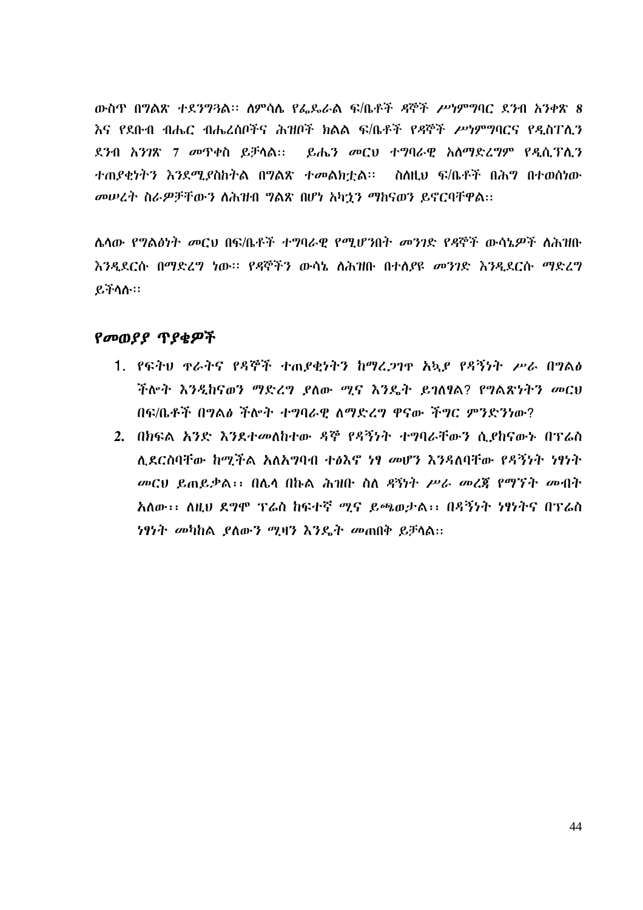ውስጥ በግልጽ ተደንግጓል፡፡ ለምሳሌ የፌዴራል ፍ/ቤቶች ዳኞች ሥነምግባር ደንብ አንቀጽ 8 እና የደቡብ ብሔር ብሔረሰቦችና ሕዝቦች ክልል ፍ/ቤቶች የዳኞች ሥነምግባርና የዲስፕሊን ደንብ አንገጽ 7 መጥቀስ ይቻላል፡፡ ይሔን መርህ ተግባራዊ አለማድረግም የዲሲፕሊን ተጠያቂነትን እንደሚያስከትል በግልጽ ተመልክቷል፡፡ ስለዚህ ፍ/ቤቶች በሕግ በተወሰነው መሠረት ስራዎቻቸውን ለሕዝብ ግልጽ በሆነ አኳኋን ማከናወን ይኖርባቸዋል፡፡

ሌላው የግልፅነት መርህ በፍ/ቤቶች ተግባራዊ የሚሆንበት መንገድ የዳኞች ውሳኔዎች ለሕዝቡ እንዲደርሱ በማድረግ ነው፡፡ የዳኞችን ውሳኔ ለሕዝቡ በተለያዩ መንገድ እንዲደርሱ ማድረግ ይችላሉ፡፡

## የመወያያ ጥያቄዎች

1. የፍትህ ጥራትና የዳኞች ተጠያቂነትን ከማረጋገጥ አኳያ የዳኝነት ሥራ በግልፅ ችሎት እንዲከናወን ማድረግ ያለው ሚና እንዴት ይገለፃል? የግልጽነትን መርህ በፍ/ቤቶች በግልፅ ችሎት ተግባራዊ ለማድረግ ዋናው ችግር ምንድንነው?
2. በክፍል አንድ እንደተመለከተው ዳኞ የዳኝነት ተግባራቸውን ሲያከናውኑ በፕሬስ ሊደርስባቸው ከሚችል አለአግባብ ተፅእኖ ነፃ መሆን እንዳለባቸው የዳኝነት ነፃነት መርህ ይጠይቃል፡፡ በሌላ በኩል ሕዝቡ ስለ ዳኝነት ሥራ መረጃ የማግኘት መብት አለው፡፡ ለዚህ ደግሞ ፕሬስ ከፍተኛ ሚና ይጫወታል፡፡ በዳኝነት ነፃነትና በፕሬስ ነፃነት መካከል ያለውን ሚዛን እንዴት መጠበቅ ይቻላል፡፡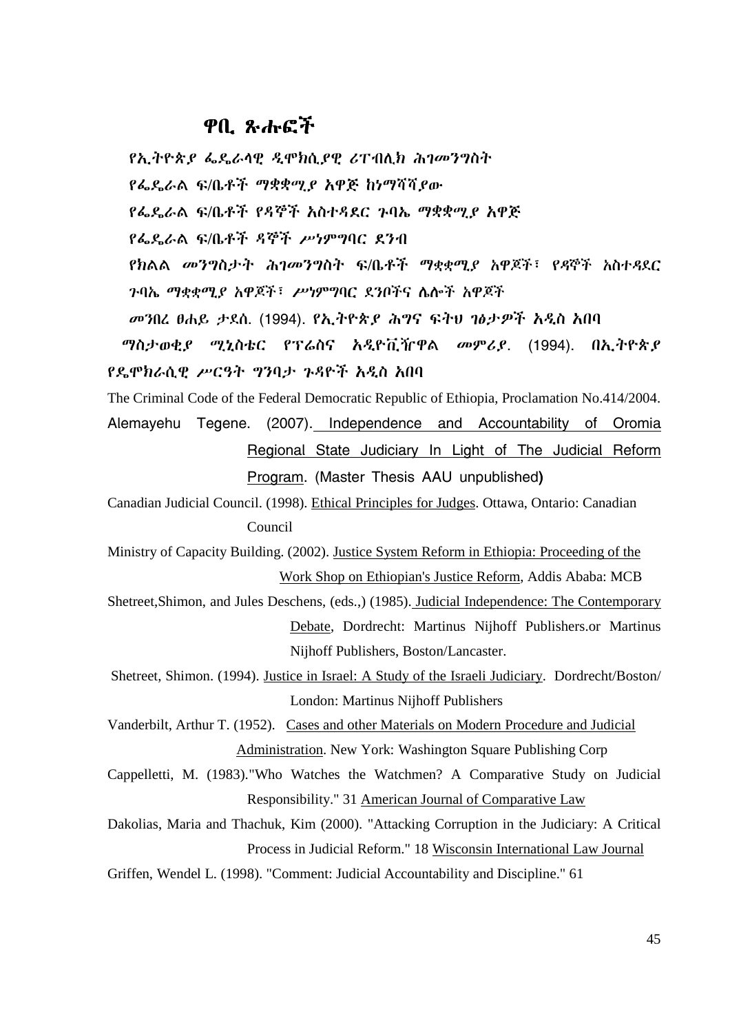## ዋቢ ጽሑፎች

የኢትዮጵያ ፌዴራላዊ ዲሞክሲያዊ ሪፐብሊክ ሕገመንግስት

የፌዴራል ፍ/ቤቶች ማቋቋሚያ አዋጅ ከነማሻሻያው

የፌዴራል ፍ/ቤቶች የዳኞች አስተዳደር ጉባኤ ማቋቋሚያ አዋጅ

የፌዴራል ፍ/ቤቶች ዳኞች ሥነምግባር ደንብ

የክልል መንግስታት ሕገመንግስት ፍ/ቤቶች ማቋቋሚያ አዋጆች፣ የዳኞች አስተዳደር ጉባኤ ማቋቋሚያ አዋጆች፣ ሥነምግባር ደንቦችና ሌሎች አዋጆች

መንበረ ፀሐይ ታደሰ. (1994). የኢትዮጵያ ሕግና ፍትህ ገፅታዎች አዲስ አበባ

ማስታወቂያ ሚኒስቴር የፕሬስና አዲዮቪዥዋል መምሪያ. (1994). በኢትዮጵያ የዴሞክራሲዊ ሥርዓት ግንባታ ጉዳዮች አዲስ አበባ

The Criminal Code of the Federal Democratic Republic of Ethiopia, Proclamation No.414/2004.

Alemayehu Tegene. (2007). Independence and Accountability of Oromia Regional State Judiciary In Light of The Judicial Reform Program. (Master Thesis AAU unpublished)

Canadian Judicial Council. (1998). Ethical Principles for Judges. Ottawa, Ontario: Canadian Council

Ministry of Capacity Building. (2002). Justice System Reform in Ethiopia: Proceeding of the Work Shop on Ethiopian's Justice Reform, Addis Ababa: MCB

Shetreet,Shimon, and Jules Deschens, (eds.,) (1985). Judicial Independence: The Contemporary Debate, Dordrecht: Martinus Nijhoff Publishers.or Martinus Nijhoff Publishers, Boston/Lancaster.

Shetreet, Shimon. (1994). Justice in Israel: A Study of the Israeli Judiciary. Dordrecht/Boston/ London: Martinus Nijhoff Publishers

Vanderbilt, Arthur T. (1952). Cases and other Materials on Modern Procedure and Judicial Administration. New York: Washington Square Publishing Corp

Cappelletti, M. (1983)."Who Watches the Watchmen? A Comparative Study on Judicial Responsibility." 31 American Journal of Comparative Law

Dakolias, Maria and Thachuk, Kim (2000). "Attacking Corruption in the Judiciary: A Critical Process in Judicial Reform." 18 Wisconsin International Law Journal

Griffen, Wendel L. (1998). "Comment: Judicial Accountability and Discipline." 61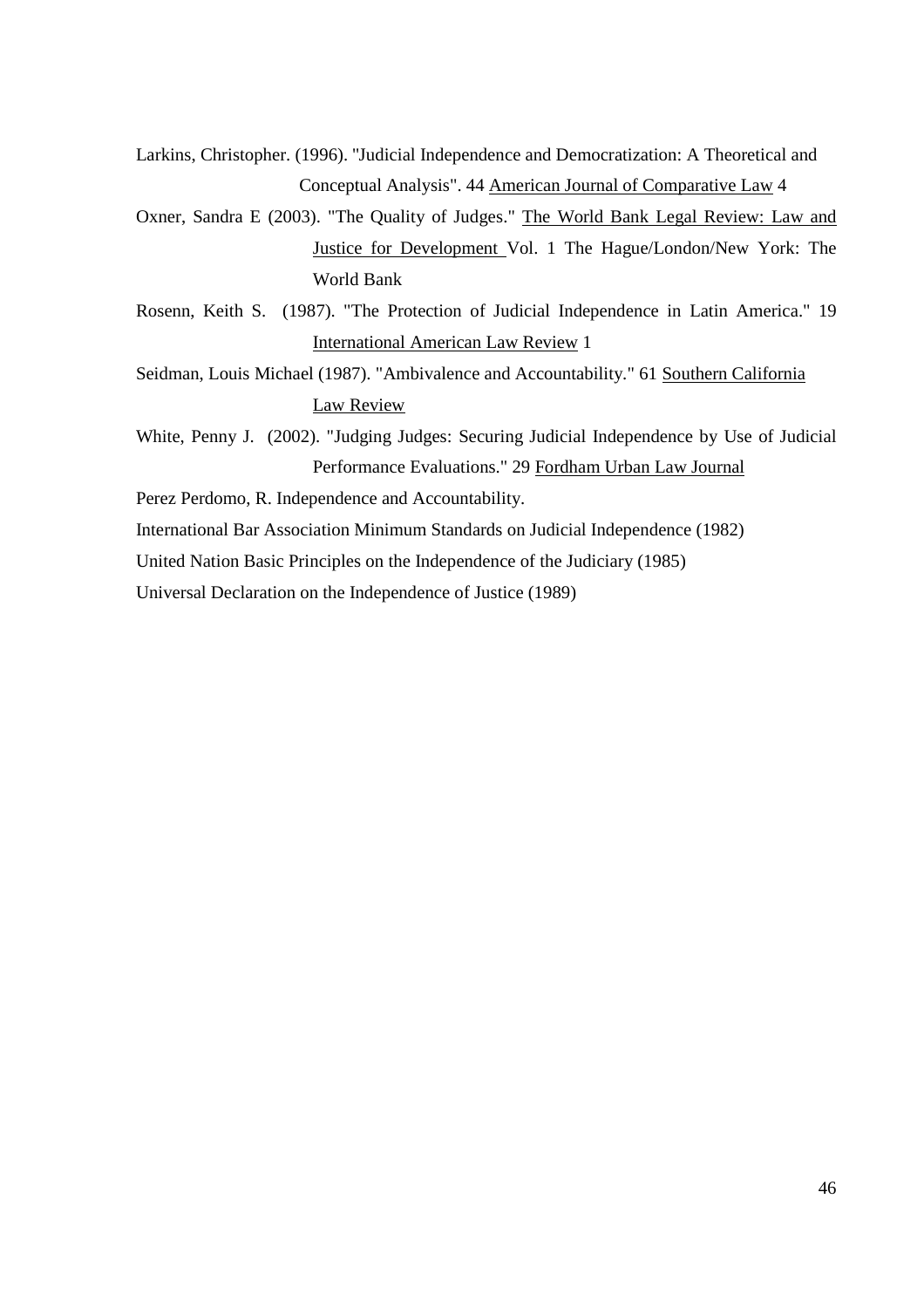Larkins, Christopher. (1996). "Judicial Independence and Democratization: A Theoretical and Conceptual Analysis". 44 American Journal of Comparative Law 4

Oxner, Sandra E (2003). "The Quality of Judges." The World Bank Legal Review: Law and Justice for Development Vol. 1 The Hague/London/New York: The World Bank

Rosenn, Keith S. (1987). "The Protection of Judicial Independence in Latin America." 19 International American Law Review 1

Seidman, Louis Michael (1987). "Ambivalence and Accountability." 61 Southern California Law Review

White, Penny J. (2002). "Judging Judges: Securing Judicial Independence by Use of Judicial Performance Evaluations." 29 Fordham Urban Law Journal

Perez Perdomo, R. Independence and Accountability.

International Bar Association Minimum Standards on Judicial Independence (1982)

United Nation Basic Principles on the Independence of the Judiciary (1985)

Universal Declaration on the Independence of Justice (1989)